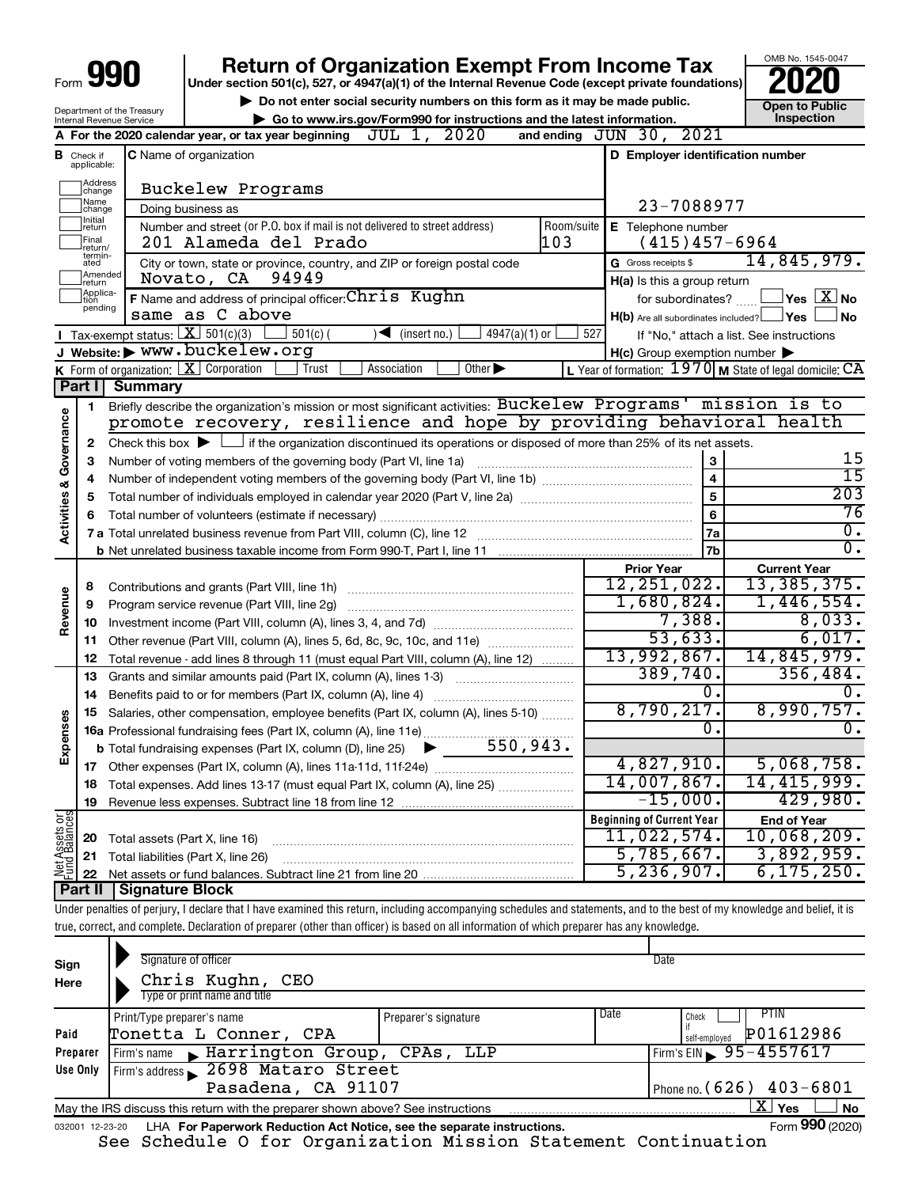# Form 990 — Return of Organization Exempt From Income Tax — 2020

Under section 501(c), 527, or 4947(a)(1) of the Internal Revenue Code (except private foundations)

▶ Do not enter social security numbers on this form as it may be made public.

▶ Go to www.irs.gov/Form990 for instructions and the latest information.

OMB No. 1545-0047 | Open to Public Inspection

Department of the Treasury, Internal Revenue Service

**A** For the 2020 calendar year, or tax year beginning JUL 1, 2020 and ending JUN 30, 2021

**B** Check if applicable: Address change / Name change / Initial return / Final return/terminated / Amended return / Application pending

**C** Name of organization: Buckelew Programs

Doing business as

Number and street (or P.O. box if mail is not delivered to street address): 201 Alameda del Prado — Room/suite: 103

City or town, state or province, country, and ZIP or foreign postal code: Novato, CA 94949

**D** Employer identification number: 23-7088977

**E** Telephone number: (415)457-6964

**G** Gross receipts $ 14,845,979.

**F** Name and address of principal officer: Chris Kughn, same as C above

**H(a)** Is this a group return for subordinates? Yes [ ] No [X]

**H(b)** Are all subordinates included? Yes [ ] No [ ] — If "No," attach a list. See instructions

**H(c)** Group exemption number ▶

**I** Tax-exempt status: [X] 501(c)(3) [ ] 501(c) ( ) ◀ (insert no.) [ ] 4947(a)(1) or [ ] 527

**J** Website: ▶ www.buckelew.org

**K** Form of organization: [X] Corporation [ ] Trust [ ] Association [ ] Other ▶

**L** Year of formation: 1970 **M** State of legal domicile: CA

## Part I Summary

### Activities & Governance

1 Briefly describe the organization's mission or most significant activities: Buckelew Programs' mission is to promote recovery, resilience and hope by providing behavioral health

2 Check this box ▶ [ ] if the organization discontinued its operations or disposed of more than 25% of its net assets.

| Line | Description | | Value |
|---|---|---|---|
| 3 | Number of voting members of the governing body (Part VI, line 1a) | 3 | 15 |
| 4 | Number of independent voting members of the governing body (Part VI, line 1b) | 4 | 15 |
| 5 | Total number of individuals employed in calendar year 2020 (Part V, line 2a) | 5 | 203 |
| 6 | Total number of volunteers (estimate if necessary) | 6 | 76 |
| 7a | Total unrelated business revenue from Part VIII, column (C), line 12 | 7a | 0. |
| 7b | Net unrelated business taxable income from Form 990-T, Part I, line 11 | 7b | 0. |

### Revenue / Expenses

| Line | Description | Prior Year | Current Year |
|---|---|---|---|
| 8 | Contributions and grants (Part VIII, line 1h) | 12,251,022. | 13,385,375. |
| 9 | Program service revenue (Part VIII, line 2g) | 1,680,824. | 1,446,554. |
| 10 | Investment income (Part VIII, column (A), lines 3, 4, and 7d) | 7,388. | 8,033. |
| 11 | Other revenue (Part VIII, column (A), lines 5, 6d, 8c, 9c, 10c, and 11e) | 53,633. | 6,017. |
| 12 | Total revenue - add lines 8 through 11 (must equal Part VIII, column (A), line 12) | 13,992,867. | 14,845,979. |
| 13 | Grants and similar amounts paid (Part IX, column (A), lines 1-3) | 389,740. | 356,484. |
| 14 | Benefits paid to or for members (Part IX, column (A), line 4) | 0. | 0. |
| 15 | Salaries, other compensation, employee benefits (Part IX, column (A), lines 5-10) | 8,790,217. | 8,990,757. |
| 16a | Professional fundraising fees (Part IX, column (A), line 11e) | 0. | 0. |
| b | Total fundraising expenses (Part IX, column (D), line 25) ▶ 550,943. | | |
| 17 | Other expenses (Part IX, column (A), lines 11a-11d, 11f-24e) | 4,827,910. | 5,068,758. |
| 18 | Total expenses. Add lines 13-17 (must equal Part IX, column (A), line 25) | 14,007,867. | 14,415,999. |
| 19 | Revenue less expenses. Subtract line 18 from line 12 | -15,000. | 429,980. |

### Net Assets or Fund Balances

| Line | Description | Beginning of Current Year | End of Year |
|---|---|---|---|
| 20 | Total assets (Part X, line 16) | 11,022,574. | 10,068,209. |
| 21 | Total liabilities (Part X, line 26) | 5,785,667. | 3,892,959. |
| 22 | Net assets or fund balances. Subtract line 21 from line 20 | 5,236,907. | 6,175,250. |

## Part II Signature Block

Under penalties of perjury, I declare that I have examined this return, including accompanying schedules and statements, and to the best of my knowledge and belief, it is true, correct, and complete. Declaration of preparer (other than officer) is based on all information of which preparer has any knowledge.

**Sign Here**

Signature of officer — Date

Chris Kughn, CEO

Type or print name and title

**Paid Preparer Use Only**

| Print/Type preparer's name | Preparer's signature | Date | Check if self-employed | PTIN |
|---|---|---|---|---|
| Tonetta L Conner, CPA | | | [ ] | P01612986 |

Firm's name ▶ Harrington Group, CPAs, LLP — Firm's EIN ▶ 95-4557617

Firm's address ▶ 2698 Mataro Street, Pasadena, CA 91107 — Phone no. (626) 403-6801

May the IRS discuss this return with the preparer shown above? See instructions [X] Yes [ ] No

032001 12-23-20 LHA For Paperwork Reduction Act Notice, see the separate instructions. Form 990 (2020)

See Schedule O for Organization Mission Statement Continuation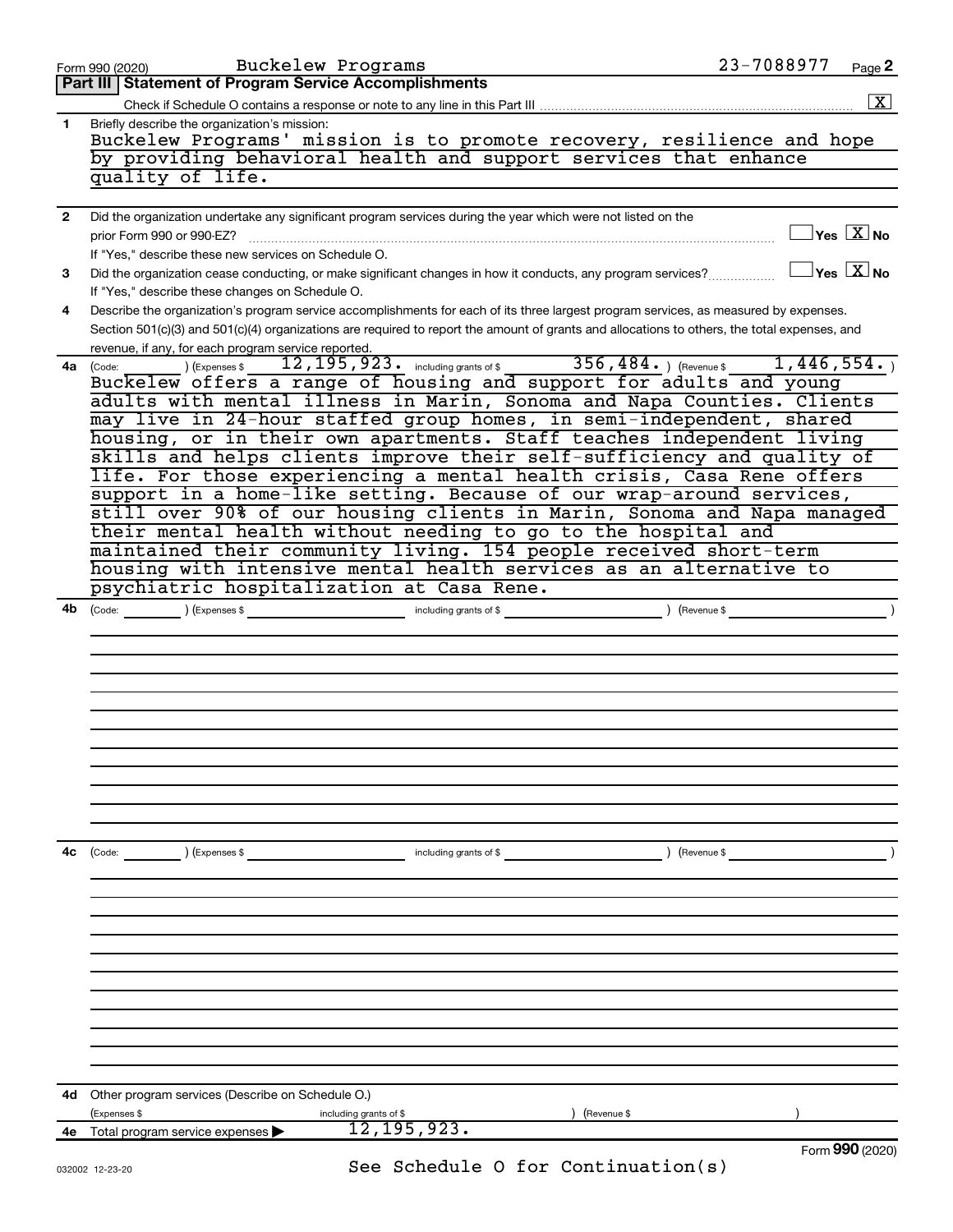Form 990 (2020) Buckelew Programs 23-7088977

## Part III | Statement of Program Service Accomplishments

Check if Schedule O contains a response or note to any line in this Part III .......... [X]

**1** Briefly describe the organization's mission:

Buckelew Programs' mission is to promote recovery, resilience and hope by providing behavioral health and support services that enhance quality of life.

**2** Did the organization undertake any significant program services during the year which were not listed on the prior Form 990 or 990-EZ? .......... [ ] Yes [X] No

If "Yes," describe these new services on Schedule O.

**3** Did the organization cease conducting, or make significant changes in how it conducts, any program services? .......... [ ] Yes [X] No

If "Yes," describe these changes on Schedule O.

**4** Describe the organization's program service accomplishments for each of its three largest program services, as measured by expenses. Section 501(c)(3) and 501(c)(4) organizations are required to report the amount of grants and allocations to others, the total expenses, and revenue, if any, for each program service reported.

**4a** (Code: ) (Expenses $ 12,195,923. including grants of $ 356,484. ) (Revenue $ 1,446,554. )

Buckelew offers a range of housing and support for adults and young adults with mental illness in Marin, Sonoma and Napa Counties. Clients may live in 24-hour staffed group homes, in semi-independent, shared housing, or in their own apartments. Staff teaches independent living skills and helps clients improve their self-sufficiency and quality of life. For those experiencing a mental health crisis, Casa Rene offers support in a home-like setting. Because of our wrap-around services, still over 90% of our housing clients in Marin, Sonoma and Napa managed their mental health without needing to go to the hospital and maintained their community living. 154 people received short-term housing with intensive mental health services as an alternative to psychiatric hospitalization at Casa Rene.

**4b** (Code: ) (Expenses $ including grants of $ ) (Revenue $ )

**4c** (Code: ) (Expenses $ including grants of $ ) (Revenue $ )

**4d** Other program services (Describe on Schedule O.)

(Expenses $ including grants of $ ) (Revenue $ )

**4e** Total program service expenses ▶ 12,195,923.

Form **990** (2020)

See Schedule O for Continuation(s)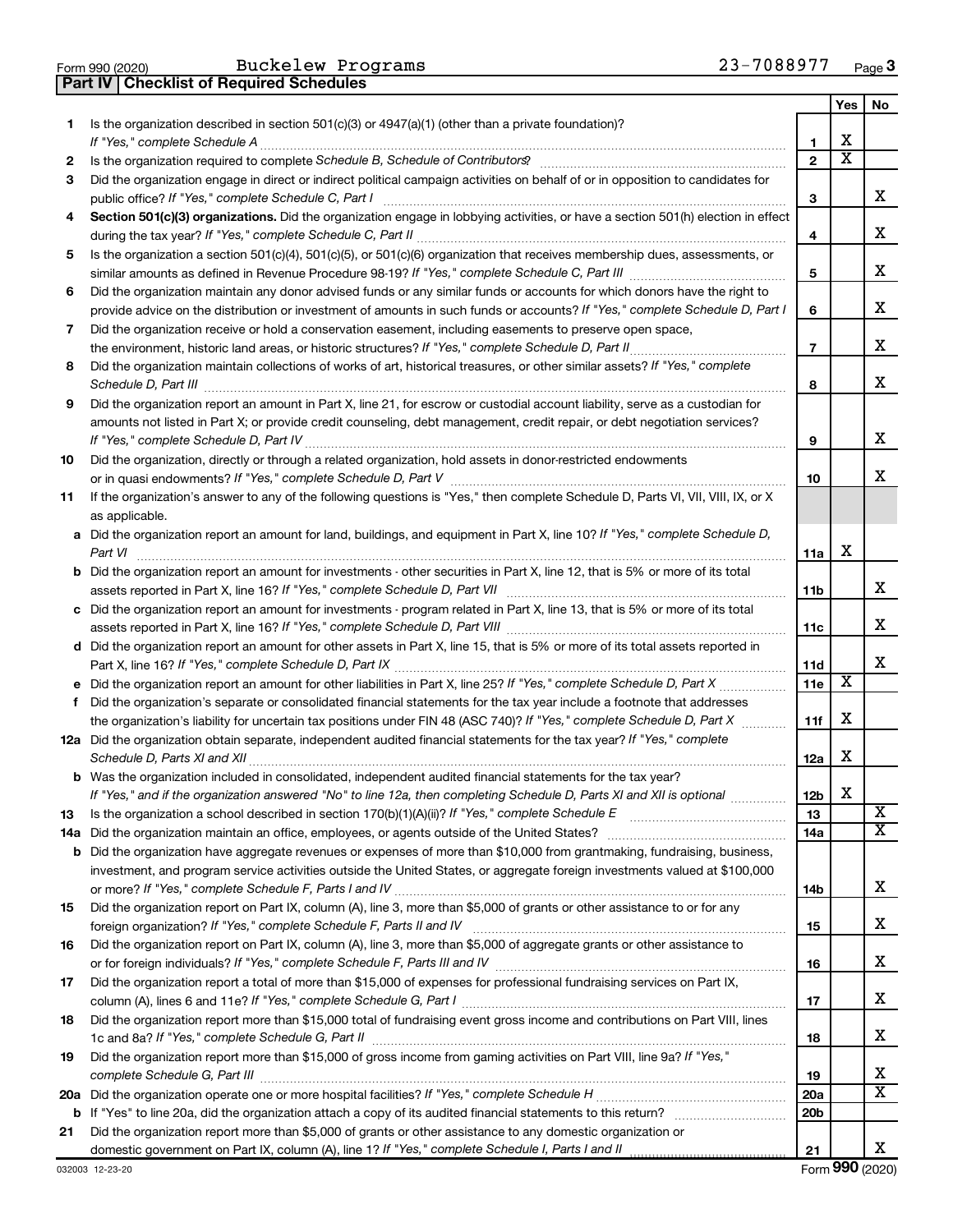Form 990 (2020) Buckelew Programs 23-7088977 Page 3

## Part IV Checklist of Required Schedules

| | | | Yes | No |
|---|---|---|---|---|
| 1 | Is the organization described in section 501(c)(3) or 4947(a)(1) (other than a private foundation)? *If "Yes," complete Schedule A* | 1 | X | |
| 2 | Is the organization required to complete *Schedule B, Schedule of Contributors*? | 2 | X | |
| 3 | Did the organization engage in direct or indirect political campaign activities on behalf of or in opposition to candidates for public office? *If "Yes," complete Schedule C, Part I* | 3 | | X |
| 4 | **Section 501(c)(3) organizations.** Did the organization engage in lobbying activities, or have a section 501(h) election in effect during the tax year? *If "Yes," complete Schedule C, Part II* | 4 | | X |
| 5 | Is the organization a section 501(c)(4), 501(c)(5), or 501(c)(6) organization that receives membership dues, assessments, or similar amounts as defined in Revenue Procedure 98-19? *If "Yes," complete Schedule C, Part III* | 5 | | X |
| 6 | Did the organization maintain any donor advised funds or any similar funds or accounts for which donors have the right to provide advice on the distribution or investment of amounts in such funds or accounts? *If "Yes," complete Schedule D, Part I* | 6 | | X |
| 7 | Did the organization receive or hold a conservation easement, including easements to preserve open space, the environment, historic land areas, or historic structures? *If "Yes," complete Schedule D, Part II* | 7 | | X |
| 8 | Did the organization maintain collections of works of art, historical treasures, or other similar assets? *If "Yes," complete Schedule D, Part III* | 8 | | X |
| 9 | Did the organization report an amount in Part X, line 21, for escrow or custodial account liability, serve as a custodian for amounts not listed in Part X; or provide credit counseling, debt management, credit repair, or debt negotiation services? *If "Yes," complete Schedule D, Part IV* | 9 | | X |
| 10 | Did the organization, directly or through a related organization, hold assets in donor-restricted endowments or in quasi endowments? *If "Yes," complete Schedule D, Part V* | 10 | | X |
| 11 | If the organization's answer to any of the following questions is "Yes," then complete Schedule D, Parts VI, VII, VIII, IX, or X as applicable. | | | |
| a | Did the organization report an amount for land, buildings, and equipment in Part X, line 10? *If "Yes," complete Schedule D, Part VI* | 11a | X | |
| b | Did the organization report an amount for investments - other securities in Part X, line 12, that is 5% or more of its total assets reported in Part X, line 16? *If "Yes," complete Schedule D, Part VII* | 11b | | X |
| c | Did the organization report an amount for investments - program related in Part X, line 13, that is 5% or more of its total assets reported in Part X, line 16? *If "Yes," complete Schedule D, Part VIII* | 11c | | X |
| d | Did the organization report an amount for other assets in Part X, line 15, that is 5% or more of its total assets reported in Part X, line 16? *If "Yes," complete Schedule D, Part IX* | 11d | | X |
| e | Did the organization report an amount for other liabilities in Part X, line 25? *If "Yes," complete Schedule D, Part X* | 11e | X | |
| f | Did the organization's separate or consolidated financial statements for the tax year include a footnote that addresses the organization's liability for uncertain tax positions under FIN 48 (ASC 740)? *If "Yes," complete Schedule D, Part X* | 11f | X | |
| 12a | Did the organization obtain separate, independent audited financial statements for the tax year? *If "Yes," complete Schedule D, Parts XI and XII* | 12a | X | |
| b | Was the organization included in consolidated, independent audited financial statements for the tax year? *If "Yes," and if the organization answered "No" to line 12a, then completing Schedule D, Parts XI and XII is optional* | 12b | X | |
| 13 | Is the organization a school described in section 170(b)(1)(A)(ii)? *If "Yes," complete Schedule E* | 13 | | X |
| 14a | Did the organization maintain an office, employees, or agents outside of the United States? | 14a | | X |
| b | Did the organization have aggregate revenues or expenses of more than $10,000 from grantmaking, fundraising, business, investment, and program service activities outside the United States, or aggregate foreign investments valued at $100,000 or more? *If "Yes," complete Schedule F, Parts I and IV* | 14b | | X |
| 15 | Did the organization report on Part IX, column (A), line 3, more than $5,000 of grants or other assistance to or for any foreign organization? *If "Yes," complete Schedule F, Parts II and IV* | 15 | | X |
| 16 | Did the organization report on Part IX, column (A), line 3, more than $5,000 of aggregate grants or other assistance to or for foreign individuals? *If "Yes," complete Schedule F, Parts III and IV* | 16 | | X |
| 17 | Did the organization report a total of more than $15,000 of expenses for professional fundraising services on Part IX, column (A), lines 6 and 11e? *If "Yes," complete Schedule G, Part I* | 17 | | X |
| 18 | Did the organization report more than $15,000 total of fundraising event gross income and contributions on Part VIII, lines 1c and 8a? *If "Yes," complete Schedule G, Part II* | 18 | | X |
| 19 | Did the organization report more than $15,000 of gross income from gaming activities on Part VIII, line 9a? *If "Yes," complete Schedule G, Part III* | 19 | | X |
| 20a | Did the organization operate one or more hospital facilities? *If "Yes," complete Schedule H* | 20a | | X |
| b | If "Yes" to line 20a, did the organization attach a copy of its audited financial statements to this return? | 20b | | |
| 21 | Did the organization report more than $5,000 of grants or other assistance to any domestic organization or domestic government on Part IX, column (A), line 1? *If "Yes," complete Schedule I, Parts I and II* | 21 | | X |

032003 12-23-20 Form 990 (2020)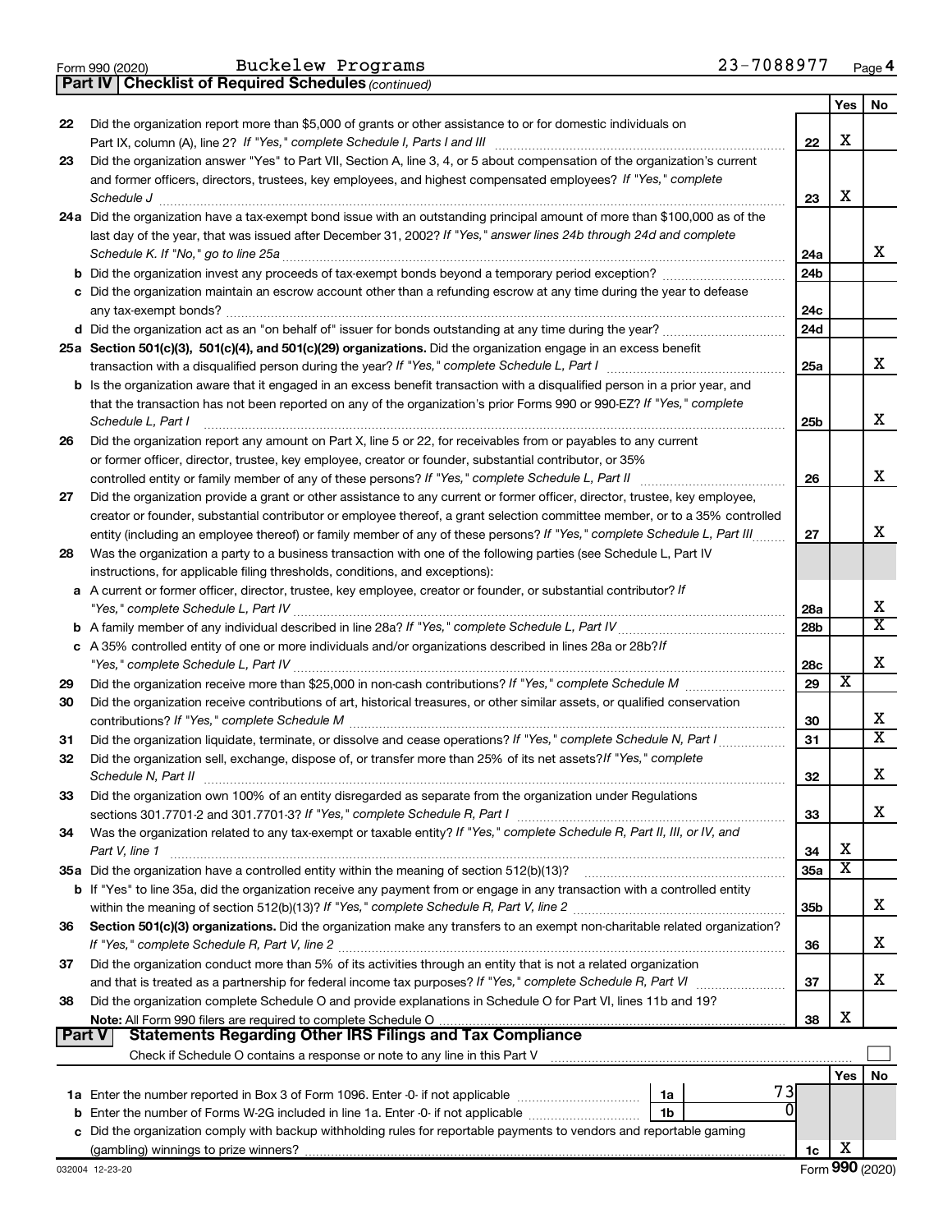Form 990 (2020) Buckelew Programs 23-7088977 Page 4

**Part IV | Checklist of Required Schedules** *(continued)*

| | | | Yes | No |
|---|---|---|---|---|
| 22 | Did the organization report more than $5,000 of grants or other assistance to or for domestic individuals on Part IX, column (A), line 2? *If "Yes," complete Schedule I, Parts I and III* | 22 | X | |
| 23 | Did the organization answer "Yes" to Part VII, Section A, line 3, 4, or 5 about compensation of the organization's current and former officers, directors, trustees, key employees, and highest compensated employees? *If "Yes," complete Schedule J* | 23 | X | |
| 24a | Did the organization have a tax-exempt bond issue with an outstanding principal amount of more than $100,000 as of the last day of the year, that was issued after December 31, 2002? *If "Yes," answer lines 24b through 24d and complete Schedule K. If "No," go to line 25a* | 24a | | X |
| b | Did the organization invest any proceeds of tax-exempt bonds beyond a temporary period exception? | 24b | | |
| c | Did the organization maintain an escrow account other than a refunding escrow at any time during the year to defease any tax-exempt bonds? | 24c | | |
| d | Did the organization act as an "on behalf of" issuer for bonds outstanding at any time during the year? | 24d | | |
| 25a | **Section 501(c)(3), 501(c)(4), and 501(c)(29) organizations.** Did the organization engage in an excess benefit transaction with a disqualified person during the year? *If "Yes," complete Schedule L, Part I* | 25a | | X |
| b | Is the organization aware that it engaged in an excess benefit transaction with a disqualified person in a prior year, and that the transaction has not been reported on any of the organization's prior Forms 990 or 990-EZ? *If "Yes," complete Schedule L, Part I* | 25b | | X |
| 26 | Did the organization report any amount on Part X, line 5 or 22, for receivables from or payables to any current or former officer, director, trustee, key employee, creator or founder, substantial contributor, or 35% controlled entity or family member of any of these persons? *If "Yes," complete Schedule L, Part II* | 26 | | X |
| 27 | Did the organization provide a grant or other assistance to any current or former officer, director, trustee, key employee, creator or founder, substantial contributor or employee thereof, a grant selection committee member, or to a 35% controlled entity (including an employee thereof) or family member of any of these persons? *If "Yes," complete Schedule L, Part III* | 27 | | X |
| 28 | Was the organization a party to a business transaction with one of the following parties (see Schedule L, Part IV instructions, for applicable filing thresholds, conditions, and exceptions): | | | |
| a | A current or former officer, director, trustee, key employee, creator or founder, or substantial contributor? *If "Yes," complete Schedule L, Part IV* | 28a | | X |
| b | A family member of any individual described in line 28a? *If "Yes," complete Schedule L, Part IV* | 28b | | X |
| c | A 35% controlled entity of one or more individuals and/or organizations described in lines 28a or 28b? *If "Yes," complete Schedule L, Part IV* | 28c | | X |
| 29 | Did the organization receive more than $25,000 in non-cash contributions? *If "Yes," complete Schedule M* | 29 | X | |
| 30 | Did the organization receive contributions of art, historical treasures, or other similar assets, or qualified conservation contributions? *If "Yes," complete Schedule M* | 30 | | X |
| 31 | Did the organization liquidate, terminate, or dissolve and cease operations? *If "Yes," complete Schedule N, Part I* | 31 | | X |
| 32 | Did the organization sell, exchange, dispose of, or transfer more than 25% of its net assets? *If "Yes," complete Schedule N, Part II* | 32 | | X |
| 33 | Did the organization own 100% of an entity disregarded as separate from the organization under Regulations sections 301.7701-2 and 301.7701-3? *If "Yes," complete Schedule R, Part I* | 33 | | X |
| 34 | Was the organization related to any tax-exempt or taxable entity? *If "Yes," complete Schedule R, Part II, III, or IV, and Part V, line 1* | 34 | X | |
| 35a | Did the organization have a controlled entity within the meaning of section 512(b)(13)? | 35a | X | |
| b | If "Yes" to line 35a, did the organization receive any payment from or engage in any transaction with a controlled entity within the meaning of section 512(b)(13)? *If "Yes," complete Schedule R, Part V, line 2* | 35b | | X |
| 36 | **Section 501(c)(3) organizations.** Did the organization make any transfers to an exempt non-charitable related organization? *If "Yes," complete Schedule R, Part V, line 2* | 36 | | X |
| 37 | Did the organization conduct more than 5% of its activities through an entity that is not a related organization and that is treated as a partnership for federal income tax purposes? *If "Yes," complete Schedule R, Part VI* | 37 | | X |
| 38 | Did the organization complete Schedule O and provide explanations in Schedule O for Part VI, lines 11b and 19? **Note:** All Form 990 filers are required to complete Schedule O | 38 | X | |

**Part V | Statements Regarding Other IRS Filings and Tax Compliance**

Check if Schedule O contains a response or note to any line in this Part V ☐

| | | | | | Yes | No |
|---|---|---|---|---|---|---|
| 1a | Enter the number reported in Box 3 of Form 1096. Enter -0- if not applicable | 1a | 73 | | | |
| b | Enter the number of Forms W-2G included in line 1a. Enter -0- if not applicable | 1b | 0 | | | |
| c | Did the organization comply with backup withholding rules for reportable payments to vendors and reportable gaming (gambling) winnings to prize winners? | | | 1c | X | |

032004 12-23-20 Form **990** (2020)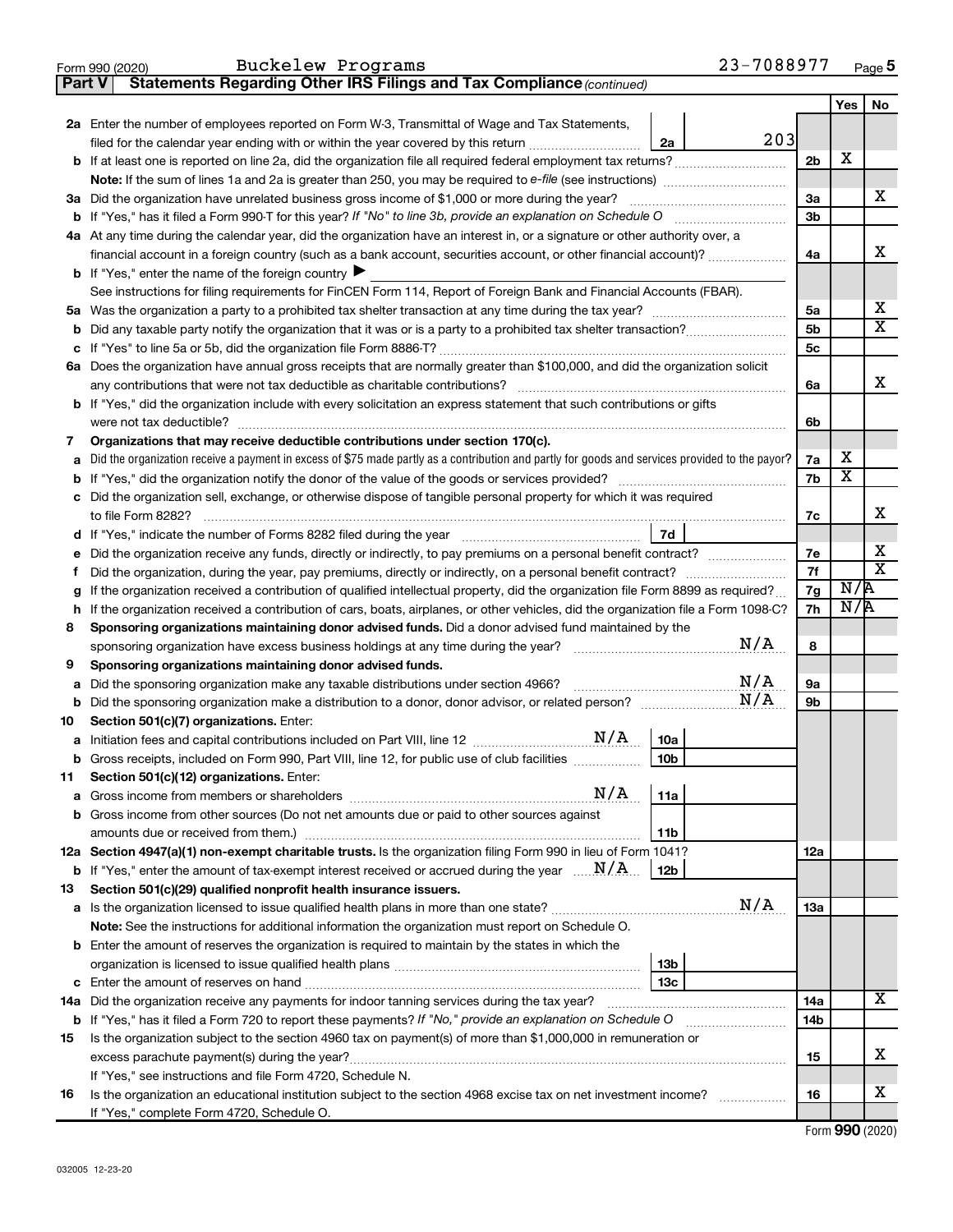Form 990 (2020) Buckelew Programs 23-7088977 Page 5

**Part V Statements Regarding Other IRS Filings and Tax Compliance** *(continued)*

| | | | | Yes | No |
|---|---|---|---|---|---|
| **2a** | Enter the number of employees reported on Form W-3, Transmittal of Wage and Tax Statements, filed for the calendar year ending with or within the year covered by this return | 2a | 203 | | |
| **b** | If at least one is reported on line 2a, did the organization file all required federal employment tax returns? | | 2b | X | |
| | **Note:** If the sum of lines 1a and 2a is greater than 250, you may be required to *e-file* (see instructions) | | | | |
| **3a** | Did the organization have unrelated business gross income of $1,000 or more during the year? | | 3a | | X |
| **b** | If "Yes," has it filed a Form 990-T for this year? *If "No" to line 3b, provide an explanation on Schedule O* | | 3b | | |
| **4a** | At any time during the calendar year, did the organization have an interest in, or a signature or other authority over, a financial account in a foreign country (such as a bank account, securities account, or other financial account)? | | 4a | | X |
| **b** | If "Yes," enter the name of the foreign country ▶ | | | | |
| | See instructions for filing requirements for FinCEN Form 114, Report of Foreign Bank and Financial Accounts (FBAR). | | | | |
| **5a** | Was the organization a party to a prohibited tax shelter transaction at any time during the tax year? | | 5a | | X |
| **b** | Did any taxable party notify the organization that it was or is a party to a prohibited tax shelter transaction? | | 5b | | X |
| **c** | If "Yes" to line 5a or 5b, did the organization file Form 8886-T? | | 5c | | |
| **6a** | Does the organization have annual gross receipts that are normally greater than $100,000, and did the organization solicit any contributions that were not tax deductible as charitable contributions? | | 6a | | X |
| **b** | If "Yes," did the organization include with every solicitation an express statement that such contributions or gifts were not tax deductible? | | 6b | | |
| **7** | **Organizations that may receive deductible contributions under section 170(c).** | | | | |
| **a** | Did the organization receive a payment in excess of $75 made partly as a contribution and partly for goods and services provided to the payor? | | 7a | X | |
| **b** | If "Yes," did the organization notify the donor of the value of the goods or services provided? | | 7b | X | |
| **c** | Did the organization sell, exchange, or otherwise dispose of tangible personal property for which it was required to file Form 8282? | | 7c | | X |
| **d** | If "Yes," indicate the number of Forms 8282 filed during the year | 7d | | | |
| **e** | Did the organization receive any funds, directly or indirectly, to pay premiums on a personal benefit contract? | | 7e | | X |
| **f** | Did the organization, during the year, pay premiums, directly or indirectly, on a personal benefit contract? | | 7f | | X |
| **g** | If the organization received a contribution of qualified intellectual property, did the organization file Form 8899 as required? | | 7g | N/A | |
| **h** | If the organization received a contribution of cars, boats, airplanes, or other vehicles, did the organization file a Form 1098-C? | | 7h | N/A | |
| **8** | **Sponsoring organizations maintaining donor advised funds.** Did a donor advised fund maintained by the sponsoring organization have excess business holdings at any time during the year? N/A | | 8 | | |
| **9** | **Sponsoring organizations maintaining donor advised funds.** | | | | |
| **a** | Did the sponsoring organization make any taxable distributions under section 4966? N/A | | 9a | | |
| **b** | Did the sponsoring organization make a distribution to a donor, donor advisor, or related person? N/A | | 9b | | |
| **10** | **Section 501(c)(7) organizations.** Enter: | | | | |
| **a** | Initiation fees and capital contributions included on Part VIII, line 12 N/A | 10a | | | |
| **b** | Gross receipts, included on Form 990, Part VIII, line 12, for public use of club facilities | 10b | | | |
| **11** | **Section 501(c)(12) organizations.** Enter: | | | | |
| **a** | Gross income from members or shareholders N/A | 11a | | | |
| **b** | Gross income from other sources (Do not net amounts due or paid to other sources against amounts due or received from them.) | 11b | | | |
| **12a** | **Section 4947(a)(1) non-exempt charitable trusts.** Is the organization filing Form 990 in lieu of Form 1041? | | 12a | | |
| **b** | If "Yes," enter the amount of tax-exempt interest received or accrued during the year N/A | 12b | | | |
| **13** | **Section 501(c)(29) qualified nonprofit health insurance issuers.** | | | | |
| **a** | Is the organization licensed to issue qualified health plans in more than one state? N/A | | 13a | | |
| | **Note:** See the instructions for additional information the organization must report on Schedule O. | | | | |
| **b** | Enter the amount of reserves the organization is required to maintain by the states in which the organization is licensed to issue qualified health plans | 13b | | | |
| **c** | Enter the amount of reserves on hand | 13c | | | |
| **14a** | Did the organization receive any payments for indoor tanning services during the tax year? | | 14a | | X |
| **b** | If "Yes," has it filed a Form 720 to report these payments? *If "No," provide an explanation on Schedule O* | | 14b | | |
| **15** | Is the organization subject to the section 4960 tax on payment(s) of more than $1,000,000 in remuneration or excess parachute payment(s) during the year? | | 15 | | X |
| | If "Yes," see instructions and file Form 4720, Schedule N. | | | | |
| **16** | Is the organization an educational institution subject to the section 4968 excise tax on net investment income? | | 16 | | X |
| | If "Yes," complete Form 4720, Schedule O. | | | | |

Form **990** (2020)

032005 12-23-20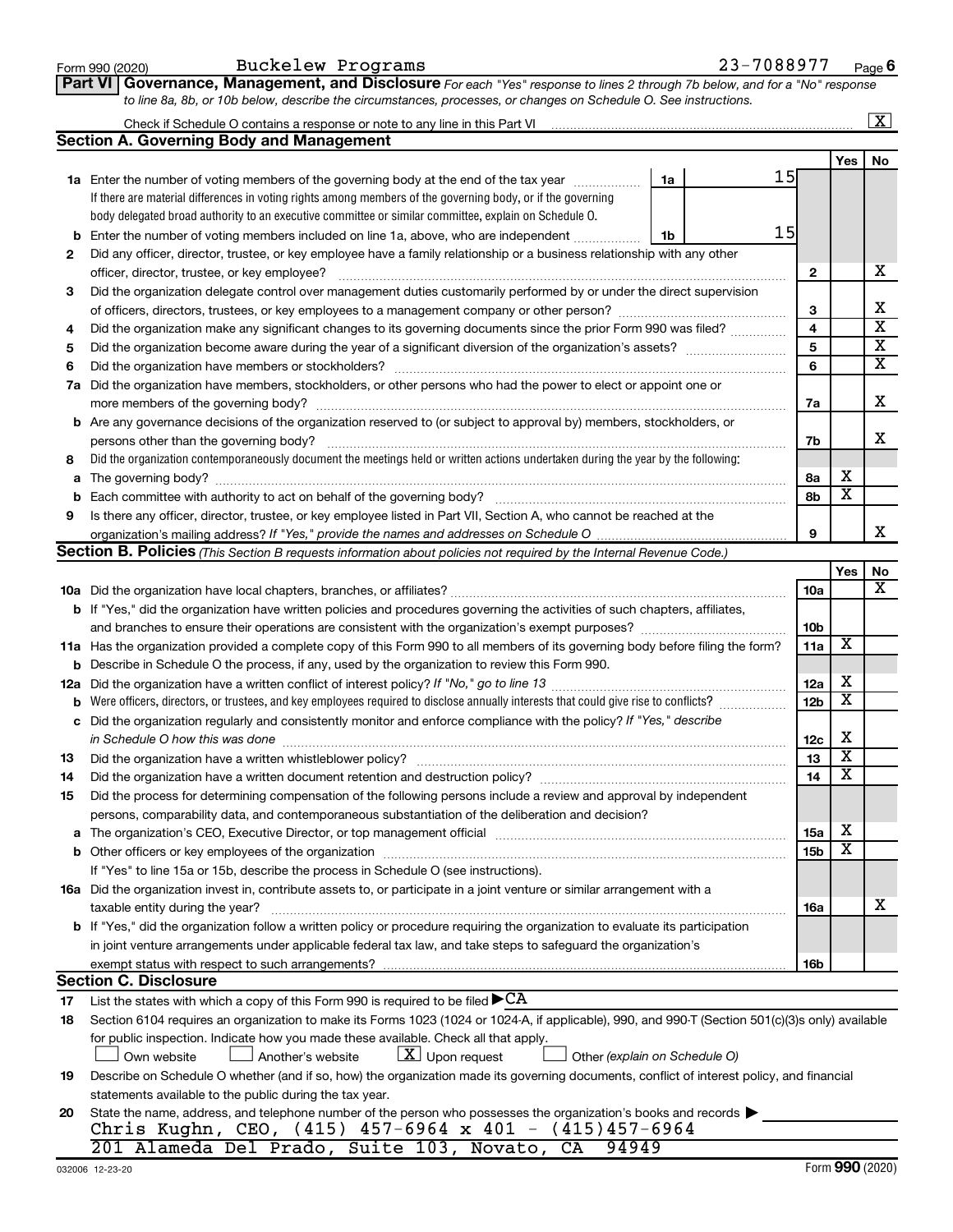Form 990 (2020) Buckelew Programs 23-7088977 Page 6

**Part VI Governance, Management, and Disclosure** *For each "Yes" response to lines 2 through 7b below, and for a "No" response to line 8a, 8b, or 10b below, describe the circumstances, processes, or changes on Schedule O. See instructions.*

Check if Schedule O contains a response or note to any line in this Part VI .......... [X]

## Section A. Governing Body and Management

| | | | Yes | No |
|---|---|---|---|---|
| **1a** | Enter the number of voting members of the governing body at the end of the tax year ..... **1a** 15 <br> If there are material differences in voting rights among members of the governing body, or if the governing body delegated broad authority to an executive committee or similar committee, explain on Schedule O. | | | |
| **b** | Enter the number of voting members included on line 1a, above, who are independent ..... **1b** 15 | | | |
| **2** | Did any officer, director, trustee, or key employee have a family relationship or a business relationship with any other officer, director, trustee, or key employee? | **2** | | X |
| **3** | Did the organization delegate control over management duties customarily performed by or under the direct supervision of officers, directors, trustees, or key employees to a management company or other person? | **3** | | X |
| **4** | Did the organization make any significant changes to its governing documents since the prior Form 990 was filed? | **4** | | X |
| **5** | Did the organization become aware during the year of a significant diversion of the organization's assets? | **5** | | X |
| **6** | Did the organization have members or stockholders? | **6** | | X |
| **7a** | Did the organization have members, stockholders, or other persons who had the power to elect or appoint one or more members of the governing body? | **7a** | | X |
| **b** | Are any governance decisions of the organization reserved to (or subject to approval by) members, stockholders, or persons other than the governing body? | **7b** | | X |
| **8** | Did the organization contemporaneously document the meetings held or written actions undertaken during the year by the following: | | | |
| **a** | The governing body? | **8a** | X | |
| **b** | Each committee with authority to act on behalf of the governing body? | **8b** | X | |
| **9** | Is there any officer, director, trustee, or key employee listed in Part VII, Section A, who cannot be reached at the organization's mailing address? *If "Yes," provide the names and addresses on Schedule O* | **9** | | X |

## Section B. Policies *(This Section B requests information about policies not required by the Internal Revenue Code.)*

| | | | Yes | No |
|---|---|---|---|---|
| **10a** | Did the organization have local chapters, branches, or affiliates? | **10a** | | X |
| **b** | If "Yes," did the organization have written policies and procedures governing the activities of such chapters, affiliates, and branches to ensure their operations are consistent with the organization's exempt purposes? | **10b** | | |
| **11a** | Has the organization provided a complete copy of this Form 990 to all members of its governing body before filing the form? | **11a** | X | |
| **b** | Describe in Schedule O the process, if any, used by the organization to review this Form 990. | | | |
| **12a** | Did the organization have a written conflict of interest policy? *If "No," go to line 13* | **12a** | X | |
| **b** | Were officers, directors, or trustees, and key employees required to disclose annually interests that could give rise to conflicts? | **12b** | X | |
| **c** | Did the organization regularly and consistently monitor and enforce compliance with the policy? *If "Yes," describe in Schedule O how this was done* | **12c** | X | |
| **13** | Did the organization have a written whistleblower policy? | **13** | X | |
| **14** | Did the organization have a written document retention and destruction policy? | **14** | X | |
| **15** | Did the process for determining compensation of the following persons include a review and approval by independent persons, comparability data, and contemporaneous substantiation of the deliberation and decision? | | | |
| **a** | The organization's CEO, Executive Director, or top management official | **15a** | X | |
| **b** | Other officers or key employees of the organization | **15b** | X | |
| | If "Yes" to line 15a or 15b, describe the process in Schedule O (see instructions). | | | |
| **16a** | Did the organization invest in, contribute assets to, or participate in a joint venture or similar arrangement with a taxable entity during the year? | **16a** | | X |
| **b** | If "Yes," did the organization follow a written policy or procedure requiring the organization to evaluate its participation in joint venture arrangements under applicable federal tax law, and take steps to safeguard the organization's exempt status with respect to such arrangements? | **16b** | | |

## Section C. Disclosure

**17** List the states with which a copy of this Form 990 is required to be filed ▶ CA

**18** Section 6104 requires an organization to make its Forms 1023 (1024 or 1024-A, if applicable), 990, and 990-T (Section 501(c)(3)s only) available for public inspection. Indicate how you made these available. Check all that apply.

[ ] Own website [ ] Another's website [X] Upon request [ ] Other *(explain on Schedule O)*

**19** Describe on Schedule O whether (and if so, how) the organization made its governing documents, conflict of interest policy, and financial statements available to the public during the tax year.

**20** State the name, address, and telephone number of the person who possesses the organization's books and records ▶

Chris Kughn, CEO, (415) 457-6964 x 401 - (415)457-6964
201 Alameda Del Prado, Suite 103, Novato, CA 94949

032006 12-23-20 Form **990** (2020)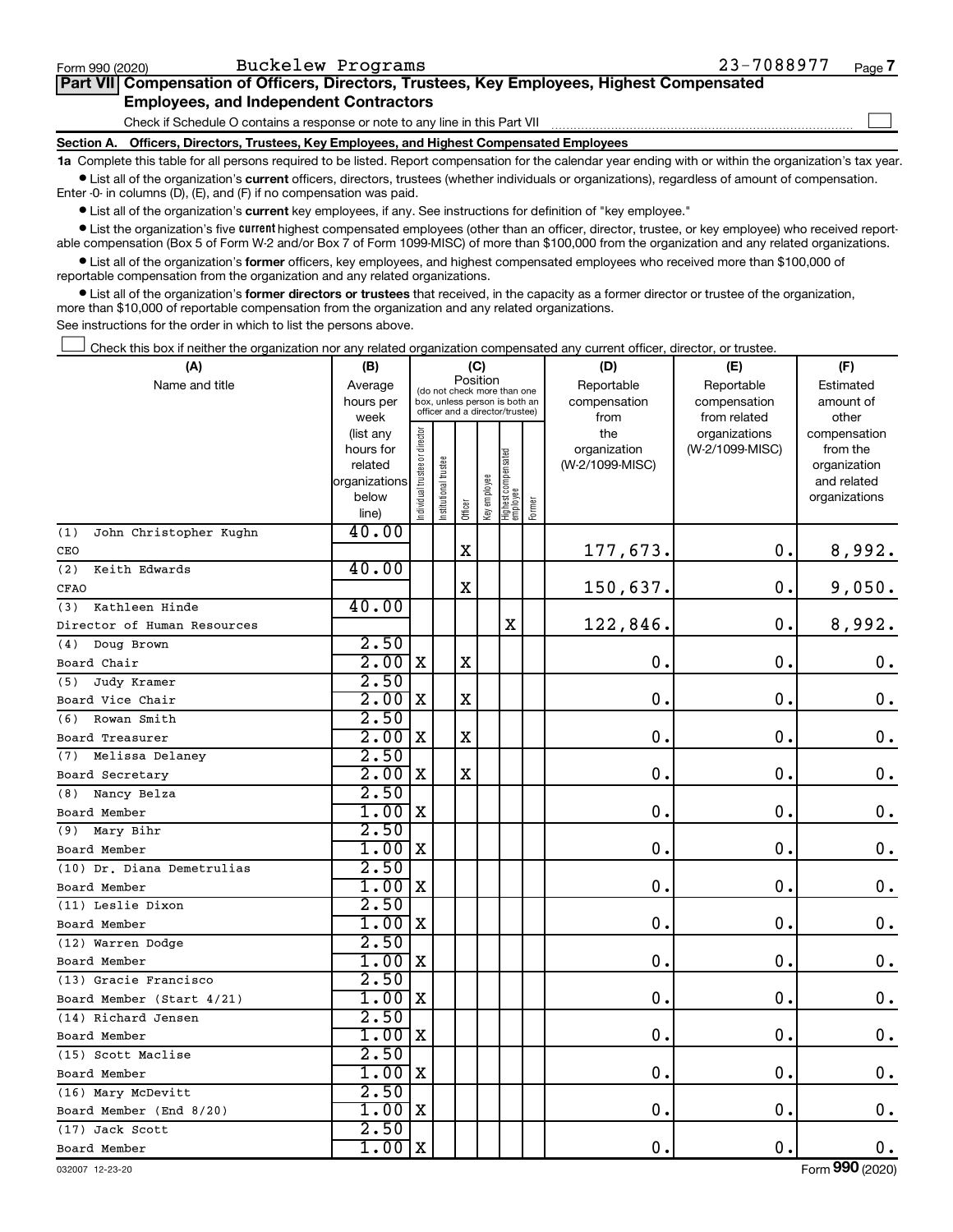Form 990 (2020) Buckelew Programs 23-7088977 Page 7

## Part VII Compensation of Officers, Directors, Trustees, Key Employees, Highest Compensated Employees, and Independent Contractors

Check if Schedule O contains a response or note to any line in this Part VII ☐

### Section A. Officers, Directors, Trustees, Key Employees, and Highest Compensated Employees

**1a** Complete this table for all persons required to be listed. Report compensation for the calendar year ending with or within the organization's tax year.

- List all of the organization's **current** officers, directors, trustees (whether individuals or organizations), regardless of amount of compensation. Enter -0- in columns (D), (E), and (F) if no compensation was paid.
- List all of the organization's **current** key employees, if any. See instructions for definition of "key employee."
- List the organization's five **current** highest compensated employees (other than an officer, director, trustee, or key employee) who received reportable compensation (Box 5 of Form W-2 and/or Box 7 of Form 1099-MISC) of more than $100,000 from the organization and any related organizations.
- List all of the organization's **former** officers, key employees, and highest compensated employees who received more than $100,000 of reportable compensation from the organization and any related organizations.
- List all of the organization's **former directors or trustees** that received, in the capacity as a former director or trustee of the organization, more than $10,000 of reportable compensation from the organization and any related organizations.

See instructions for the order in which to list the persons above.

☐ Check this box if neither the organization nor any related organization compensated any current officer, director, or trustee.

| (A) Name and title | (B) Average hours per week (list any hours for related organizations below line) | (C) Position: Individual trustee or director | Institutional trustee | Officer | Key employee | Highest compensated employee | Former | (D) Reportable compensation from the organization (W-2/1099-MISC) | (E) Reportable compensation from related organizations (W-2/1099-MISC) | (F) Estimated amount of other compensation from the organization and related organizations |
|---|---|---|---|---|---|---|---|---|---|---|
| (1) John Christopher Kughn<br>CEO | 40.00 | | | X | | | | 177,673. | 0. | 8,992. |
| (2) Keith Edwards<br>CFAO | 40.00 | | | X | | | | 150,637. | 0. | 9,050. |
| (3) Kathleen Hinde<br>Director of Human Resources | 40.00 | | | | | X | | 122,846. | 0. | 8,992. |
| (4) Doug Brown<br>Board Chair | 2.50<br>2.00 | X | | X | | | | 0. | 0. | 0. |
| (5) Judy Kramer<br>Board Vice Chair | 2.50<br>2.00 | X | | X | | | | 0. | 0. | 0. |
| (6) Rowan Smith<br>Board Treasurer | 2.50<br>2.00 | X | | X | | | | 0. | 0. | 0. |
| (7) Melissa Delaney<br>Board Secretary | 2.50<br>2.00 | X | | X | | | | 0. | 0. | 0. |
| (8) Nancy Belza<br>Board Member | 2.50<br>1.00 | X | | | | | | 0. | 0. | 0. |
| (9) Mary Bihr<br>Board Member | 2.50<br>1.00 | X | | | | | | 0. | 0. | 0. |
| (10) Dr. Diana Demetrulias<br>Board Member | 2.50<br>1.00 | X | | | | | | 0. | 0. | 0. |
| (11) Leslie Dixon<br>Board Member | 2.50<br>1.00 | X | | | | | | 0. | 0. | 0. |
| (12) Warren Dodge<br>Board Member | 2.50<br>1.00 | X | | | | | | 0. | 0. | 0. |
| (13) Gracie Francisco<br>Board Member (Start 4/21) | 2.50<br>1.00 | X | | | | | | 0. | 0. | 0. |
| (14) Richard Jensen<br>Board Member | 2.50<br>1.00 | X | | | | | | 0. | 0. | 0. |
| (15) Scott Maclise<br>Board Member | 2.50<br>1.00 | X | | | | | | 0. | 0. | 0. |
| (16) Mary McDevitt<br>Board Member (End 8/20) | 2.50<br>1.00 | X | | | | | | 0. | 0. | 0. |
| (17) Jack Scott<br>Board Member | 2.50<br>1.00 | X | | | | | | 0. | 0. | 0. |

032007 12-23-20 Form 990 (2020)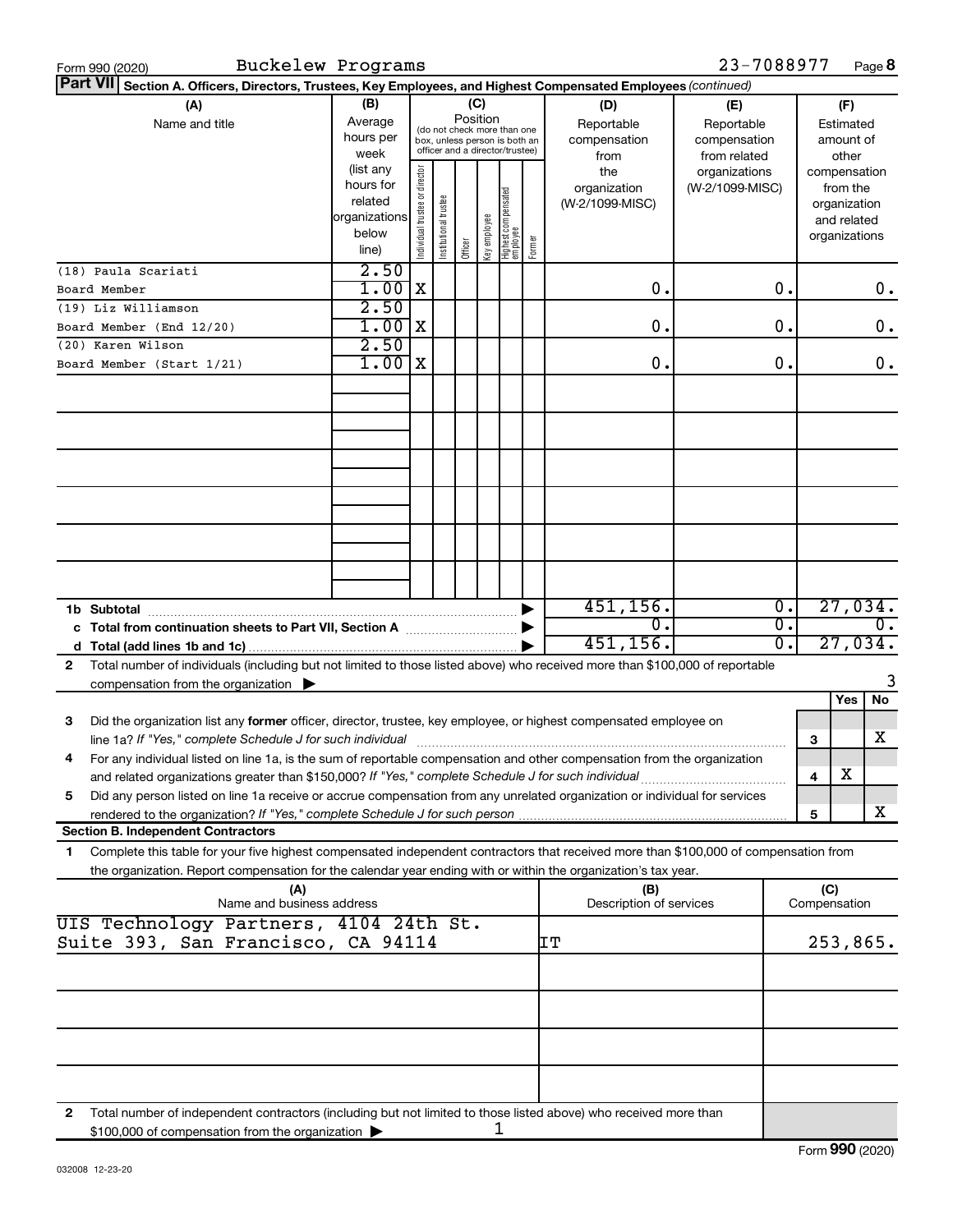Form 990 (2020) Buckelew Programs 23-7088977

**Part VII Section A. Officers, Directors, Trustees, Key Employees, and Highest Compensated Employees** *(continued)*

| (A) Name and title | (B) Average hours per week (list any hours for related organizations below line) | (C) Position: Individual trustee or director | Institutional trustee | Officer | Key employee | Highest compensated employee | Former | (D) Reportable compensation from the organization (W-2/1099-MISC) | (E) Reportable compensation from related organizations (W-2/1099-MISC) | (F) Estimated amount of other compensation from the organization and related organizations |
|---|---|---|---|---|---|---|---|---|---|---|
| (18) Paula Scariati<br>Board Member | 2.50<br>1.00 | X | | | | | | 0. | 0. | 0. |
| (19) Liz Williamson<br>Board Member (End 12/20) | 2.50<br>1.00 | X | | | | | | 0. | 0. | 0. |
| (20) Karen Wilson<br>Board Member (Start 1/21) | 2.50<br>1.00 | X | | | | | | 0. | 0. | 0. |

| | (D) | (E) | (F) |
|---|---|---|---|
| **1b Subtotal** | 451,156. | 0. | 27,034. |
| **c Total from continuation sheets to Part VII, Section A** | 0. | 0. | 0. |
| **d Total (add lines 1b and 1c)** | 451,156. | 0. | 27,034. |

**2** Total number of individuals (including but not limited to those listed above) who received more than $100,000 of reportable compensation from the organization ▶ 3

| | | Yes | No |
|---|---|---|---|
| **3** Did the organization list any **former** officer, director, trustee, key employee, or highest compensated employee on line 1a? *If "Yes," complete Schedule J for such individual* | 3 | | X |
| **4** For any individual listed on line 1a, is the sum of reportable compensation and other compensation from the organization and related organizations greater than $150,000? *If "Yes," complete Schedule J for such individual* | 4 | X | |
| **5** Did any person listed on line 1a receive or accrue compensation from any unrelated organization or individual for services rendered to the organization? *If "Yes," complete Schedule J for such person* | 5 | | X |

**Section B. Independent Contractors**

**1** Complete this table for your five highest compensated independent contractors that received more than $100,000 of compensation from the organization. Report compensation for the calendar year ending with or within the organization's tax year.

| (A) Name and business address | (B) Description of services | (C) Compensation |
|---|---|---|
| UIS Technology Partners, 4104 24th St. Suite 393, San Francisco, CA 94114 | IT | 253,865. |
| | | |
| | | |
| | | |
| | | |

**2** Total number of independent contractors (including but not limited to those listed above) who received more than $100,000 of compensation from the organization ▶ 1

Form **990** (2020)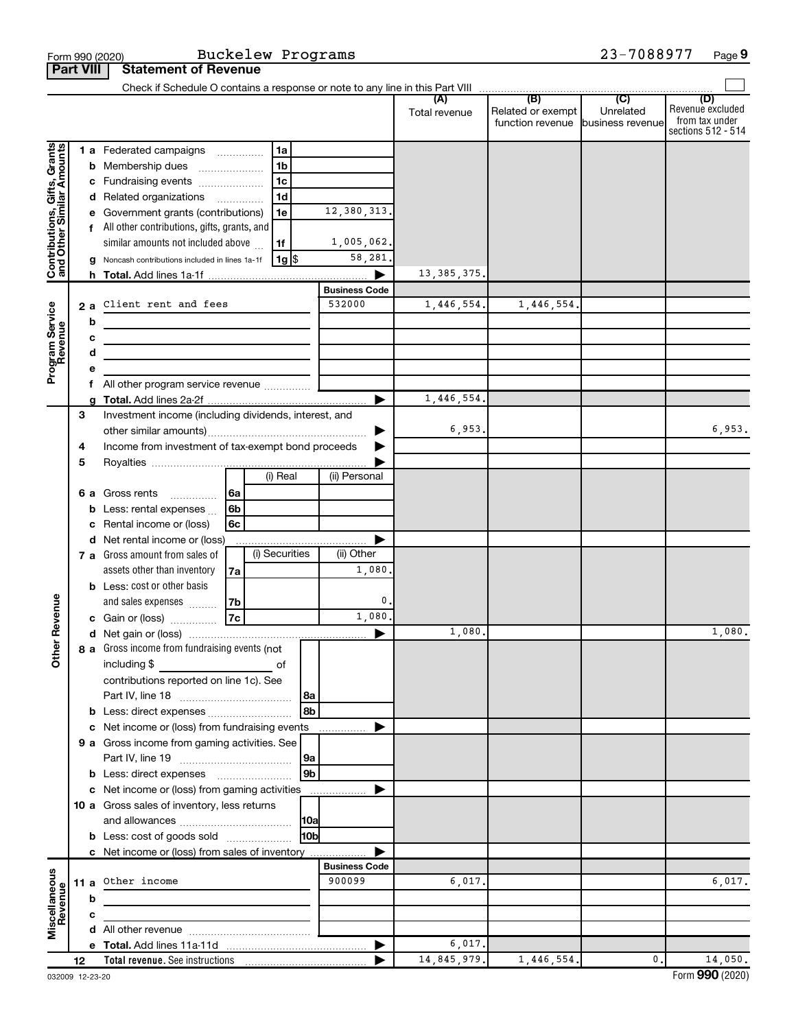Form 990 (2020) Buckelew Programs 23-7088977 Page **9**

**Part VIII Statement of Revenue**

Check if Schedule O contains a response or note to any line in this Part VIII ☐

| | | | | (A) Total revenue | (B) Related or exempt function revenue | (C) Unrelated business revenue | (D) Revenue excluded from tax under sections 512 - 514 |
|---|---|---|---|---|---|---|---|
| **Contributions, Gifts, Grants and Other Similar Amounts** | 1 a Federated campaigns | 1a | | | | | |
| | b Membership dues | 1b | | | | | |
| | c Fundraising events | 1c | | | | | |
| | d Related organizations | 1d | | | | | |
| | e Government grants (contributions) | 1e | 12,380,313. | | | | |
| | f All other contributions, gifts, grants, and similar amounts not included above | 1f | 1,005,062. | | | | |
| | g Noncash contributions included in lines 1a-1f | 1g $ | 58,281. | | | | |
| | h **Total.** Add lines 1a-1f | | ▶ | 13,385,375. | | | |
| **Program Service Revenue** | | | **Business Code** | | | | |
| | 2 a Client rent and fees | | 532000 | 1,446,554. | 1,446,554. | | |
| | b | | | | | | |
| | c | | | | | | |
| | d | | | | | | |
| | e | | | | | | |
| | f All other program service revenue | | | | | | |
| | g **Total.** Add lines 2a-2f | | ▶ | 1,446,554. | | | |
| **Other Revenue** | 3 Investment income (including dividends, interest, and other similar amounts) | | ▶ | 6,953. | | | 6,953. |
| | 4 Income from investment of tax-exempt bond proceeds | | ▶ | | | | |
| | 5 Royalties | | ▶ | | | | |
| | | (i) Real | (ii) Personal | | | | |
| | 6 a Gross rents 6a | | | | | | |
| | b Less: rental expenses 6b | | | | | | |
| | c Rental income or (loss) 6c | | | | | | |
| | d Net rental income or (loss) | | ▶ | | | | |
| | | (i) Securities | (ii) Other | | | | |
| | 7 a Gross amount from sales of assets other than inventory 7a | | 1,080. | | | | |
| | b Less: cost or other basis and sales expenses 7b | | 0. | | | | |
| | c Gain or (loss) 7c | | 1,080. | | | | |
| | d Net gain or (loss) | | ▶ | 1,080. | | | 1,080. |
| | 8 a Gross income from fundraising events (not including $ _____ of contributions reported on line 1c). See Part IV, line 18 | 8a | | | | | |
| | b Less: direct expenses | 8b | | | | | |
| | c Net income or (loss) from fundraising events | | ▶ | | | | |
| | 9 a Gross income from gaming activities. See Part IV, line 19 | 9a | | | | | |
| | b Less: direct expenses | 9b | | | | | |
| | c Net income or (loss) from gaming activities | | ▶ | | | | |
| | 10 a Gross sales of inventory, less returns and allowances | 10a | | | | | |
| | b Less: cost of goods sold | 10b | | | | | |
| | c Net income or (loss) from sales of inventory | | ▶ | | | | |
| **Miscellaneous Revenue** | | | **Business Code** | | | | |
| | 11 a Other income | | 900099 | 6,017. | | | 6,017. |
| | b | | | | | | |
| | c | | | | | | |
| | d All other revenue | | | | | | |
| | e **Total.** Add lines 11a-11d | | ▶ | 6,017. | | | |
| | 12 **Total revenue.** See instructions | | ▶ | 14,845,979. | 1,446,554. | 0. | 14,050. |

032009 12-23-20 Form **990** (2020)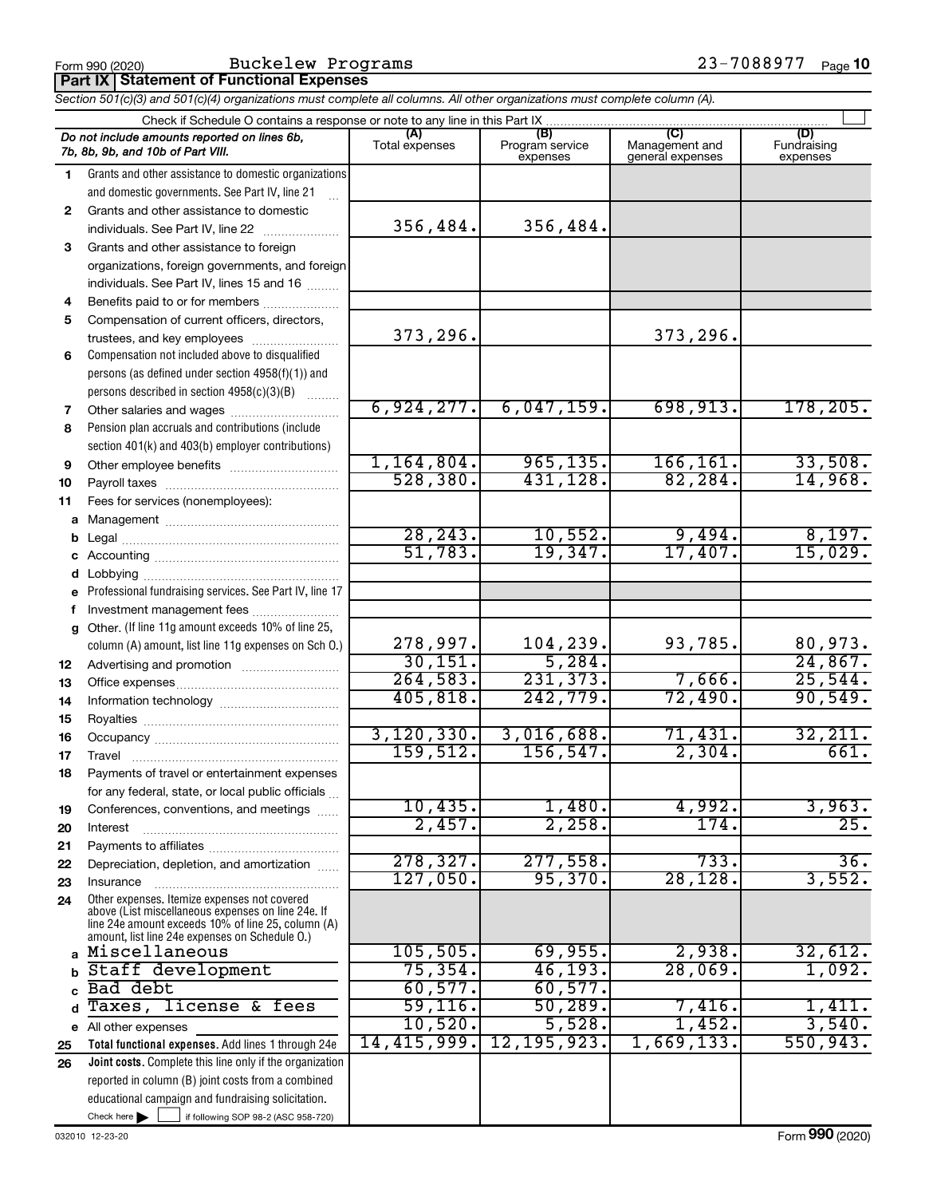Form 990 (2020) Buckelew Programs 23-7088977

## Part IX Statement of Functional Expenses

*Section 501(c)(3) and 501(c)(4) organizations must complete all columns. All other organizations must complete column (A).*

Check if Schedule O contains a response or note to any line in this Part IX

| | *Do not include amounts reported on lines 6b, 7b, 8b, 9b, and 10b of Part VIII.* | (A) Total expenses | (B) Program service expenses | (C) Management and general expenses | (D) Fundraising expenses |
|---|---|---|---|---|---|
| 1 | Grants and other assistance to domestic organizations and domestic governments. See Part IV, line 21 | | | | |
| 2 | Grants and other assistance to domestic individuals. See Part IV, line 22 | 356,484. | 356,484. | | |
| 3 | Grants and other assistance to foreign organizations, foreign governments, and foreign individuals. See Part IV, lines 15 and 16 | | | | |
| 4 | Benefits paid to or for members | | | | |
| 5 | Compensation of current officers, directors, trustees, and key employees | 373,296. | | 373,296. | |
| 6 | Compensation not included above to disqualified persons (as defined under section 4958(f)(1)) and persons described in section 4958(c)(3)(B) | | | | |
| 7 | Other salaries and wages | 6,924,277. | 6,047,159. | 698,913. | 178,205. |
| 8 | Pension plan accruals and contributions (include section 401(k) and 403(b) employer contributions) | | | | |
| 9 | Other employee benefits | 1,164,804. | 965,135. | 166,161. | 33,508. |
| 10 | Payroll taxes | 528,380. | 431,128. | 82,284. | 14,968. |
| 11 | Fees for services (nonemployees): | | | | |
| a | Management | | | | |
| b | Legal | 28,243. | 10,552. | 9,494. | 8,197. |
| c | Accounting | 51,783. | 19,347. | 17,407. | 15,029. |
| d | Lobbying | | | | |
| e | Professional fundraising services. See Part IV, line 17 | | | | |
| f | Investment management fees | | | | |
| g | Other. (If line 11g amount exceeds 10% of line 25, column (A) amount, list line 11g expenses on Sch O.) | 278,997. | 104,239. | 93,785. | 80,973. |
| 12 | Advertising and promotion | 30,151. | 5,284. | | 24,867. |
| 13 | Office expenses | 264,583. | 231,373. | 7,666. | 25,544. |
| 14 | Information technology | 405,818. | 242,779. | 72,490. | 90,549. |
| 15 | Royalties | | | | |
| 16 | Occupancy | 3,120,330. | 3,016,688. | 71,431. | 32,211. |
| 17 | Travel | 159,512. | 156,547. | 2,304. | 661. |
| 18 | Payments of travel or entertainment expenses for any federal, state, or local public officials | | | | |
| 19 | Conferences, conventions, and meetings | 10,435. | 1,480. | 4,992. | 3,963. |
| 20 | Interest | 2,457. | 2,258. | 174. | 25. |
| 21 | Payments to affiliates | | | | |
| 22 | Depreciation, depletion, and amortization | 278,327. | 277,558. | 733. | 36. |
| 23 | Insurance | 127,050. | 95,370. | 28,128. | 3,552. |
| 24 | Other expenses. Itemize expenses not covered above (List miscellaneous expenses on line 24e. If line 24e amount exceeds 10% of line 25, column (A) amount, list line 24e expenses on Schedule O.) | | | | |
| a | Miscellaneous | 105,505. | 69,955. | 2,938. | 32,612. |
| b | Staff development | 75,354. | 46,193. | 28,069. | 1,092. |
| c | Bad debt | 60,577. | 60,577. | | |
| d | Taxes, license & fees | 59,116. | 50,289. | 7,416. | 1,411. |
| e | All other expenses | 10,520. | 5,528. | 1,452. | 3,540. |
| 25 | **Total functional expenses.** Add lines 1 through 24e | 14,415,999. | 12,195,923. | 1,669,133. | 550,943. |
| 26 | **Joint costs.** Complete this line only if the organization reported in column (B) joint costs from a combined educational campaign and fundraising solicitation. Check here ☐ if following SOP 98-2 (ASC 958-720) | | | | |

032010 12-23-20 Form **990** (2020)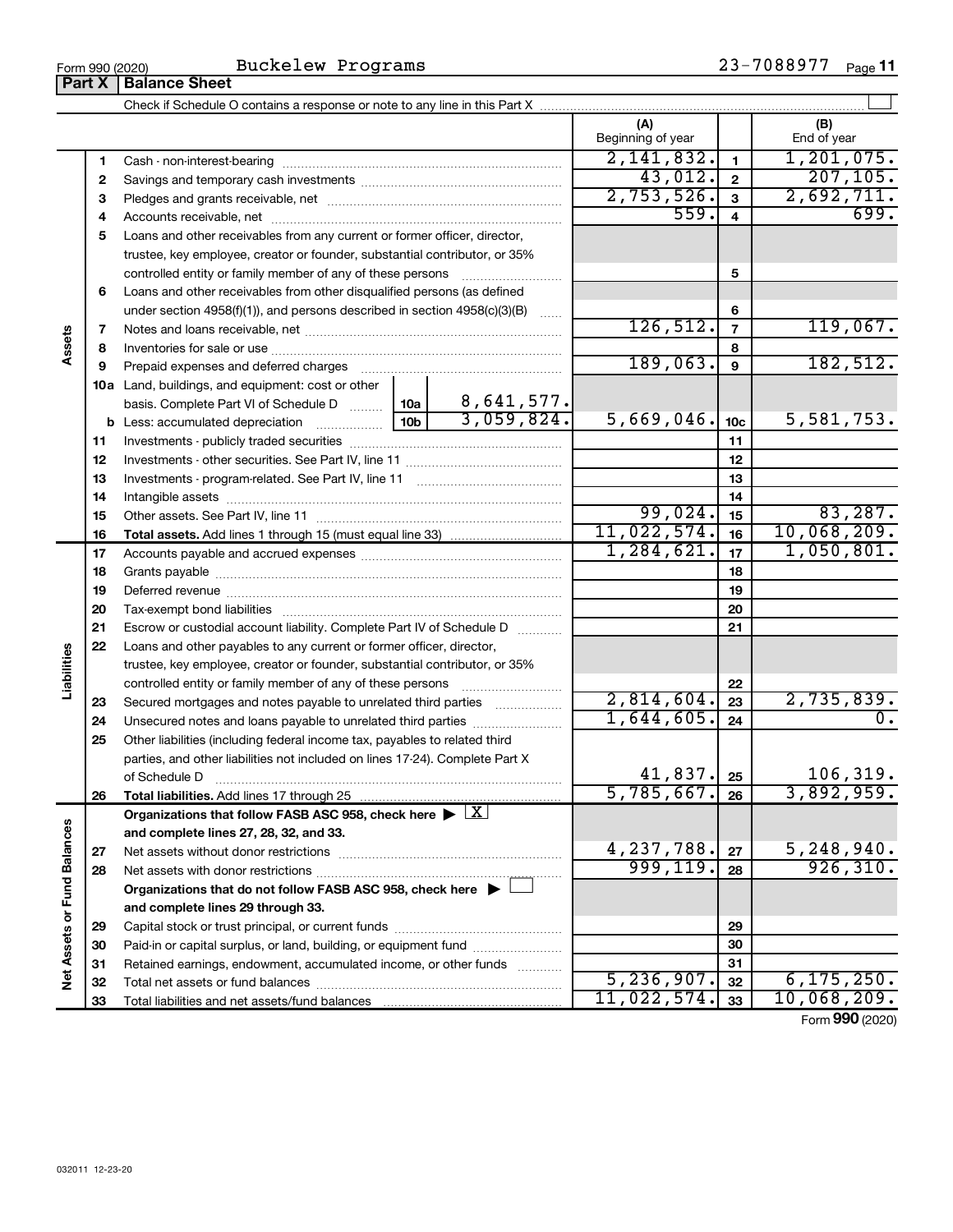Form 990 (2020) Buckelew Programs 23-7088977 Page 11

## Part X Balance Sheet

Check if Schedule O contains a response or note to any line in this Part X ☐

| | | | (A) Beginning of year | | (B) End of year |
|---|---|---|---|---|---|
| **Assets** | 1 | Cash - non-interest-bearing | 2,141,832. | 1 | 1,201,075. |
| | 2 | Savings and temporary cash investments | 43,012. | 2 | 207,105. |
| | 3 | Pledges and grants receivable, net | 2,753,526. | 3 | 2,692,711. |
| | 4 | Accounts receivable, net | 559. | 4 | 699. |
| | 5 | Loans and other receivables from any current or former officer, director, trustee, key employee, creator or founder, substantial contributor, or 35% controlled entity or family member of any of these persons | | 5 | |
| | 6 | Loans and other receivables from other disqualified persons (as defined under section 4958(f)(1)), and persons described in section 4958(c)(3)(B) | | 6 | |
| | 7 | Notes and loans receivable, net | 126,512. | 7 | 119,067. |
| | 8 | Inventories for sale or use | | 8 | |
| | 9 | Prepaid expenses and deferred charges | 189,063. | 9 | 182,512. |
| | 10a | Land, buildings, and equipment: cost or other basis. Complete Part VI of Schedule D — 10a: 8,641,577. | | | |
| | b | Less: accumulated depreciation — 10b: 3,059,824. | 5,669,046. | 10c | 5,581,753. |
| | 11 | Investments - publicly traded securities | | 11 | |
| | 12 | Investments - other securities. See Part IV, line 11 | | 12 | |
| | 13 | Investments - program-related. See Part IV, line 11 | | 13 | |
| | 14 | Intangible assets | | 14 | |
| | 15 | Other assets. See Part IV, line 11 | 99,024. | 15 | 83,287. |
| | 16 | **Total assets.** Add lines 1 through 15 (must equal line 33) | 11,022,574. | 16 | 10,068,209. |
| **Liabilities** | 17 | Accounts payable and accrued expenses | 1,284,621. | 17 | 1,050,801. |
| | 18 | Grants payable | | 18 | |
| | 19 | Deferred revenue | | 19 | |
| | 20 | Tax-exempt bond liabilities | | 20 | |
| | 21 | Escrow or custodial account liability. Complete Part IV of Schedule D | | 21 | |
| | 22 | Loans and other payables to any current or former officer, director, trustee, key employee, creator or founder, substantial contributor, or 35% controlled entity or family member of any of these persons | | 22 | |
| | 23 | Secured mortgages and notes payable to unrelated third parties | 2,814,604. | 23 | 2,735,839. |
| | 24 | Unsecured notes and loans payable to unrelated third parties | 1,644,605. | 24 | 0. |
| | 25 | Other liabilities (including federal income tax, payables to related third parties, and other liabilities not included on lines 17-24). Complete Part X of Schedule D | 41,837. | 25 | 106,319. |
| | 26 | **Total liabilities.** Add lines 17 through 25 | 5,785,667. | 26 | 3,892,959. |
| **Net Assets or Fund Balances** | | **Organizations that follow FASB ASC 958, check here ▶ ☒ and complete lines 27, 28, 32, and 33.** | | | |
| | 27 | Net assets without donor restrictions | 4,237,788. | 27 | 5,248,940. |
| | 28 | Net assets with donor restrictions | 999,119. | 28 | 926,310. |
| | | **Organizations that do not follow FASB ASC 958, check here ▶ ☐ and complete lines 29 through 33.** | | | |
| | 29 | Capital stock or trust principal, or current funds | | 29 | |
| | 30 | Paid-in or capital surplus, or land, building, or equipment fund | | 30 | |
| | 31 | Retained earnings, endowment, accumulated income, or other funds | | 31 | |
| | 32 | Total net assets or fund balances | 5,236,907. | 32 | 6,175,250. |
| | 33 | Total liabilities and net assets/fund balances | 11,022,574. | 33 | 10,068,209. |

Form **990** (2020)

032011 12-23-20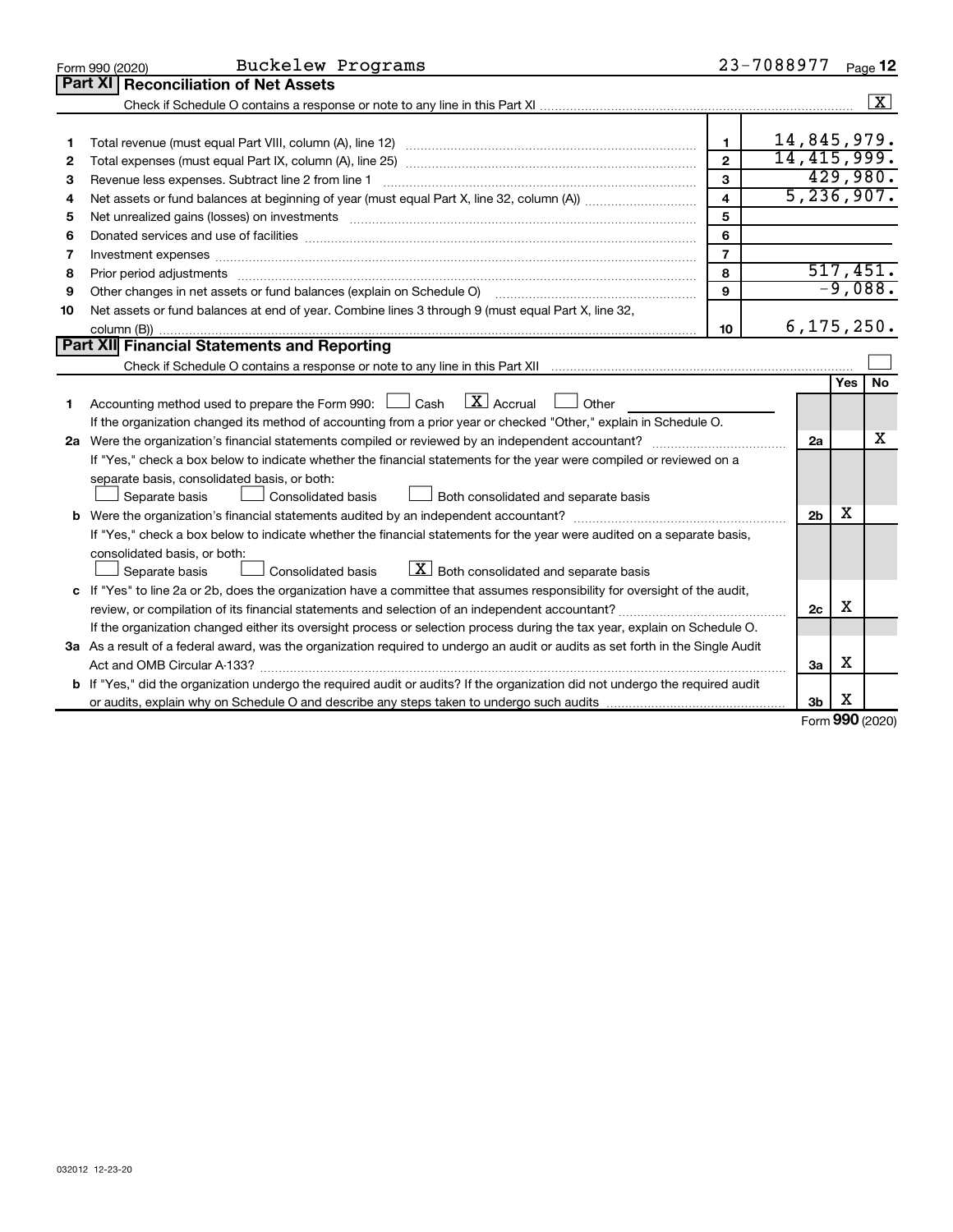Form 990 (2020) Buckelew Programs 23-7088977 Page 12

## Part XI Reconciliation of Net Assets

Check if Schedule O contains a response or note to any line in this Part XI .......... [X]

| | | | |
|---|---|---|---|
| 1 | Total revenue (must equal Part VIII, column (A), line 12) | 1 | 14,845,979. |
| 2 | Total expenses (must equal Part IX, column (A), line 25) | 2 | 14,415,999. |
| 3 | Revenue less expenses. Subtract line 2 from line 1 | 3 | 429,980. |
| 4 | Net assets or fund balances at beginning of year (must equal Part X, line 32, column (A)) | 4 | 5,236,907. |
| 5 | Net unrealized gains (losses) on investments | 5 | |
| 6 | Donated services and use of facilities | 6 | |
| 7 | Investment expenses | 7 | |
| 8 | Prior period adjustments | 8 | 517,451. |
| 9 | Other changes in net assets or fund balances (explain on Schedule O) | 9 | -9,088. |
| 10 | Net assets or fund balances at end of year. Combine lines 3 through 9 (must equal Part X, line 32, column (B)) | 10 | 6,175,250. |

## Part XII Financial Statements and Reporting

Check if Schedule O contains a response or note to any line in this Part XII .......... [ ]

| | | | Yes | No |
|---|---|---|---|---|
| 1 | Accounting method used to prepare the Form 990: [ ] Cash [X] Accrual [ ] Other | | | |
| | If the organization changed its method of accounting from a prior year or checked "Other," explain in Schedule O. | | | |
| 2a | Were the organization's financial statements compiled or reviewed by an independent accountant? | 2a | | X |
| | If "Yes," check a box below to indicate whether the financial statements for the year were compiled or reviewed on a separate basis, consolidated basis, or both: [ ] Separate basis [ ] Consolidated basis [ ] Both consolidated and separate basis | | | |
| b | Were the organization's financial statements audited by an independent accountant? | 2b | X | |
| | If "Yes," check a box below to indicate whether the financial statements for the year were audited on a separate basis, consolidated basis, or both: [ ] Separate basis [ ] Consolidated basis [X] Both consolidated and separate basis | | | |
| c | If "Yes" to line 2a or 2b, does the organization have a committee that assumes responsibility for oversight of the audit, review, or compilation of its financial statements and selection of an independent accountant? | 2c | X | |
| | If the organization changed either its oversight process or selection process during the tax year, explain on Schedule O. | | | |
| 3a | As a result of a federal award, was the organization required to undergo an audit or audits as set forth in the Single Audit Act and OMB Circular A-133? | 3a | X | |
| b | If "Yes," did the organization undergo the required audit or audits? If the organization did not undergo the required audit or audits, explain why on Schedule O and describe any steps taken to undergo such audits | 3b | X | |

Form **990** (2020)

032012 12-23-20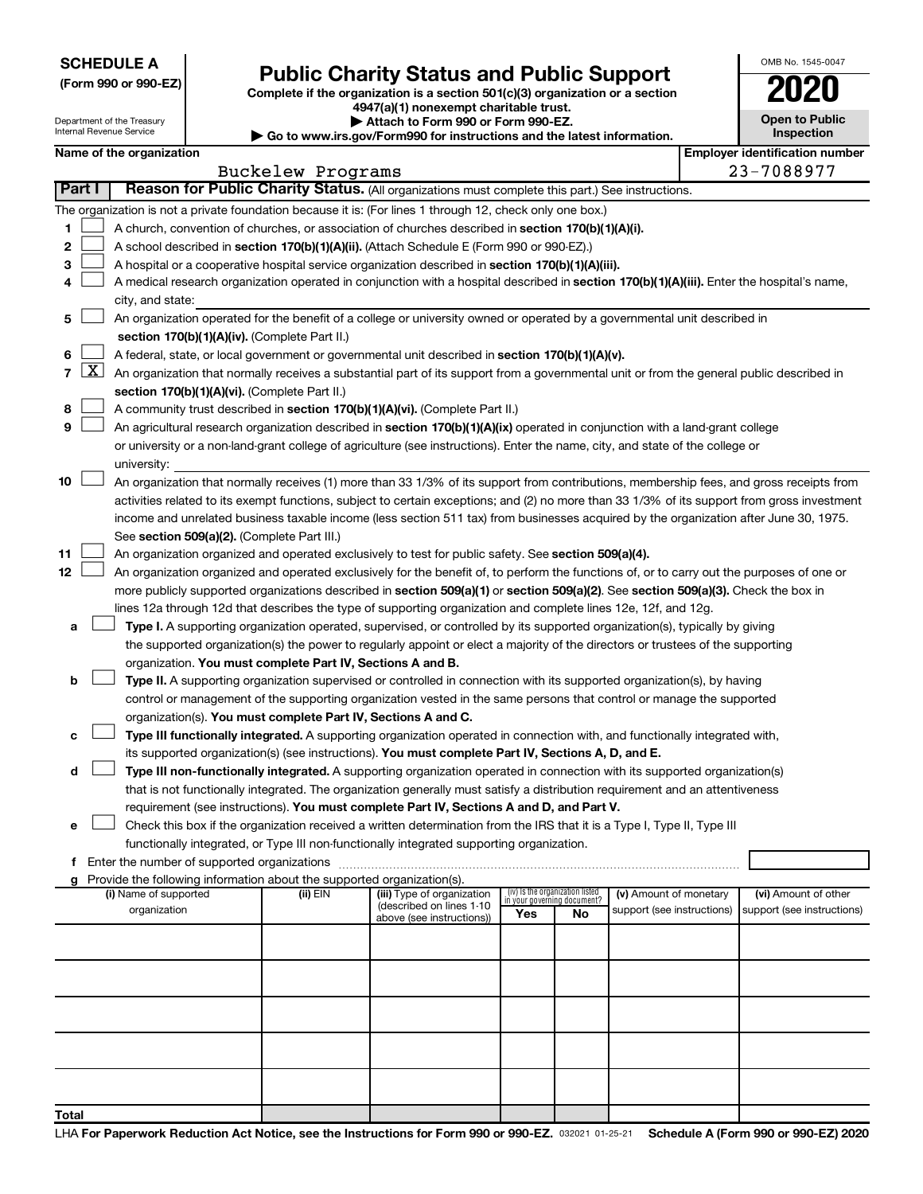**SCHEDULE A**
**(Form 990 or 990-EZ)**

Department of the Treasury
Internal Revenue Service

# Public Charity Status and Public Support

**Complete if the organization is a section 501(c)(3) organization or a section 4947(a)(1) nonexempt charitable trust.**
**▶ Attach to Form 990 or Form 990-EZ.**
**▶ Go to www.irs.gov/Form990 for instructions and the latest information.**

OMB No. 1545-0047
**2020**
**Open to Public Inspection**

**Name of the organization:** Buckelew Programs
**Employer identification number:** 23-7088977

## Part I — Reason for Public Charity Status. (All organizations must complete this part.) See instructions.

The organization is not a private foundation because it is: (For lines 1 through 12, check only one box.)

1. ☐ A church, convention of churches, or association of churches described in **section 170(b)(1)(A)(i).**
2. ☐ A school described in **section 170(b)(1)(A)(ii).** (Attach Schedule E (Form 990 or 990-EZ).)
3. ☐ A hospital or a cooperative hospital service organization described in **section 170(b)(1)(A)(iii).**
4. ☐ A medical research organization operated in conjunction with a hospital described in **section 170(b)(1)(A)(iii).** Enter the hospital's name, city, and state:
5. ☐ An organization operated for the benefit of a college or university owned or operated by a governmental unit described in **section 170(b)(1)(A)(iv).** (Complete Part II.)
6. ☐ A federal, state, or local government or governmental unit described in **section 170(b)(1)(A)(v).**
7. ☒ An organization that normally receives a substantial part of its support from a governmental unit or from the general public described in **section 170(b)(1)(A)(vi).** (Complete Part II.)
8. ☐ A community trust described in **section 170(b)(1)(A)(vi).** (Complete Part II.)
9. ☐ An agricultural research organization described in **section 170(b)(1)(A)(ix)** operated in conjunction with a land-grant college or university or a non-land-grant college of agriculture (see instructions). Enter the name, city, and state of the college or university:
10. ☐ An organization that normally receives (1) more than 33 1/3% of its support from contributions, membership fees, and gross receipts from activities related to its exempt functions, subject to certain exceptions; and (2) no more than 33 1/3% of its support from gross investment income and unrelated business taxable income (less section 511 tax) from businesses acquired by the organization after June 30, 1975. See **section 509(a)(2).** (Complete Part III.)
11. ☐ An organization organized and operated exclusively to test for public safety. See **section 509(a)(4).**
12. ☐ An organization organized and operated exclusively for the benefit of, to perform the functions of, or to carry out the purposes of one or more publicly supported organizations described in **section 509(a)(1)** or **section 509(a)(2).** See **section 509(a)(3).** Check the box in lines 12a through 12d that describes the type of supporting organization and complete lines 12e, 12f, and 12g.
   - **a** ☐ **Type I.** A supporting organization operated, supervised, or controlled by its supported organization(s), typically by giving the supported organization(s) the power to regularly appoint or elect a majority of the directors or trustees of the supporting organization. **You must complete Part IV, Sections A and B.**
   - **b** ☐ **Type II.** A supporting organization supervised or controlled in connection with its supported organization(s), by having control or management of the supporting organization vested in the same persons that control or manage the supported organization(s). **You must complete Part IV, Sections A and C.**
   - **c** ☐ **Type III functionally integrated.** A supporting organization operated in connection with, and functionally integrated with, its supported organization(s) (see instructions). **You must complete Part IV, Sections A, D, and E.**
   - **d** ☐ **Type III non-functionally integrated.** A supporting organization operated in connection with its supported organization(s) that is not functionally integrated. The organization generally must satisfy a distribution requirement and an attentiveness requirement (see instructions). **You must complete Part IV, Sections A and D, and Part V.**
   - **e** ☐ Check this box if the organization received a written determination from the IRS that it is a Type I, Type II, Type III functionally integrated, or Type III non-functionally integrated supporting organization.
   - **f** Enter the number of supported organizations
   - **g** Provide the following information about the supported organization(s).

| (i) Name of supported organization | (ii) EIN | (iii) Type of organization (described on lines 1-10 above (see instructions)) | (iv) Is the organization listed in your governing document? Yes | No | (v) Amount of monetary support (see instructions) | (vi) Amount of other support (see instructions) |
|---|---|---|---|---|---|---|
| | | | | | | |
| | | | | | | |
| | | | | | | |
| | | | | | | |
| | | | | | | |
| **Total** | | | | | | |

LHA **For Paperwork Reduction Act Notice, see the Instructions for Form 990 or 990-EZ.** 032021 01-25-21 **Schedule A (Form 990 or 990-EZ) 2020**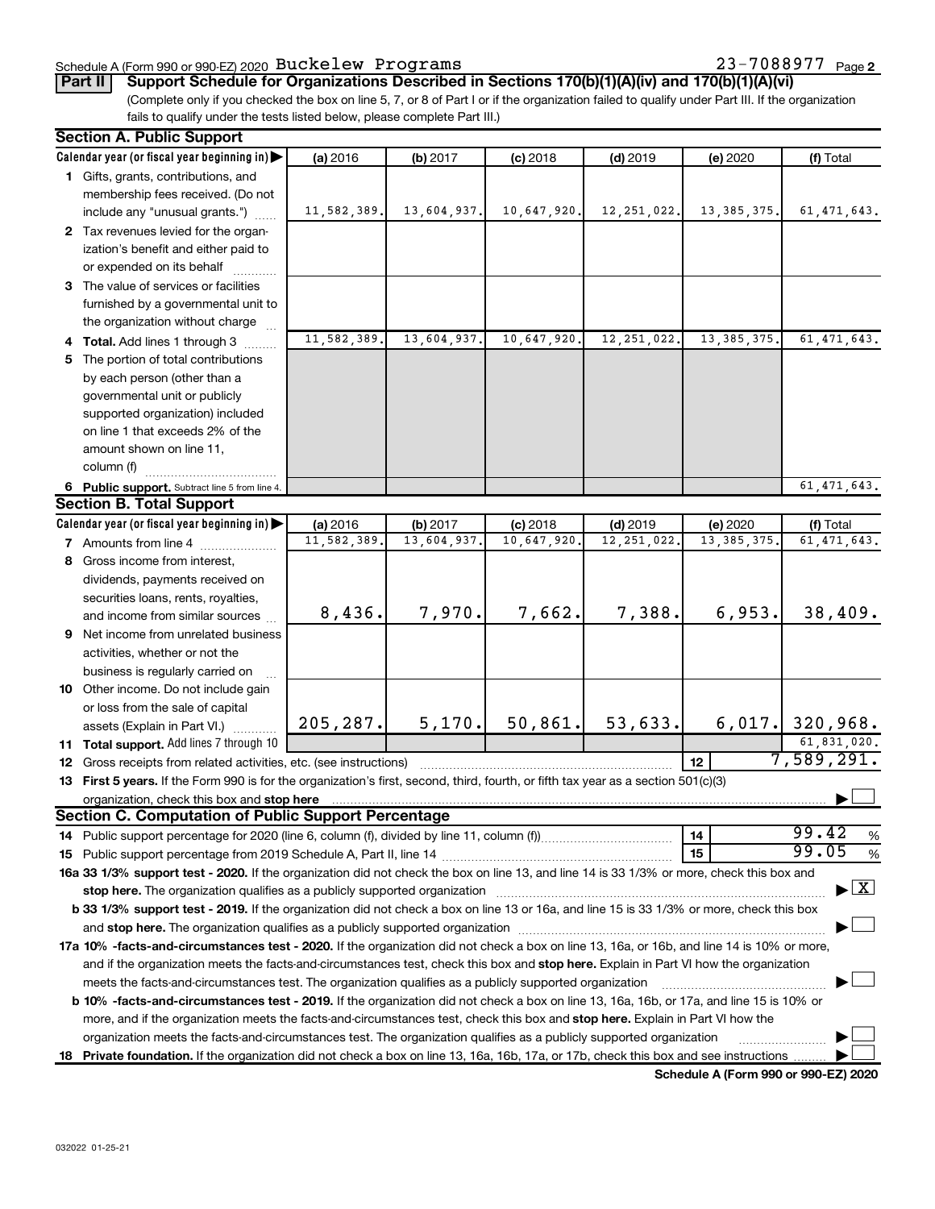Schedule A (Form 990 or 990-EZ) 2020 Buckelew Programs 23-7088977 Page 2

**Part II Support Schedule for Organizations Described in Sections 170(b)(1)(A)(iv) and 170(b)(1)(A)(vi)**

(Complete only if you checked the box on line 5, 7, or 8 of Part I or if the organization failed to qualify under Part III. If the organization fails to qualify under the tests listed below, please complete Part III.)

### Section A. Public Support

| Calendar year (or fiscal year beginning in) ▶ | (a) 2016 | (b) 2017 | (c) 2018 | (d) 2019 | (e) 2020 | (f) Total |
|---|---|---|---|---|---|---|
| **1** Gifts, grants, contributions, and membership fees received. (Do not include any "unusual grants.") | 11,582,389. | 13,604,937. | 10,647,920. | 12,251,022. | 13,385,375. | 61,471,643. |
| **2** Tax revenues levied for the organization's benefit and either paid to or expended on its behalf | | | | | | |
| **3** The value of services or facilities furnished by a governmental unit to the organization without charge | | | | | | |
| **4 Total.** Add lines 1 through 3 | 11,582,389. | 13,604,937. | 10,647,920. | 12,251,022. | 13,385,375. | 61,471,643. |
| **5** The portion of total contributions by each person (other than a governmental unit or publicly supported organization) included on line 1 that exceeds 2% of the amount shown on line 11, column (f) | | | | | | |
| **6 Public support.** Subtract line 5 from line 4. | | | | | | 61,471,643. |

### Section B. Total Support

| Calendar year (or fiscal year beginning in) ▶ | (a) 2016 | (b) 2017 | (c) 2018 | (d) 2019 | (e) 2020 | (f) Total |
|---|---|---|---|---|---|---|
| **7** Amounts from line 4 | 11,582,389. | 13,604,937. | 10,647,920. | 12,251,022. | 13,385,375. | 61,471,643. |
| **8** Gross income from interest, dividends, payments received on securities loans, rents, royalties, and income from similar sources | 8,436. | 7,970. | 7,662. | 7,388. | 6,953. | 38,409. |
| **9** Net income from unrelated business activities, whether or not the business is regularly carried on | | | | | | |
| **10** Other income. Do not include gain or loss from the sale of capital assets (Explain in Part VI.) | 205,287. | 5,170. | 50,861. | 53,633. | 6,017. | 320,968. |
| **11 Total support.** Add lines 7 through 10 | | | | | | 61,831,020. |

**12** Gross receipts from related activities, etc. (see instructions) — **12** — 7,589,291.

**13 First 5 years.** If the Form 990 is for the organization's first, second, third, fourth, or fifth tax year as a section 501(c)(3) organization, check this box and **stop here** ▶ ☐

### Section C. Computation of Public Support Percentage

**14** Public support percentage for 2020 (line 6, column (f), divided by line 11, column (f)) — **14** — 99.42 %

**15** Public support percentage from 2019 Schedule A, Part II, line 14 — **15** — 99.05 %

**16a 33 1/3% support test - 2020.** If the organization did not check the box on line 13, and line 14 is 33 1/3% or more, check this box and **stop here.** The organization qualifies as a publicly supported organization ▶ ☒

**b 33 1/3% support test - 2019.** If the organization did not check a box on line 13 or 16a, and line 15 is 33 1/3% or more, check this box and **stop here.** The organization qualifies as a publicly supported organization ▶ ☐

**17a 10% -facts-and-circumstances test - 2020.** If the organization did not check a box on line 13, 16a, or 16b, and line 14 is 10% or more, and if the organization meets the facts-and-circumstances test, check this box and **stop here.** Explain in Part VI how the organization meets the facts-and-circumstances test. The organization qualifies as a publicly supported organization ▶ ☐

**b 10% -facts-and-circumstances test - 2019.** If the organization did not check a box on line 13, 16a, 16b, or 17a, and line 15 is 10% or more, and if the organization meets the facts-and-circumstances test, check this box and **stop here.** Explain in Part VI how the organization meets the facts-and-circumstances test. The organization qualifies as a publicly supported organization ▶ ☐

**18 Private foundation.** If the organization did not check a box on line 13, 16a, 16b, 17a, or 17b, check this box and see instructions ▶ ☐

**Schedule A (Form 990 or 990-EZ) 2020**

032022 01-25-21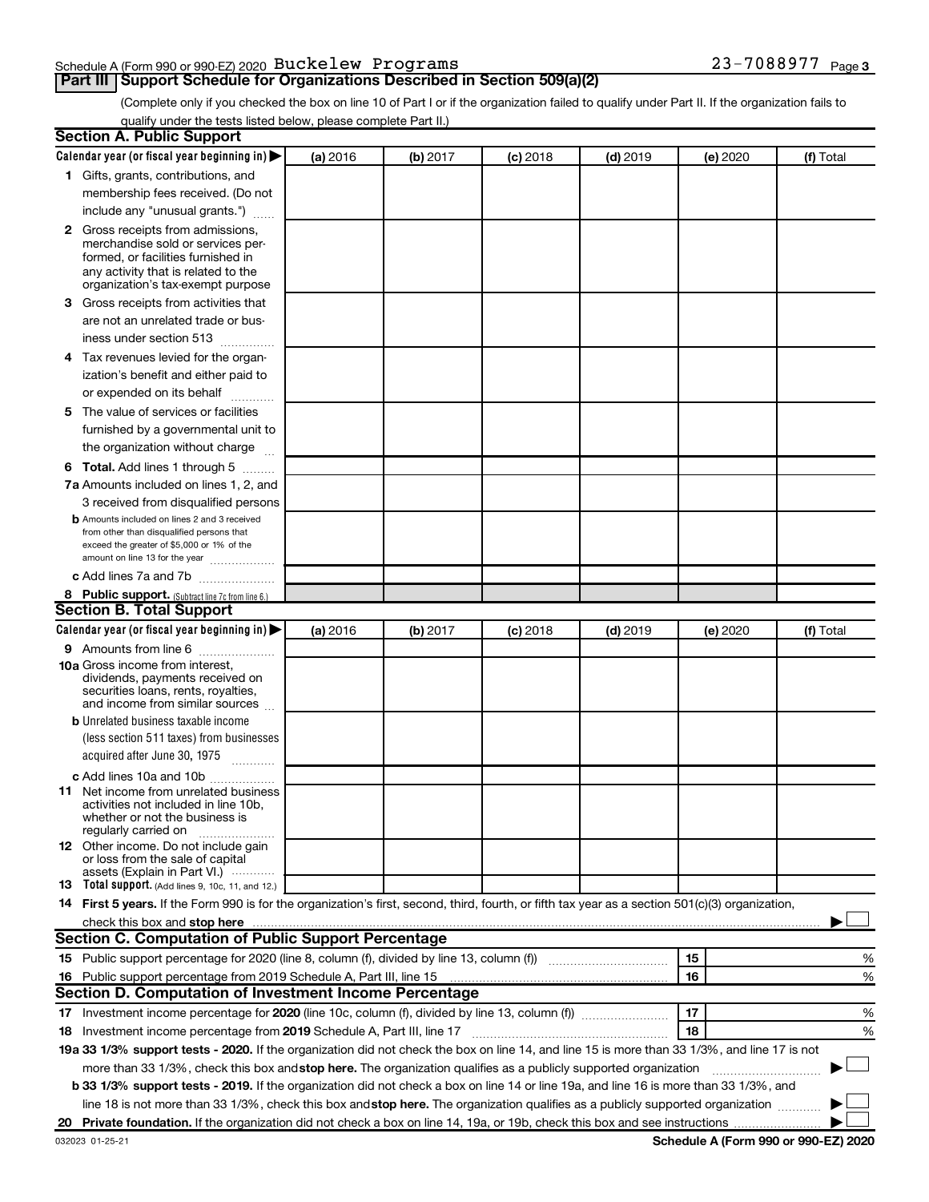Schedule A (Form 990 or 990-EZ) 2020 Buckelew Programs 23-7088977 Page 3

## Part III Support Schedule for Organizations Described in Section 509(a)(2)

(Complete only if you checked the box on line 10 of Part I or if the organization failed to qualify under Part II. If the organization fails to qualify under the tests listed below, please complete Part II.)

### Section A. Public Support

| Calendar year (or fiscal year beginning in) ▶ | (a) 2016 | (b) 2017 | (c) 2018 | (d) 2019 | (e) 2020 | (f) Total |
|---|---|---|---|---|---|---|
| **1** Gifts, grants, contributions, and membership fees received. (Do not include any "unusual grants.") | | | | | | |
| **2** Gross receipts from admissions, merchandise sold or services performed, or facilities furnished in any activity that is related to the organization's tax-exempt purpose | | | | | | |
| **3** Gross receipts from activities that are not an unrelated trade or business under section 513 | | | | | | |
| **4** Tax revenues levied for the organization's benefit and either paid to or expended on its behalf | | | | | | |
| **5** The value of services or facilities furnished by a governmental unit to the organization without charge | | | | | | |
| **6 Total.** Add lines 1 through 5 | | | | | | |
| **7a** Amounts included on lines 1, 2, and 3 received from disqualified persons | | | | | | |
| **b** Amounts included on lines 2 and 3 received from other than disqualified persons that exceed the greater of $5,000 or 1% of the amount on line 13 for the year | | | | | | |
| **c** Add lines 7a and 7b | | | | | | |
| **8 Public support.** (Subtract line 7c from line 6.) | | | | | | |

### Section B. Total Support

| Calendar year (or fiscal year beginning in) ▶ | (a) 2016 | (b) 2017 | (c) 2018 | (d) 2019 | (e) 2020 | (f) Total |
|---|---|---|---|---|---|---|
| **9** Amounts from line 6 | | | | | | |
| **10a** Gross income from interest, dividends, payments received on securities loans, rents, royalties, and income from similar sources | | | | | | |
| **b** Unrelated business taxable income (less section 511 taxes) from businesses acquired after June 30, 1975 | | | | | | |
| **c** Add lines 10a and 10b | | | | | | |
| **11** Net income from unrelated business activities not included in line 10b, whether or not the business is regularly carried on | | | | | | |
| **12** Other income. Do not include gain or loss from the sale of capital assets (Explain in Part VI.) | | | | | | |
| **13 Total support.** (Add lines 9, 10c, 11, and 12.) | | | | | | |

**14 First 5 years.** If the Form 990 is for the organization's first, second, third, fourth, or fifth tax year as a section 501(c)(3) organization, check this box and **stop here** ▶ ☐

### Section C. Computation of Public Support Percentage

| | | | |
|---|---|---|---|
| **15** | Public support percentage for 2020 (line 8, column (f), divided by line 13, column (f)) | 15 | % |
| **16** | Public support percentage from 2019 Schedule A, Part III, line 15 | 16 | % |

### Section D. Computation of Investment Income Percentage

| | | | |
|---|---|---|---|
| **17** | Investment income percentage for **2020** (line 10c, column (f), divided by line 13, column (f)) | 17 | % |
| **18** | Investment income percentage from **2019** Schedule A, Part III, line 17 | 18 | % |

**19a 33 1/3% support tests - 2020.** If the organization did not check the box on line 14, and line 15 is more than 33 1/3%, and line 17 is not more than 33 1/3%, check this box and **stop here.** The organization qualifies as a publicly supported organization ▶ ☐

**b 33 1/3% support tests - 2019.** If the organization did not check a box on line 14 or line 19a, and line 16 is more than 33 1/3%, and line 18 is not more than 33 1/3%, check this box and **stop here.** The organization qualifies as a publicly supported organization ▶ ☐

**20 Private foundation.** If the organization did not check a box on line 14, 19a, or 19b, check this box and see instructions ▶ ☐

032023 01-25-21 **Schedule A (Form 990 or 990-EZ) 2020**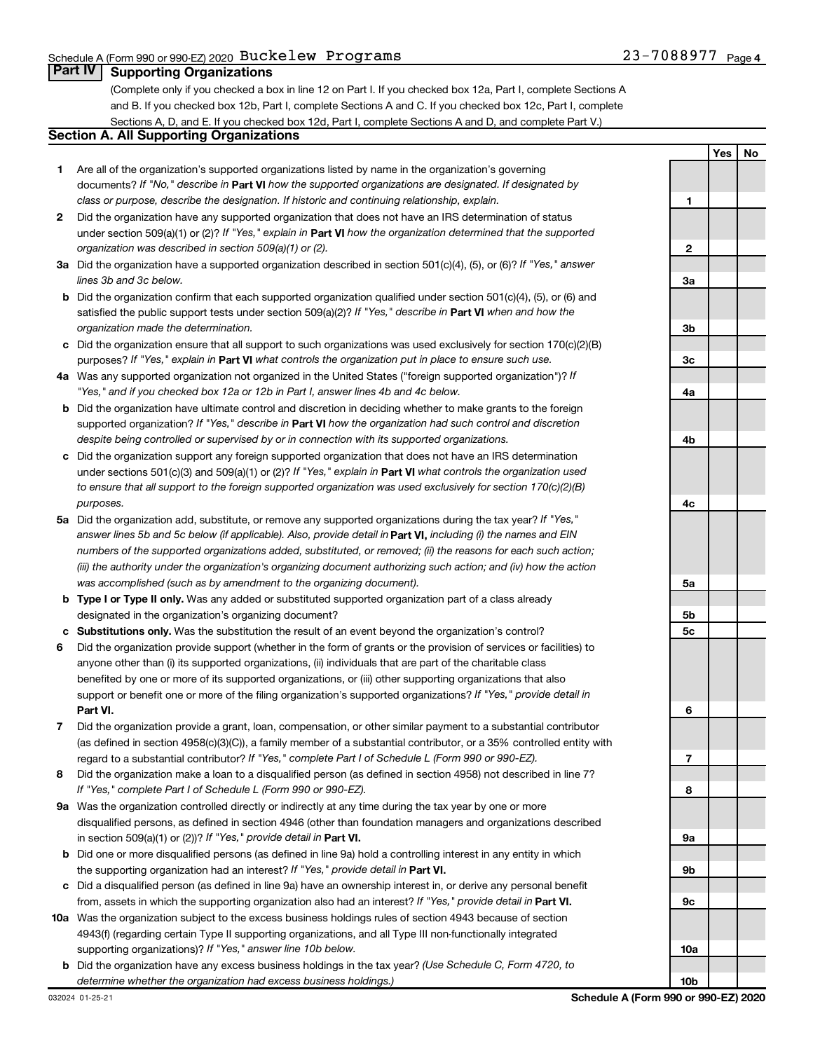Schedule A (Form 990 or 990-EZ) 2020 Buckelew Programs 23-7088977 Page 4

## Part IV Supporting Organizations

(Complete only if you checked a box in line 12 on Part I. If you checked box 12a, Part I, complete Sections A and B. If you checked box 12b, Part I, complete Sections A and C. If you checked box 12c, Part I, complete Sections A, D, and E. If you checked box 12d, Part I, complete Sections A and D, and complete Part V.)

### Section A. All Supporting Organizations

| | | | Yes | No |
|---|---|---|---|---|
| **1** | Are all of the organization's supported organizations listed by name in the organization's governing documents? *If "No," describe in* **Part VI** *how the supported organizations are designated. If designated by class or purpose, describe the designation. If historic and continuing relationship, explain.* | 1 | | |
| **2** | Did the organization have any supported organization that does not have an IRS determination of status under section 509(a)(1) or (2)? *If "Yes," explain in* **Part VI** *how the organization determined that the supported organization was described in section 509(a)(1) or (2).* | 2 | | |
| **3a** | Did the organization have a supported organization described in section 501(c)(4), (5), or (6)? *If "Yes," answer lines 3b and 3c below.* | 3a | | |
| **b** | Did the organization confirm that each supported organization qualified under section 501(c)(4), (5), or (6) and satisfied the public support tests under section 509(a)(2)? *If "Yes," describe in* **Part VI** *when and how the organization made the determination.* | 3b | | |
| **c** | Did the organization ensure that all support to such organizations was used exclusively for section 170(c)(2)(B) purposes? *If "Yes," explain in* **Part VI** *what controls the organization put in place to ensure such use.* | 3c | | |
| **4a** | Was any supported organization not organized in the United States ("foreign supported organization")? *If "Yes," and if you checked box 12a or 12b in Part I, answer lines 4b and 4c below.* | 4a | | |
| **b** | Did the organization have ultimate control and discretion in deciding whether to make grants to the foreign supported organization? *If "Yes," describe in* **Part VI** *how the organization had such control and discretion despite being controlled or supervised by or in connection with its supported organizations.* | 4b | | |
| **c** | Did the organization support any foreign supported organization that does not have an IRS determination under sections 501(c)(3) and 509(a)(1) or (2)? *If "Yes," explain in* **Part VI** *what controls the organization used to ensure that all support to the foreign supported organization was used exclusively for section 170(c)(2)(B) purposes.* | 4c | | |
| **5a** | Did the organization add, substitute, or remove any supported organizations during the tax year? *If "Yes," answer lines 5b and 5c below (if applicable). Also, provide detail in* **Part VI,** *including (i) the names and EIN numbers of the supported organizations added, substituted, or removed; (ii) the reasons for each such action; (iii) the authority under the organization's organizing document authorizing such action; and (iv) how the action was accomplished (such as by amendment to the organizing document).* | 5a | | |
| **b** | **Type I or Type II only.** Was any added or substituted supported organization part of a class already designated in the organization's organizing document? | 5b | | |
| **c** | **Substitutions only.** Was the substitution the result of an event beyond the organization's control? | 5c | | |
| **6** | Did the organization provide support (whether in the form of grants or the provision of services or facilities) to anyone other than (i) its supported organizations, (ii) individuals that are part of the charitable class benefited by one or more of its supported organizations, or (iii) other supporting organizations that also support or benefit one or more of the filing organization's supported organizations? *If "Yes," provide detail in* **Part VI.** | 6 | | |
| **7** | Did the organization provide a grant, loan, compensation, or other similar payment to a substantial contributor (as defined in section 4958(c)(3)(C)), a family member of a substantial contributor, or a 35% controlled entity with regard to a substantial contributor? *If "Yes," complete Part I of Schedule L (Form 990 or 990-EZ).* | 7 | | |
| **8** | Did the organization make a loan to a disqualified person (as defined in section 4958) not described in line 7? *If "Yes," complete Part I of Schedule L (Form 990 or 990-EZ).* | 8 | | |
| **9a** | Was the organization controlled directly or indirectly at any time during the tax year by one or more disqualified persons, as defined in section 4946 (other than foundation managers and organizations described in section 509(a)(1) or (2))? *If "Yes," provide detail in* **Part VI.** | 9a | | |
| **b** | Did one or more disqualified persons (as defined in line 9a) hold a controlling interest in any entity in which the supporting organization had an interest? *If "Yes," provide detail in* **Part VI.** | 9b | | |
| **c** | Did a disqualified person (as defined in line 9a) have an ownership interest in, or derive any personal benefit from, assets in which the supporting organization also had an interest? *If "Yes," provide detail in* **Part VI.** | 9c | | |
| **10a** | Was the organization subject to the excess business holdings rules of section 4943 because of section 4943(f) (regarding certain Type II supporting organizations, and all Type III non-functionally integrated supporting organizations)? *If "Yes," answer line 10b below.* | 10a | | |
| **b** | Did the organization have any excess business holdings in the tax year? *(Use Schedule C, Form 4720, to determine whether the organization had excess business holdings.)* | 10b | | |

032024 01-25-21 **Schedule A (Form 990 or 990-EZ) 2020**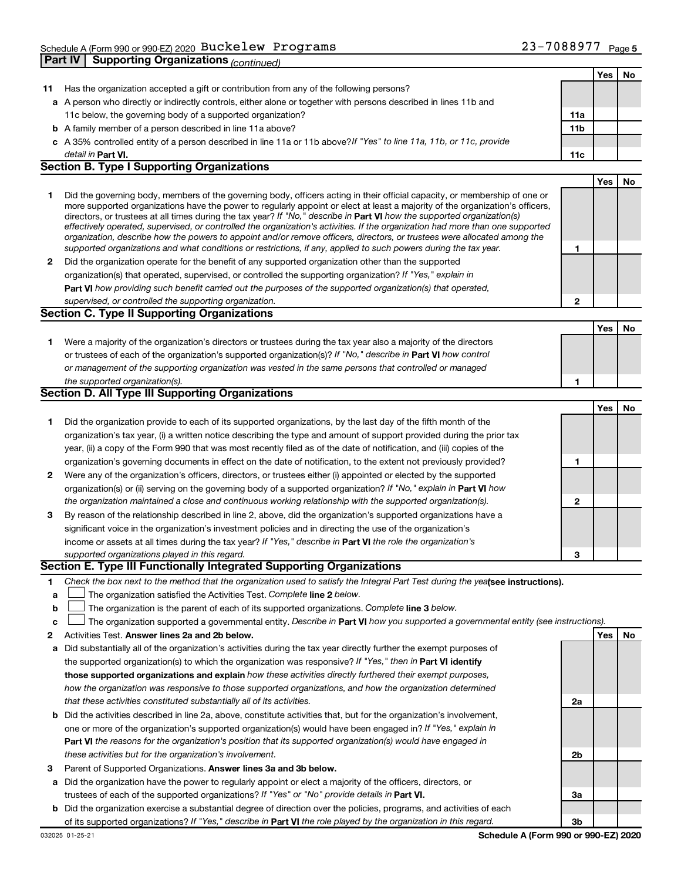## Part IV Supporting Organizations *(continued)*

| | | | Yes | No |
|---|---|---|---|---|
| **11** | Has the organization accepted a gift or contribution from any of the following persons? | | | |
| **a** | A person who directly or indirectly controls, either alone or together with persons described in lines 11b and 11c below, the governing body of a supported organization? | **11a** | | |
| **b** | A family member of a person described in line 11a above? | **11b** | | |
| **c** | A 35% controlled entity of a person described in line 11a or 11b above? *If "Yes" to line 11a, 11b, or 11c, provide detail in* **Part VI.** | **11c** | | |

### Section B. Type I Supporting Organizations

| | | | Yes | No |
|---|---|---|---|---|
| **1** | Did the governing body, members of the governing body, officers acting in their official capacity, or membership of one or more supported organizations have the power to regularly appoint or elect at least a majority of the organization's officers, directors, or trustees at all times during the tax year? *If "No," describe in* **Part VI** *how the supported organization(s) effectively operated, supervised, or controlled the organization's activities. If the organization had more than one supported organization, describe how the powers to appoint and/or remove officers, directors, or trustees were allocated among the supported organizations and what conditions or restrictions, if any, applied to such powers during the tax year.* | **1** | | |
| **2** | Did the organization operate for the benefit of any supported organization other than the supported organization(s) that operated, supervised, or controlled the supporting organization? *If "Yes," explain in* **Part VI** *how providing such benefit carried out the purposes of the supported organization(s) that operated, supervised, or controlled the supporting organization.* | **2** | | |

### Section C. Type II Supporting Organizations

| | | | Yes | No |
|---|---|---|---|---|
| **1** | Were a majority of the organization's directors or trustees during the tax year also a majority of the directors or trustees of each of the organization's supported organization(s)? *If "No," describe in* **Part VI** *how control or management of the supporting organization was vested in the same persons that controlled or managed the supported organization(s).* | **1** | | |

### Section D. All Type III Supporting Organizations

| | | | Yes | No |
|---|---|---|---|---|
| **1** | Did the organization provide to each of its supported organizations, by the last day of the fifth month of the organization's tax year, (i) a written notice describing the type and amount of support provided during the prior tax year, (ii) a copy of the Form 990 that was most recently filed as of the date of notification, and (iii) copies of the organization's governing documents in effect on the date of notification, to the extent not previously provided? | **1** | | |
| **2** | Were any of the organization's officers, directors, or trustees either (i) appointed or elected by the supported organization(s) or (ii) serving on the governing body of a supported organization? *If "No," explain in* **Part VI** *how the organization maintained a close and continuous working relationship with the supported organization(s).* | **2** | | |
| **3** | By reason of the relationship described in line 2, above, did the organization's supported organizations have a significant voice in the organization's investment policies and in directing the use of the organization's income or assets at all times during the tax year? *If "Yes," describe in* **Part VI** *the role the organization's supported organizations played in this regard.* | **3** | | |

### Section E. Type III Functionally Integrated Supporting Organizations

**1** *Check the box next to the method that the organization used to satisfy the Integral Part Test during the year* **(see instructions).**

- **a** ☐ The organization satisfied the Activities Test. *Complete* **line 2** *below.*
- **b** ☐ The organization is the parent of each of its supported organizations. *Complete* **line 3** *below.*
- **c** ☐ The organization supported a governmental entity. *Describe in* **Part VI** *how you supported a governmental entity (see instructions).*

| | | | Yes | No |
|---|---|---|---|---|
| **2** | Activities Test. **Answer lines 2a and 2b below.** | | | |
| **a** | Did substantially all of the organization's activities during the tax year directly further the exempt purposes of the supported organization(s) to which the organization was responsive? *If "Yes," then in* **Part VI identify those supported organizations and explain** *how these activities directly furthered their exempt purposes, how the organization was responsive to those supported organizations, and how the organization determined that these activities constituted substantially all of its activities.* | **2a** | | |
| **b** | Did the activities described in line 2a, above, constitute activities that, but for the organization's involvement, one or more of the organization's supported organization(s) would have been engaged in? *If "Yes," explain in* **Part VI** *the reasons for the organization's position that its supported organization(s) would have engaged in these activities but for the organization's involvement.* | **2b** | | |
| **3** | Parent of Supported Organizations. **Answer lines 3a and 3b below.** | | | |
| **a** | Did the organization have the power to regularly appoint or elect a majority of the officers, directors, or trustees of each of the supported organizations? *If "Yes" or "No" provide details in* **Part VI.** | **3a** | | |
| **b** | Did the organization exercise a substantial degree of direction over the policies, programs, and activities of each of its supported organizations? *If "Yes," describe in* **Part VI** *the role played by the organization in this regard.* | **3b** | | |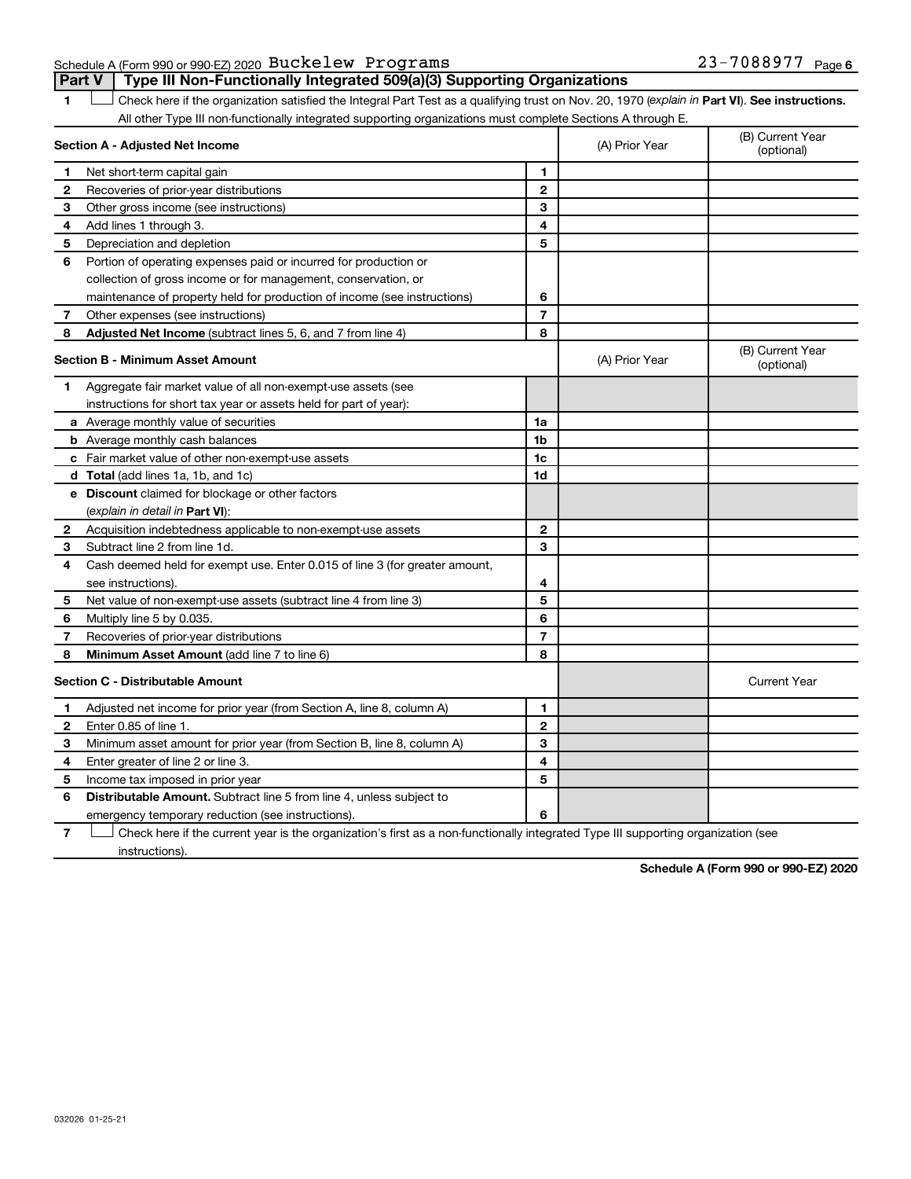Schedule A (Form 990 or 990-EZ) 2020 Buckelew Programs 23-7088977 Page 6

## Part V | Type III Non-Functionally Integrated 509(a)(3) Supporting Organizations

**1** ☐ Check here if the organization satisfied the Integral Part Test as a qualifying trust on Nov. 20, 1970 (*explain in* **Part VI**). **See instructions.** All other Type III non-functionally integrated supporting organizations must complete Sections A through E.

| **Section A - Adjusted Net Income** | | | (A) Prior Year | (B) Current Year (optional) |
|---|---|---|---|---|
| **1** | Net short-term capital gain | **1** | | |
| **2** | Recoveries of prior-year distributions | **2** | | |
| **3** | Other gross income (see instructions) | **3** | | |
| **4** | Add lines 1 through 3. | **4** | | |
| **5** | Depreciation and depletion | **5** | | |
| **6** | Portion of operating expenses paid or incurred for production or collection of gross income or for management, conservation, or maintenance of property held for production of income (see instructions) | **6** | | |
| **7** | Other expenses (see instructions) | **7** | | |
| **8** | **Adjusted Net Income** (subtract lines 5, 6, and 7 from line 4) | **8** | | |

| **Section B - Minimum Asset Amount** | | | (A) Prior Year | (B) Current Year (optional) |
|---|---|---|---|---|
| **1** | Aggregate fair market value of all non-exempt-use assets (see instructions for short tax year or assets held for part of year): | | | |
| **a** | Average monthly value of securities | **1a** | | |
| **b** | Average monthly cash balances | **1b** | | |
| **c** | Fair market value of other non-exempt-use assets | **1c** | | |
| **d** | **Total** (add lines 1a, 1b, and 1c) | **1d** | | |
| **e** | **Discount** claimed for blockage or other factors (*explain in detail in* **Part VI**): | | | |
| **2** | Acquisition indebtedness applicable to non-exempt-use assets | **2** | | |
| **3** | Subtract line 2 from line 1d. | **3** | | |
| **4** | Cash deemed held for exempt use. Enter 0.015 of line 3 (for greater amount, see instructions). | **4** | | |
| **5** | Net value of non-exempt-use assets (subtract line 4 from line 3) | **5** | | |
| **6** | Multiply line 5 by 0.035. | **6** | | |
| **7** | Recoveries of prior-year distributions | **7** | | |
| **8** | **Minimum Asset Amount** (add line 7 to line 6) | **8** | | |

| **Section C - Distributable Amount** | | | | Current Year |
|---|---|---|---|---|
| **1** | Adjusted net income for prior year (from Section A, line 8, column A) | **1** | | |
| **2** | Enter 0.85 of line 1. | **2** | | |
| **3** | Minimum asset amount for prior year (from Section B, line 8, column A) | **3** | | |
| **4** | Enter greater of line 2 or line 3. | **4** | | |
| **5** | Income tax imposed in prior year | **5** | | |
| **6** | **Distributable Amount.** Subtract line 5 from line 4, unless subject to emergency temporary reduction (see instructions). | **6** | | |

**7** ☐ Check here if the current year is the organization's first as a non-functionally integrated Type III supporting organization (see instructions).

**Schedule A (Form 990 or 990-EZ) 2020**

032026 01-25-21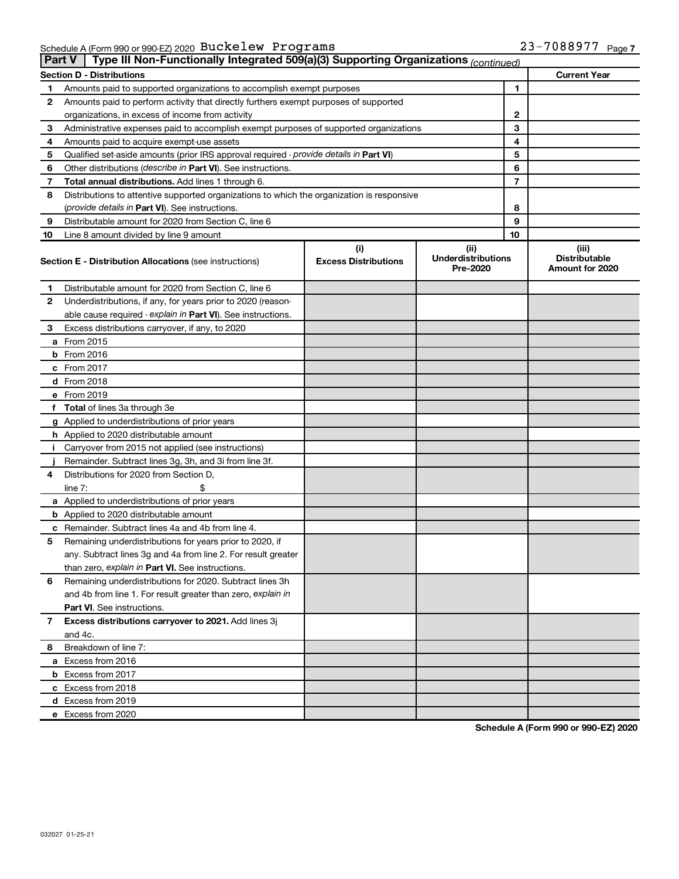Schedule A (Form 990 or 990-EZ) 2020 Buckelew Programs 23-7088977 Page 7

## Part V | Type III Non-Functionally Integrated 509(a)(3) Supporting Organizations *(continued)*

| **Section D - Distributions** | | | **Current Year** |
|---|---|---|---|
| 1 | Amounts paid to supported organizations to accomplish exempt purposes | 1 | |
| 2 | Amounts paid to perform activity that directly furthers exempt purposes of supported organizations, in excess of income from activity | 2 | |
| 3 | Administrative expenses paid to accomplish exempt purposes of supported organizations | 3 | |
| 4 | Amounts paid to acquire exempt-use assets | 4 | |
| 5 | Qualified set-aside amounts (prior IRS approval required - *provide details in* **Part VI**) | 5 | |
| 6 | Other distributions (*describe in* **Part VI**). See instructions. | 6 | |
| 7 | **Total annual distributions.** Add lines 1 through 6. | 7 | |
| 8 | Distributions to attentive supported organizations to which the organization is responsive (*provide details in* **Part VI**). See instructions. | 8 | |
| 9 | Distributable amount for 2020 from Section C, line 6 | 9 | |
| 10 | Line 8 amount divided by line 9 amount | 10 | |

| **Section E - Distribution Allocations** (see instructions) | (i) **Excess Distributions** | (ii) **Underdistributions Pre-2020** | (iii) **Distributable Amount for 2020** |
|---|---|---|---|
| **1** Distributable amount for 2020 from Section C, line 6 | | | |
| **2** Underdistributions, if any, for years prior to 2020 (reasonable cause required - *explain in* **Part VI**). See instructions. | | | |
| **3** Excess distributions carryover, if any, to 2020 | | | |
| **a** From 2015 | | | |
| **b** From 2016 | | | |
| **c** From 2017 | | | |
| **d** From 2018 | | | |
| **e** From 2019 | | | |
| **f** **Total** of lines 3a through 3e | | | |
| **g** Applied to underdistributions of prior years | | | |
| **h** Applied to 2020 distributable amount | | | |
| **i** Carryover from 2015 not applied (see instructions) | | | |
| **j** Remainder. Subtract lines 3g, 3h, and 3i from line 3f. | | | |
| **4** Distributions for 2020 from Section D, line 7: $ | | | |
| **a** Applied to underdistributions of prior years | | | |
| **b** Applied to 2020 distributable amount | | | |
| **c** Remainder. Subtract lines 4a and 4b from line 4. | | | |
| **5** Remaining underdistributions for years prior to 2020, if any. Subtract lines 3g and 4a from line 2. For result greater than zero, *explain in* **Part VI.** See instructions. | | | |
| **6** Remaining underdistributions for 2020. Subtract lines 3h and 4b from line 1. For result greater than zero, *explain in* **Part VI**. See instructions. | | | |
| **7** **Excess distributions carryover to 2021.** Add lines 3j and 4c. | | | |
| **8** Breakdown of line 7: | | | |
| **a** Excess from 2016 | | | |
| **b** Excess from 2017 | | | |
| **c** Excess from 2018 | | | |
| **d** Excess from 2019 | | | |
| **e** Excess from 2020 | | | |

**Schedule A (Form 990 or 990-EZ) 2020**

032027 01-25-21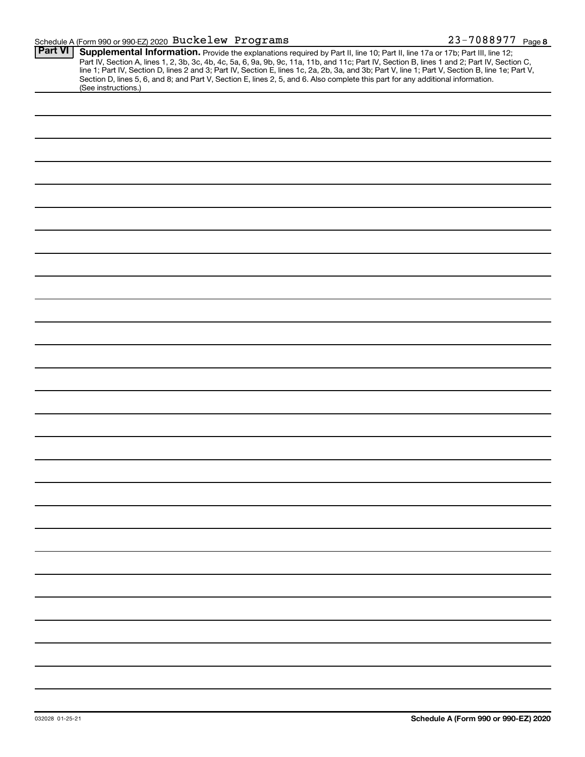Schedule A (Form 990 or 990-EZ) 2020 Buckelew Programs 23-7088977 Page 8

**Part VI** **Supplemental Information.** Provide the explanations required by Part II, line 10; Part II, line 17a or 17b; Part III, line 12; Part IV, Section A, lines 1, 2, 3b, 3c, 4b, 4c, 5a, 6, 9a, 9b, 9c, 11a, 11b, and 11c; Part IV, Section B, lines 1 and 2; Part IV, Section C, line 1; Part IV, Section D, lines 2 and 3; Part IV, Section E, lines 1c, 2a, 2b, 3a, and 3b; Part V, line 1; Part V, Section B, line 1e; Part V, Section D, lines 5, 6, and 8; and Part V, Section E, lines 2, 5, and 6. Also complete this part for any additional information. (See instructions.)

032028 01-25-21 **Schedule A (Form 990 or 990-EZ) 2020**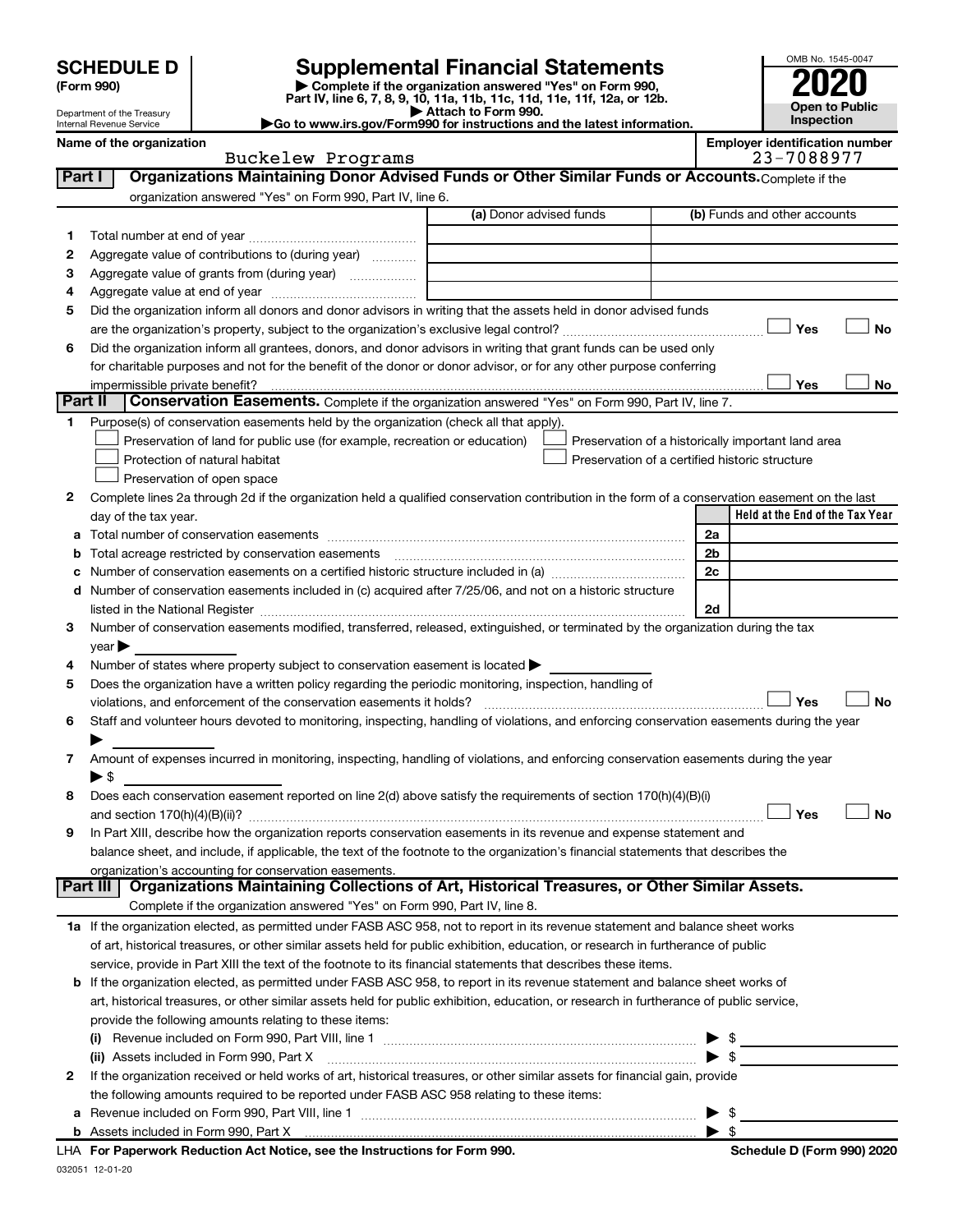**SCHEDULE D**
**(Form 990)**

Department of the Treasury
Internal Revenue Service

# Supplemental Financial Statements

▶ Complete if the organization answered "Yes" on Form 990, Part IV, line 6, 7, 8, 9, 10, 11a, 11b, 11c, 11d, 11e, 11f, 12a, or 12b.
▶ Attach to Form 990.
▶Go to www.irs.gov/Form990 for instructions and the latest information.

OMB No. 1545-0047
**2020**
**Open to Public Inspection**

**Name of the organization:** Buckelew Programs
**Employer identification number:** 23-7088977

## Part I — Organizations Maintaining Donor Advised Funds or Other Similar Funds or Accounts.
Complete if the organization answered "Yes" on Form 990, Part IV, line 6.

| | | (a) Donor advised funds | (b) Funds and other accounts |
|---|---|---|---|
| 1 | Total number at end of year | | |
| 2 | Aggregate value of contributions to (during year) | | |
| 3 | Aggregate value of grants from (during year) | | |
| 4 | Aggregate value at end of year | | |

5 Did the organization inform all donors and donor advisors in writing that the assets held in donor advised funds are the organization's property, subject to the organization's exclusive legal control? ☐ Yes ☐ No

6 Did the organization inform all grantees, donors, and donor advisors in writing that grant funds can be used only for charitable purposes and not for the benefit of the donor or donor advisor, or for any other purpose conferring impermissible private benefit? ☐ Yes ☐ No

## Part II — Conservation Easements.
Complete if the organization answered "Yes" on Form 990, Part IV, line 7.

1 Purpose(s) of conservation easements held by the organization (check all that apply).
- ☐ Preservation of land for public use (for example, recreation or education)
- ☐ Protection of natural habitat
- ☐ Preservation of open space
- ☐ Preservation of a historically important land area
- ☐ Preservation of a certified historic structure

2 Complete lines 2a through 2d if the organization held a qualified conservation contribution in the form of a conservation easement on the last day of the tax year.

| | | | Held at the End of the Tax Year |
|---|---|---|---|
| a | Total number of conservation easements | 2a | |
| b | Total acreage restricted by conservation easements | 2b | |
| c | Number of conservation easements on a certified historic structure included in (a) | 2c | |
| d | Number of conservation easements included in (c) acquired after 7/25/06, and not on a historic structure listed in the National Register | 2d | |

3 Number of conservation easements modified, transferred, released, extinguished, or terminated by the organization during the tax year ▶

4 Number of states where property subject to conservation easement is located ▶

5 Does the organization have a written policy regarding the periodic monitoring, inspection, handling of violations, and enforcement of the conservation easements it holds? ☐ Yes ☐ No

6 Staff and volunteer hours devoted to monitoring, inspecting, handling of violations, and enforcing conservation easements during the year ▶

7 Amount of expenses incurred in monitoring, inspecting, handling of violations, and enforcing conservation easements during the year ▶ $

8 Does each conservation easement reported on line 2(d) above satisfy the requirements of section 170(h)(4)(B)(i) and section 170(h)(4)(B)(ii)? ☐ Yes ☐ No

9 In Part XIII, describe how the organization reports conservation easements in its revenue and expense statement and balance sheet, and include, if applicable, the text of the footnote to the organization's financial statements that describes the organization's accounting for conservation easements.

## Part III — Organizations Maintaining Collections of Art, Historical Treasures, or Other Similar Assets.
Complete if the organization answered "Yes" on Form 990, Part IV, line 8.

1a If the organization elected, as permitted under FASB ASC 958, not to report in its revenue statement and balance sheet works of art, historical treasures, or other similar assets held for public exhibition, education, or research in furtherance of public service, provide in Part XIII the text of the footnote to its financial statements that describes these items.

b If the organization elected, as permitted under FASB ASC 958, to report in its revenue statement and balance sheet works of art, historical treasures, or other similar assets held for public exhibition, education, or research in furtherance of public service, provide the following amounts relating to these items:

(i) Revenue included on Form 990, Part VIII, line 1 ▶ $

(ii) Assets included in Form 990, Part X ▶ $

2 If the organization received or held works of art, historical treasures, or other similar assets for financial gain, provide the following amounts required to be reported under FASB ASC 958 relating to these items:

a Revenue included on Form 990, Part VIII, line 1 ▶ $

b Assets included in Form 990, Part X ▶ $

LHA **For Paperwork Reduction Act Notice, see the Instructions for Form 990.** **Schedule D (Form 990) 2020**

032051 12-01-20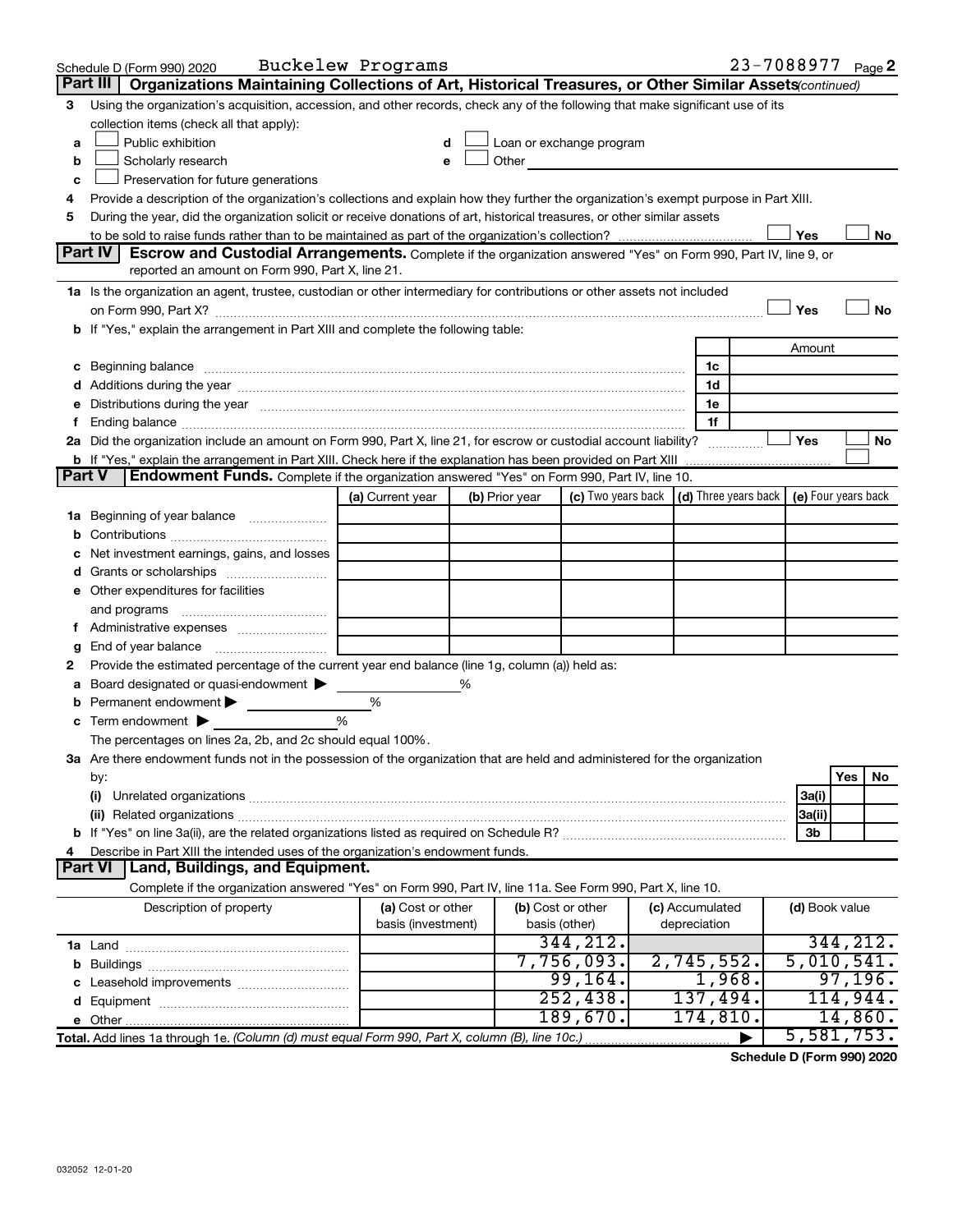Schedule D (Form 990) 2020 Buckelew Programs 23-7088977 Page 2

## Part III Organizations Maintaining Collections of Art, Historical Treasures, or Other Similar Assets *(continued)*

3 Using the organization's acquisition, accession, and other records, check any of the following that make significant use of its collection items (check all that apply):

- a ☐ Public exhibition
- b ☐ Scholarly research
- c ☐ Preservation for future generations
- d ☐ Loan or exchange program
- e ☐ Other

4 Provide a description of the organization's collections and explain how they further the organization's exempt purpose in Part XIII.

5 During the year, did the organization solicit or receive donations of art, historical treasures, or other similar assets to be sold to raise funds rather than to be maintained as part of the organization's collection? ☐ Yes ☐ No

## Part IV Escrow and Custodial Arrangements.

Complete if the organization answered "Yes" on Form 990, Part IV, line 9, or reported an amount on Form 990, Part X, line 21.

1a Is the organization an agent, trustee, custodian or other intermediary for contributions or other assets not included on Form 990, Part X? ☐ Yes ☐ No

b If "Yes," explain the arrangement in Part XIII and complete the following table:

| | | Amount |
|---|---|---|
| c Beginning balance | 1c | |
| d Additions during the year | 1d | |
| e Distributions during the year | 1e | |
| f Ending balance | 1f | |

2a Did the organization include an amount on Form 990, Part X, line 21, for escrow or custodial account liability? ☐ Yes ☐ No

b If "Yes," explain the arrangement in Part XIII. Check here if the explanation has been provided on Part XIII ☐

## Part V Endowment Funds.

Complete if the organization answered "Yes" on Form 990, Part IV, line 10.

| | (a) Current year | (b) Prior year | (c) Two years back | (d) Three years back | (e) Four years back |
|---|---|---|---|---|---|
| 1a Beginning of year balance | | | | | |
| b Contributions | | | | | |
| c Net investment earnings, gains, and losses | | | | | |
| d Grants or scholarships | | | | | |
| e Other expenditures for facilities and programs | | | | | |
| f Administrative expenses | | | | | |
| g End of year balance | | | | | |

2 Provide the estimated percentage of the current year end balance (line 1g, column (a)) held as:

- a Board designated or quasi-endowment ▶ %
- b Permanent endowment ▶ %
- c Term endowment ▶ %

The percentages on lines 2a, 2b, and 2c should equal 100%.

3a Are there endowment funds not in the possession of the organization that are held and administered for the organization by:

| | | Yes | No |
|---|---|---|---|
| (i) Unrelated organizations | 3a(i) | | |
| (ii) Related organizations | 3a(ii) | | |
| b If "Yes" on line 3a(ii), are the related organizations listed as required on Schedule R? | 3b | | |

4 Describe in Part XIII the intended uses of the organization's endowment funds.

## Part VI Land, Buildings, and Equipment.

Complete if the organization answered "Yes" on Form 990, Part IV, line 11a. See Form 990, Part X, line 10.

| Description of property | (a) Cost or other basis (investment) | (b) Cost or other basis (other) | (c) Accumulated depreciation | (d) Book value |
|---|---|---|---|---|
| 1a Land | | 344,212. | | 344,212. |
| b Buildings | | 7,756,093. | 2,745,552. | 5,010,541. |
| c Leasehold improvements | | 99,164. | 1,968. | 97,196. |
| d Equipment | | 252,438. | 137,494. | 114,944. |
| e Other | | 189,670. | 174,810. | 14,860. |
| **Total.** Add lines 1a through 1e. *(Column (d) must equal Form 990, Part X, column (B), line 10c.)* | | | ▶ | 5,581,753. |

**Schedule D (Form 990) 2020**

032052 12-01-20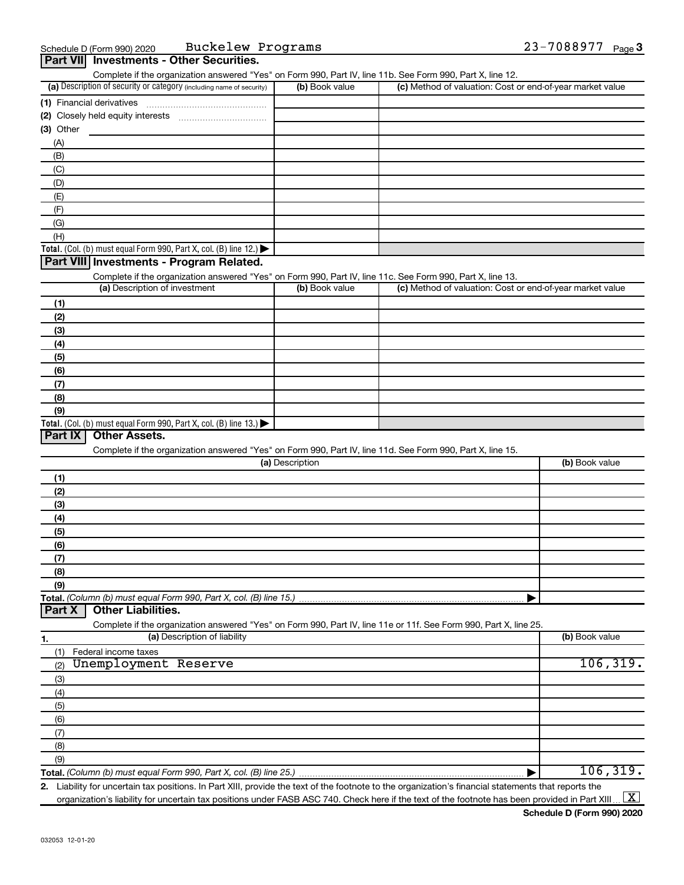Schedule D (Form 990) 2020 Buckelew Programs 23-7088977 Page 3

## Part VII Investments - Other Securities.

Complete if the organization answered "Yes" on Form 990, Part IV, line 11b. See Form 990, Part X, line 12.

| (a) Description of security or category (including name of security) | (b) Book value | (c) Method of valuation: Cost or end-of-year market value |
|---|---|---|
| (1) Financial derivatives | | |
| (2) Closely held equity interests | | |
| (3) Other | | |
| (A) | | |
| (B) | | |
| (C) | | |
| (D) | | |
| (E) | | |
| (F) | | |
| (G) | | |
| (H) | | |
| **Total.** (Col. (b) must equal Form 990, Part X, col. (B) line 12.) | | |

## Part VIII Investments - Program Related.

Complete if the organization answered "Yes" on Form 990, Part IV, line 11c. See Form 990, Part X, line 13.

| (a) Description of investment | (b) Book value | (c) Method of valuation: Cost or end-of-year market value |
|---|---|---|
| (1) | | |
| (2) | | |
| (3) | | |
| (4) | | |
| (5) | | |
| (6) | | |
| (7) | | |
| (8) | | |
| (9) | | |
| **Total.** (Col. (b) must equal Form 990, Part X, col. (B) line 13.) | | |

## Part IX Other Assets.

Complete if the organization answered "Yes" on Form 990, Part IV, line 11d. See Form 990, Part X, line 15.

| (a) Description | (b) Book value |
|---|---|
| (1) | |
| (2) | |
| (3) | |
| (4) | |
| (5) | |
| (6) | |
| (7) | |
| (8) | |
| (9) | |
| **Total.** *(Column (b) must equal Form 990, Part X, col. (B) line 15.)* | |

## Part X Other Liabilities.

Complete if the organization answered "Yes" on Form 990, Part IV, line 11e or 11f. See Form 990, Part X, line 25.

| 1. (a) Description of liability | (b) Book value |
|---|---|
| (1) Federal income taxes | |
| (2) Unemployment Reserve | 106,319. |
| (3) | |
| (4) | |
| (5) | |
| (6) | |
| (7) | |
| (8) | |
| (9) | |
| **Total.** *(Column (b) must equal Form 990, Part X, col. (B) line 25.)* | 106,319. |

2. Liability for uncertain tax positions. In Part XIII, provide the text of the footnote to the organization's financial statements that reports the organization's liability for uncertain tax positions under FASB ASC 740. Check here if the text of the footnote has been provided in Part XIII [X]

Schedule D (Form 990) 2020

032053 12-01-20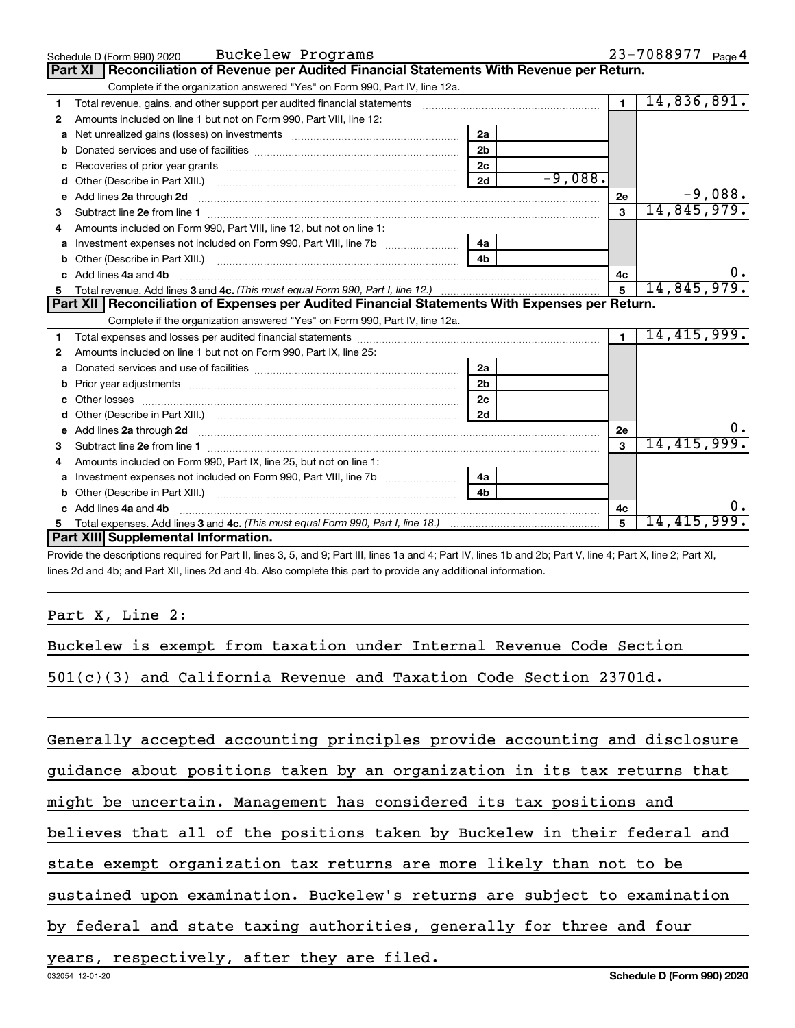Schedule D (Form 990) 2020 Buckelew Programs 23-7088977 Page 4

## Part XI Reconciliation of Revenue per Audited Financial Statements With Revenue per Return.

Complete if the organization answered "Yes" on Form 990, Part IV, line 12a.

| | | | | | |
|---|---|---|---|---|---|
| 1 | Total revenue, gains, and other support per audited financial statements | | | 1 | 14,836,891. |
| 2 | Amounts included on line 1 but not on Form 990, Part VIII, line 12: | | | | |
| a | Net unrealized gains (losses) on investments | 2a | | | |
| b | Donated services and use of facilities | 2b | | | |
| c | Recoveries of prior year grants | 2c | | | |
| d | Other (Describe in Part XIII.) | 2d | -9,088. | | |
| e | Add lines 2a through 2d | | | 2e | -9,088. |
| 3 | Subtract line 2e from line 1 | | | 3 | 14,845,979. |
| 4 | Amounts included on Form 990, Part VIII, line 12, but not on line 1: | | | | |
| a | Investment expenses not included on Form 990, Part VIII, line 7b | 4a | | | |
| b | Other (Describe in Part XIII.) | 4b | | | |
| c | Add lines 4a and 4b | | | 4c | 0. |
| 5 | Total revenue. Add lines 3 and 4c. *(This must equal Form 990, Part I, line 12.)* | | | 5 | 14,845,979. |

## Part XII Reconciliation of Expenses per Audited Financial Statements With Expenses per Return.

Complete if the organization answered "Yes" on Form 990, Part IV, line 12a.

| | | | | | |
|---|---|---|---|---|---|
| 1 | Total expenses and losses per audited financial statements | | | 1 | 14,415,999. |
| 2 | Amounts included on line 1 but not on Form 990, Part IX, line 25: | | | | |
| a | Donated services and use of facilities | 2a | | | |
| b | Prior year adjustments | 2b | | | |
| c | Other losses | 2c | | | |
| d | Other (Describe in Part XIII.) | 2d | | | |
| e | Add lines 2a through 2d | | | 2e | 0. |
| 3 | Subtract line 2e from line 1 | | | 3 | 14,415,999. |
| 4 | Amounts included on Form 990, Part IX, line 25, but not on line 1: | | | | |
| a | Investment expenses not included on Form 990, Part VIII, line 7b | 4a | | | |
| b | Other (Describe in Part XIII.) | 4b | | | |
| c | Add lines 4a and 4b | | | 4c | 0. |
| 5 | Total expenses. Add lines 3 and 4c. *(This must equal Form 990, Part I, line 18.)* | | | 5 | 14,415,999. |

## Part XIII Supplemental Information.

Provide the descriptions required for Part II, lines 3, 5, and 9; Part III, lines 1a and 4; Part IV, lines 1b and 2b; Part V, line 4; Part X, line 2; Part XI, lines 2d and 4b; and Part XII, lines 2d and 4b. Also complete this part to provide any additional information.

Part X, Line 2:

Buckelew is exempt from taxation under Internal Revenue Code Section 501(c)(3) and California Revenue and Taxation Code Section 23701d.

Generally accepted accounting principles provide accounting and disclosure guidance about positions taken by an organization in its tax returns that might be uncertain. Management has considered its tax positions and believes that all of the positions taken by Buckelew in their federal and state exempt organization tax returns are more likely than not to be sustained upon examination. Buckelew's returns are subject to examination by federal and state taxing authorities, generally for three and four years, respectively, after they are filed.

032054 12-01-20 Schedule D (Form 990) 2020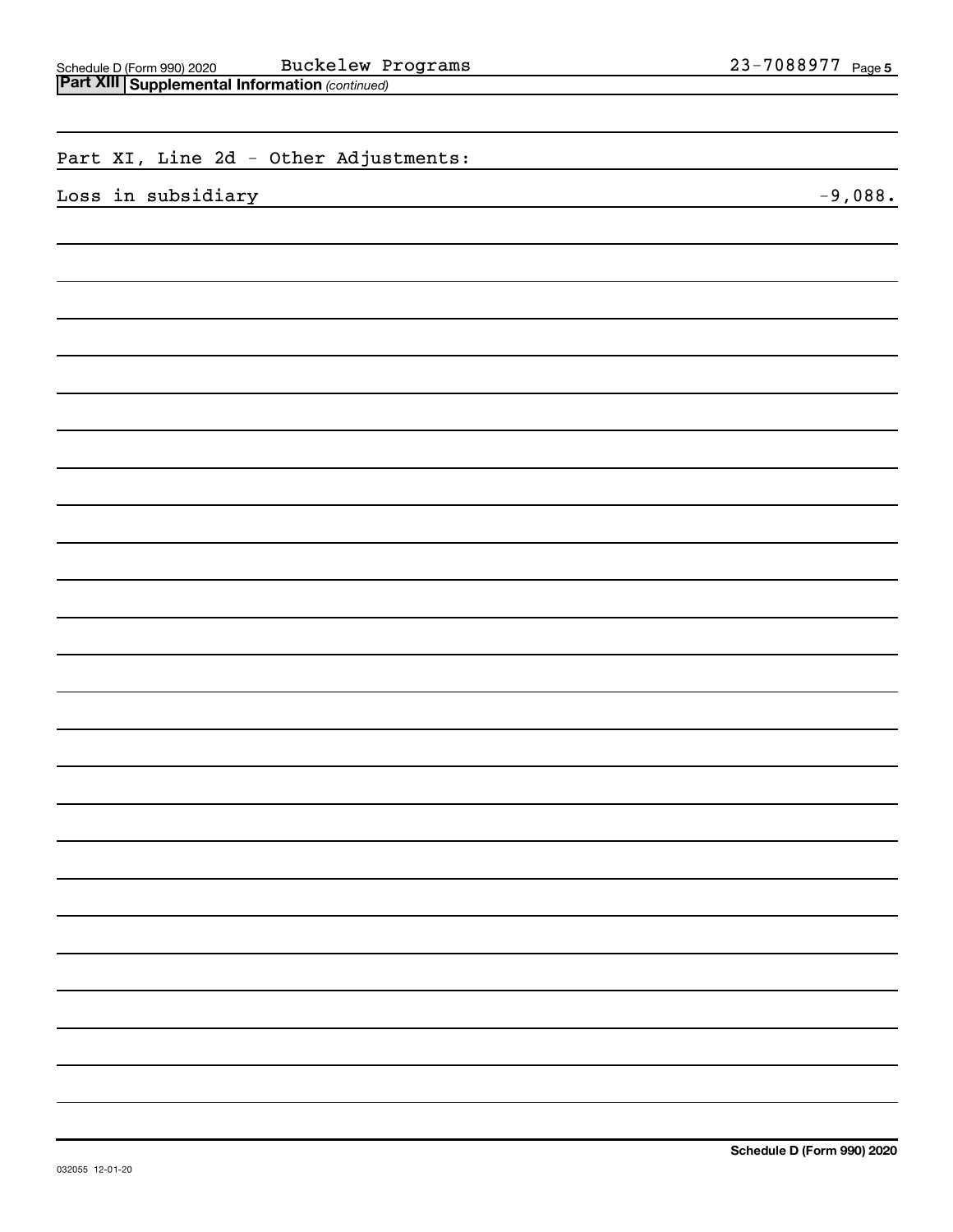**Part XIII Supplemental Information** *(continued)*

Part XI, Line 2d - Other Adjustments:

| | |
|---|---|
| Loss in subsidiary | -9,088. |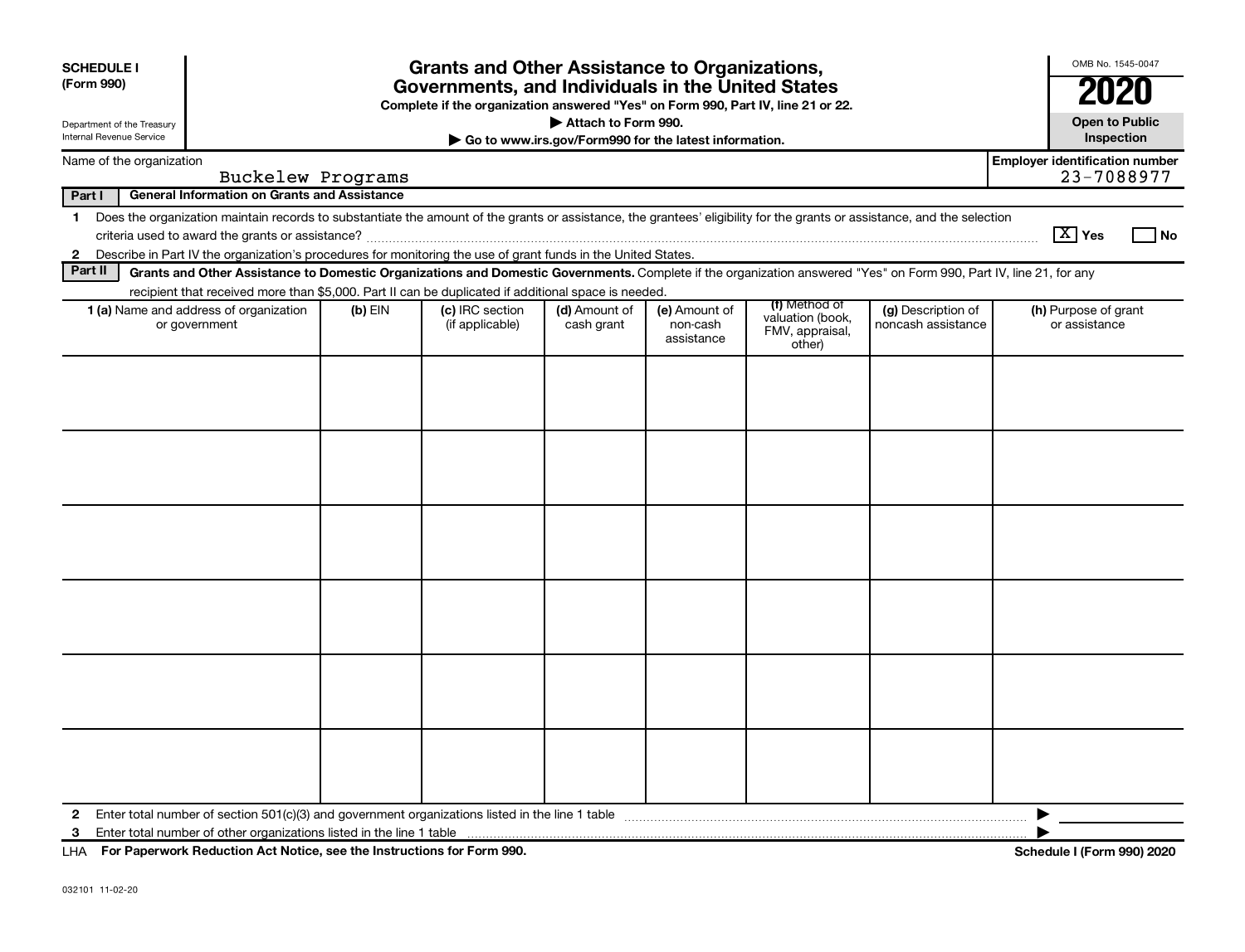**SCHEDULE I (Form 990)**

Department of the Treasury
Internal Revenue Service

# Grants and Other Assistance to Organizations, Governments, and Individuals in the United States

**Complete if the organization answered "Yes" on Form 990, Part IV, line 21 or 22.**

**▶ Attach to Form 990.**

**▶ Go to www.irs.gov/Form990 for the latest information.**

OMB No. 1545-0047

**2020**

**Open to Public Inspection**

Name of the organization: Buckelew Programs

**Employer identification number:** 23-7088977

**Part I — General Information on Grants and Assistance**

1 Does the organization maintain records to substantiate the amount of the grants or assistance, the grantees' eligibility for the grants or assistance, and the selection criteria used to award the grants or assistance? [X] Yes [ ] No

2 Describe in Part IV the organization's procedures for monitoring the use of grant funds in the United States.

**Part II — Grants and Other Assistance to Domestic Organizations and Domestic Governments.** Complete if the organization answered "Yes" on Form 990, Part IV, line 21, for any recipient that received more than $5,000. Part II can be duplicated if additional space is needed.

| 1 (a) Name and address of organization or government | (b) EIN | (c) IRC section (if applicable) | (d) Amount of cash grant | (e) Amount of non-cash assistance | (f) Method of valuation (book, FMV, appraisal, other) | (g) Description of noncash assistance | (h) Purpose of grant or assistance |
|---|---|---|---|---|---|---|---|
| | | | | | | | |
| | | | | | | | |
| | | | | | | | |
| | | | | | | | |
| | | | | | | | |
| | | | | | | | |

2 Enter total number of section 501(c)(3) and government organizations listed in the line 1 table ▶

3 Enter total number of other organizations listed in the line 1 table ▶

LHA **For Paperwork Reduction Act Notice, see the Instructions for Form 990.** **Schedule I (Form 990) 2020**

032101 11-02-20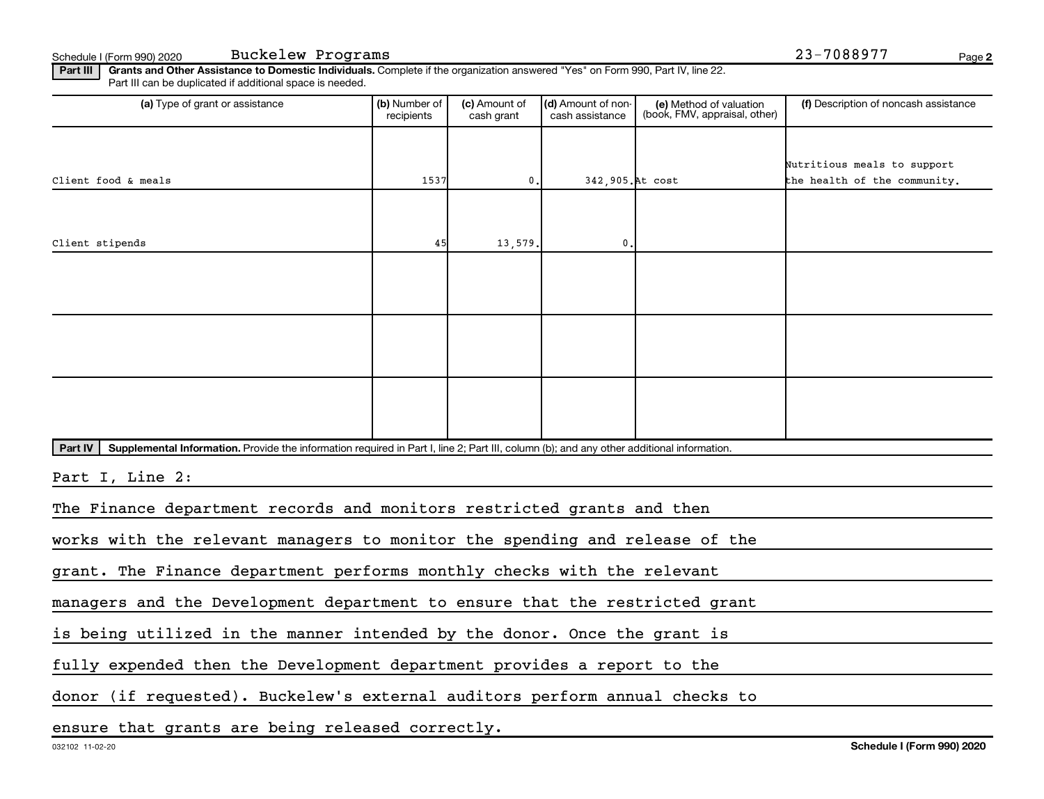Schedule I (Form 990) 2020 Buckelew Programs 23-7088977

**Part III** **Grants and Other Assistance to Domestic Individuals.** Complete if the organization answered "Yes" on Form 990, Part IV, line 22. Part III can be duplicated if additional space is needed.

| (a) Type of grant or assistance | (b) Number of recipients | (c) Amount of cash grant | (d) Amount of non-cash assistance | (e) Method of valuation (book, FMV, appraisal, other) | (f) Description of noncash assistance |
|---|---|---|---|---|---|
| Client food & meals | 1537 | 0. | 342,905. | At cost | Nutritious meals to support the health of the community. |
| Client stipends | 45 | 13,579. | 0. | | |
| | | | | | |
| | | | | | |
| | | | | | |

**Part IV** **Supplemental Information.** Provide the information required in Part I, line 2; Part III, column (b); and any other additional information.

Part I, Line 2:

The Finance department records and monitors restricted grants and then works with the relevant managers to monitor the spending and release of the grant. The Finance department performs monthly checks with the relevant managers and the Development department to ensure that the restricted grant is being utilized in the manner intended by the donor. Once the grant is fully expended then the Development department provides a report to the donor (if requested). Buckelew's external auditors perform annual checks to ensure that grants are being released correctly.

032102 11-02-20 **Schedule I (Form 990) 2020**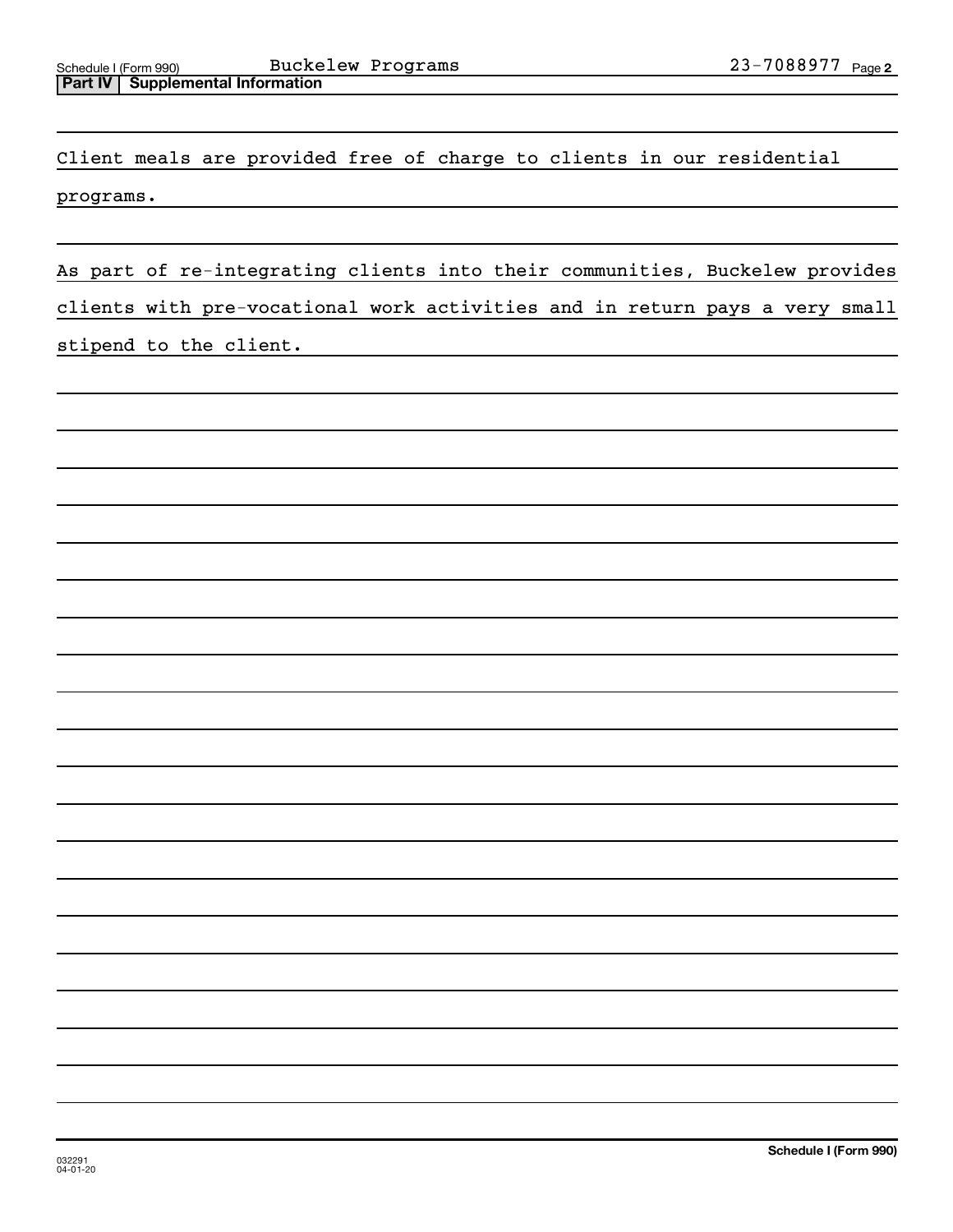## Part IV Supplemental Information

Client meals are provided free of charge to clients in our residential programs.

As part of re-integrating clients into their communities, Buckelew provides clients with pre-vocational work activities and in return pays a very small stipend to the client.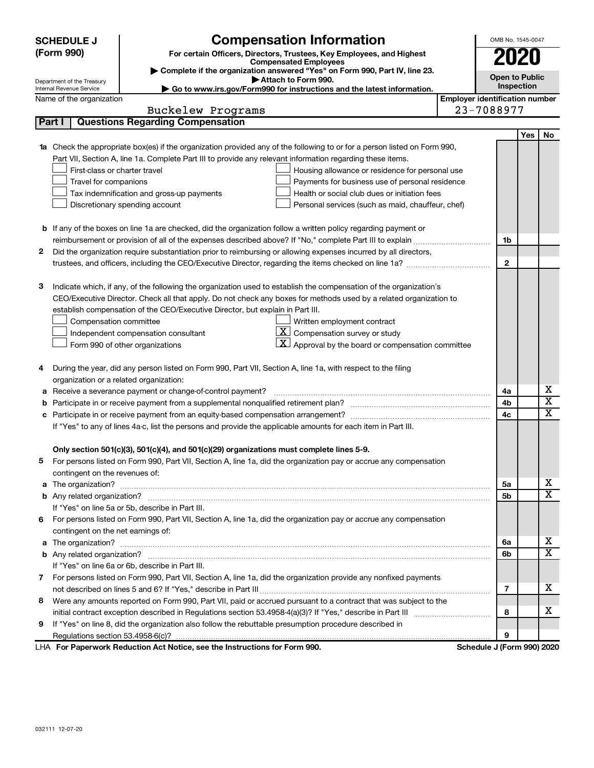# SCHEDULE J (Form 990)

## Compensation Information

**For certain Officers, Directors, Trustees, Key Employees, and Highest Compensated Employees**

▶ Complete if the organization answered "Yes" on Form 990, Part IV, line 23.

▶ Attach to Form 990.

▶ Go to www.irs.gov/Form990 for instructions and the latest information.

OMB No. 1545-0047

**2020**

**Open to Public Inspection**

Department of the Treasury
Internal Revenue Service

Name of the organization: Buckelew Programs

Employer identification number: 23-7088977

## Part I | Questions Regarding Compensation

| | | | Yes | No |
|---|---|---|---|---|
| **1a** | Check the appropriate box(es) if the organization provided any of the following to or for a person listed on Form 990, Part VII, Section A, line 1a. Complete Part III to provide any relevant information regarding these items.<br>☐ First-class or charter travel ☐ Housing allowance or residence for personal use<br>☐ Travel for companions ☐ Payments for business use of personal residence<br>☐ Tax indemnification and gross-up payments ☐ Health or social club dues or initiation fees<br>☐ Discretionary spending account ☐ Personal services (such as maid, chauffeur, chef) | | | |
| **b** | If any of the boxes on line 1a are checked, did the organization follow a written policy regarding payment or reimbursement or provision of all of the expenses described above? If "No," complete Part III to explain | 1b | | |
| **2** | Did the organization require substantiation prior to reimbursing or allowing expenses incurred by all directors, trustees, and officers, including the CEO/Executive Director, regarding the items checked on line 1a? | 2 | | |
| **3** | Indicate which, if any, of the following the organization used to establish the compensation of the organization's CEO/Executive Director. Check all that apply. Do not check any boxes for methods used by a related organization to establish compensation of the CEO/Executive Director, but explain in Part III.<br>☐ Compensation committee ☐ Written employment contract<br>☐ Independent compensation consultant ☒ Compensation survey or study<br>☐ Form 990 of other organizations ☒ Approval by the board or compensation committee | | | |
| **4** | During the year, did any person listed on Form 990, Part VII, Section A, line 1a, with respect to the filing organization or a related organization: | | | |
| **a** | Receive a severance payment or change-of-control payment? | 4a | | X |
| **b** | Participate in or receive payment from a supplemental nonqualified retirement plan? | 4b | | X |
| **c** | Participate in or receive payment from an equity-based compensation arrangement? | 4c | | X |
| | If "Yes" to any of lines 4a-c, list the persons and provide the applicable amounts for each item in Part III. | | | |
| | **Only section 501(c)(3), 501(c)(4), and 501(c)(29) organizations must complete lines 5-9.** | | | |
| **5** | For persons listed on Form 990, Part VII, Section A, line 1a, did the organization pay or accrue any compensation contingent on the revenues of: | | | |
| **a** | The organization? | 5a | | X |
| **b** | Any related organization? | 5b | | X |
| | If "Yes" on line 5a or 5b, describe in Part III. | | | |
| **6** | For persons listed on Form 990, Part VII, Section A, line 1a, did the organization pay or accrue any compensation contingent on the net earnings of: | | | |
| **a** | The organization? | 6a | | X |
| **b** | Any related organization? | 6b | | X |
| | If "Yes" on line 6a or 6b, describe in Part III. | | | |
| **7** | For persons listed on Form 990, Part VII, Section A, line 1a, did the organization provide any nonfixed payments not described on lines 5 and 6? If "Yes," describe in Part III | 7 | | X |
| **8** | Were any amounts reported on Form 990, Part VII, paid or accrued pursuant to a contract that was subject to the initial contract exception described in Regulations section 53.4958-4(a)(3)? If "Yes," describe in Part III | 8 | | X |
| **9** | If "Yes" on line 8, did the organization also follow the rebuttable presumption procedure described in Regulations section 53.4958-6(c)? | 9 | | |

LHA **For Paperwork Reduction Act Notice, see the Instructions for Form 990.** **Schedule J (Form 990) 2020**

032111 12-07-20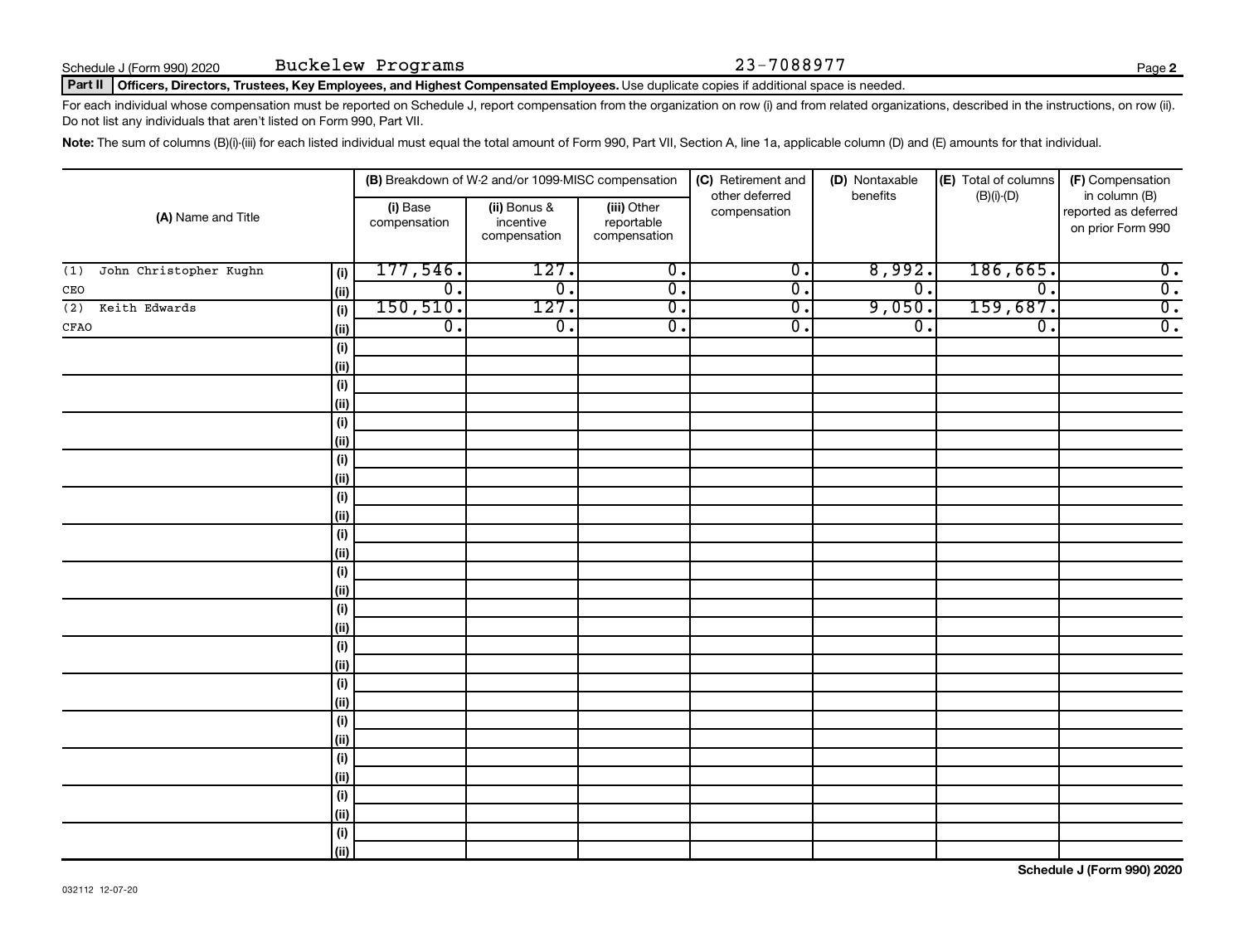Schedule J (Form 990) 2020 Buckelew Programs 23-7088977

**Part II Officers, Directors, Trustees, Key Employees, and Highest Compensated Employees.** Use duplicate copies if additional space is needed.

For each individual whose compensation must be reported on Schedule J, report compensation from the organization on row (i) and from related organizations, described in the instructions, on row (ii). Do not list any individuals that aren't listed on Form 990, Part VII.

**Note:** The sum of columns (B)(i)-(iii) for each listed individual must equal the total amount of Form 990, Part VII, Section A, line 1a, applicable column (D) and (E) amounts for that individual.

| (A) Name and Title | | (B) Breakdown of W-2 and/or 1099-MISC compensation | | | (C) Retirement and other deferred compensation | (D) Nontaxable benefits | (E) Total of columns (B)(i)-(D) | (F) Compensation in column (B) reported as deferred on prior Form 990 |
|---|---|---|---|---|---|---|---|---|
| | | (i) Base compensation | (ii) Bonus & incentive compensation | (iii) Other reportable compensation | | | | |
| (1) John Christopher Kughn | (i) | 177,546. | 127. | 0. | 0. | 8,992. | 186,665. | 0. |
| CEO | (ii) | 0. | 0. | 0. | 0. | 0. | 0. | 0. |
| (2) Keith Edwards | (i) | 150,510. | 127. | 0. | 0. | 9,050. | 159,687. | 0. |
| CFAO | (ii) | 0. | 0. | 0. | 0. | 0. | 0. | 0. |
| | (i) | | | | | | | |
| | (ii) | | | | | | | |
| | (i) | | | | | | | |
| | (ii) | | | | | | | |
| | (i) | | | | | | | |
| | (ii) | | | | | | | |
| | (i) | | | | | | | |
| | (ii) | | | | | | | |
| | (i) | | | | | | | |
| | (ii) | | | | | | | |
| | (i) | | | | | | | |
| | (ii) | | | | | | | |
| | (i) | | | | | | | |
| | (ii) | | | | | | | |
| | (i) | | | | | | | |
| | (ii) | | | | | | | |
| | (i) | | | | | | | |
| | (ii) | | | | | | | |
| | (i) | | | | | | | |
| | (ii) | | | | | | | |
| | (i) | | | | | | | |
| | (ii) | | | | | | | |
| | (i) | | | | | | | |
| | (ii) | | | | | | | |
| | (i) | | | | | | | |
| | (ii) | | | | | | | |
| | (i) | | | | | | | |
| | (ii) | | | | | | | |

**Schedule J (Form 990) 2020**

032112 12-07-20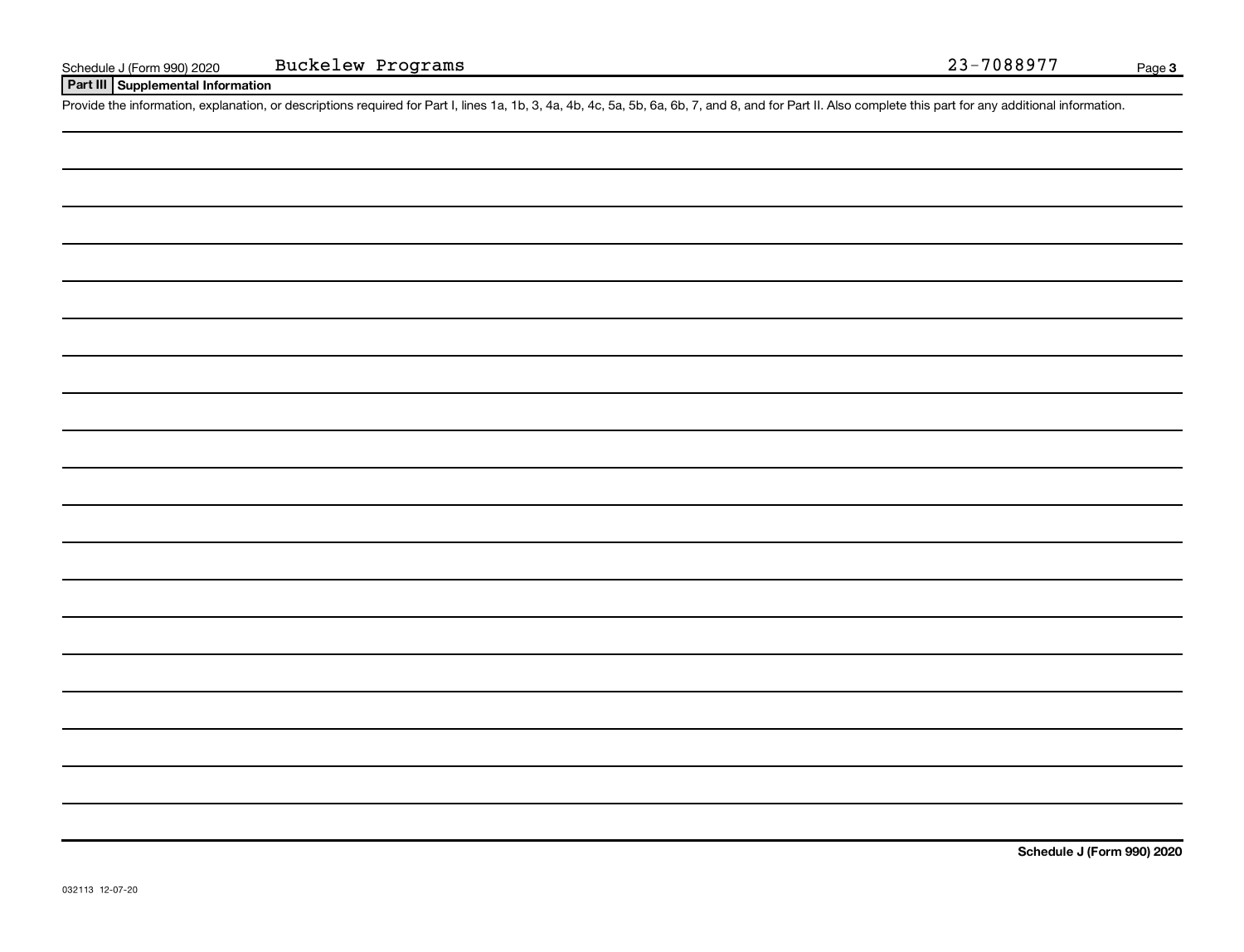Schedule J (Form 990) 2020 Buckelew Programs 23-7088977

## Part III Supplemental Information

Provide the information, explanation, or descriptions required for Part I, lines 1a, 1b, 3, 4a, 4b, 4c, 5a, 5b, 6a, 6b, 7, and 8, and for Part II. Also complete this part for any additional information.

Schedule J (Form 990) 2020

032113 12-07-20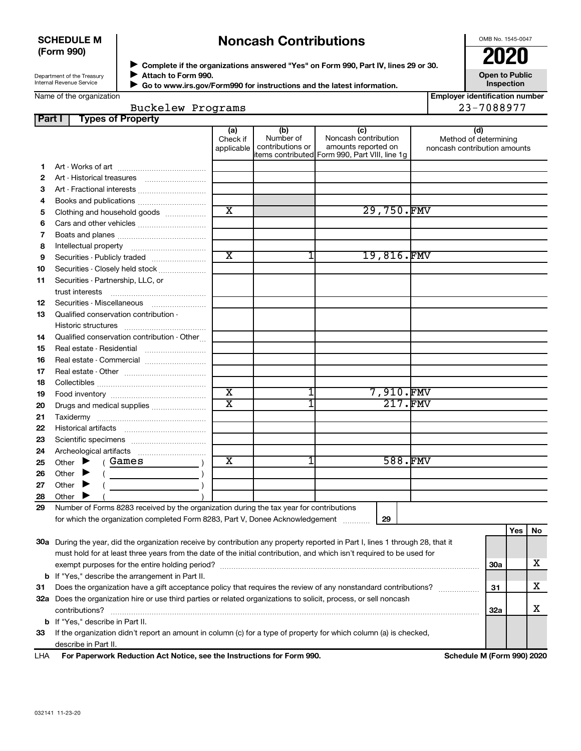**SCHEDULE M (Form 990)**

Department of the Treasury
Internal Revenue Service

# Noncash Contributions

▶ Complete if the organizations answered "Yes" on Form 990, Part IV, lines 29 or 30.
▶ Attach to Form 990.
▶ Go to www.irs.gov/Form990 for instructions and the latest information.

OMB No. 1545-0047

**2020**

**Open to Public Inspection**

Name of the organization: Buckelew Programs

Employer identification number: 23-7088977

## Part I Types of Property

| | | (a) Check if applicable | (b) Number of contributions or items contributed | (c) Noncash contribution amounts reported on Form 990, Part VIII, line 1g | (d) Method of determining noncash contribution amounts |
|---|---|---|---|---|---|
| 1 | Art - Works of art | | | | |
| 2 | Art - Historical treasures | | | | |
| 3 | Art - Fractional interests | | | | |
| 4 | Books and publications | | | | |
| 5 | Clothing and household goods | X | | 29,750. | FMV |
| 6 | Cars and other vehicles | | | | |
| 7 | Boats and planes | | | | |
| 8 | Intellectual property | | | | |
| 9 | Securities - Publicly traded | X | 1 | 19,816. | FMV |
| 10 | Securities - Closely held stock | | | | |
| 11 | Securities - Partnership, LLC, or trust interests | | | | |
| 12 | Securities - Miscellaneous | | | | |
| 13 | Qualified conservation contribution - Historic structures | | | | |
| 14 | Qualified conservation contribution - Other | | | | |
| 15 | Real estate - Residential | | | | |
| 16 | Real estate - Commercial | | | | |
| 17 | Real estate - Other | | | | |
| 18 | Collectibles | | | | |
| 19 | Food inventory | X | 1 | 7,910. | FMV |
| 20 | Drugs and medical supplies | X | 1 | 217. | FMV |
| 21 | Taxidermy | | | | |
| 22 | Historical artifacts | | | | |
| 23 | Scientific specimens | | | | |
| 24 | Archeological artifacts | | | | |
| 25 | Other ▶ ( Games ) | X | 1 | 588. | FMV |
| 26 | Other ▶ ( ) | | | | |
| 27 | Other ▶ ( ) | | | | |
| 28 | Other ▶ ( ) | | | | |

29 Number of Forms 8283 received by the organization during the tax year for contributions for which the organization completed Form 8283, Part V, Donee Acknowledgement ..... 29

| | | | Yes | No |
|---|---|---|---|---|
| 30a | During the year, did the organization receive by contribution any property reported in Part I, lines 1 through 28, that it must hold for at least three years from the date of the initial contribution, and which isn't required to be used for exempt purposes for the entire holding period? | 30a | | X |
| b | If "Yes," describe the arrangement in Part II. | | | |
| 31 | Does the organization have a gift acceptance policy that requires the review of any nonstandard contributions? | 31 | | X |
| 32a | Does the organization hire or use third parties or related organizations to solicit, process, or sell noncash contributions? | 32a | | X |
| b | If "Yes," describe in Part II. | | | |
| 33 | If the organization didn't report an amount in column (c) for a type of property for which column (a) is checked, describe in Part II. | | | |

LHA For Paperwork Reduction Act Notice, see the Instructions for Form 990. Schedule M (Form 990) 2020

032141 11-23-20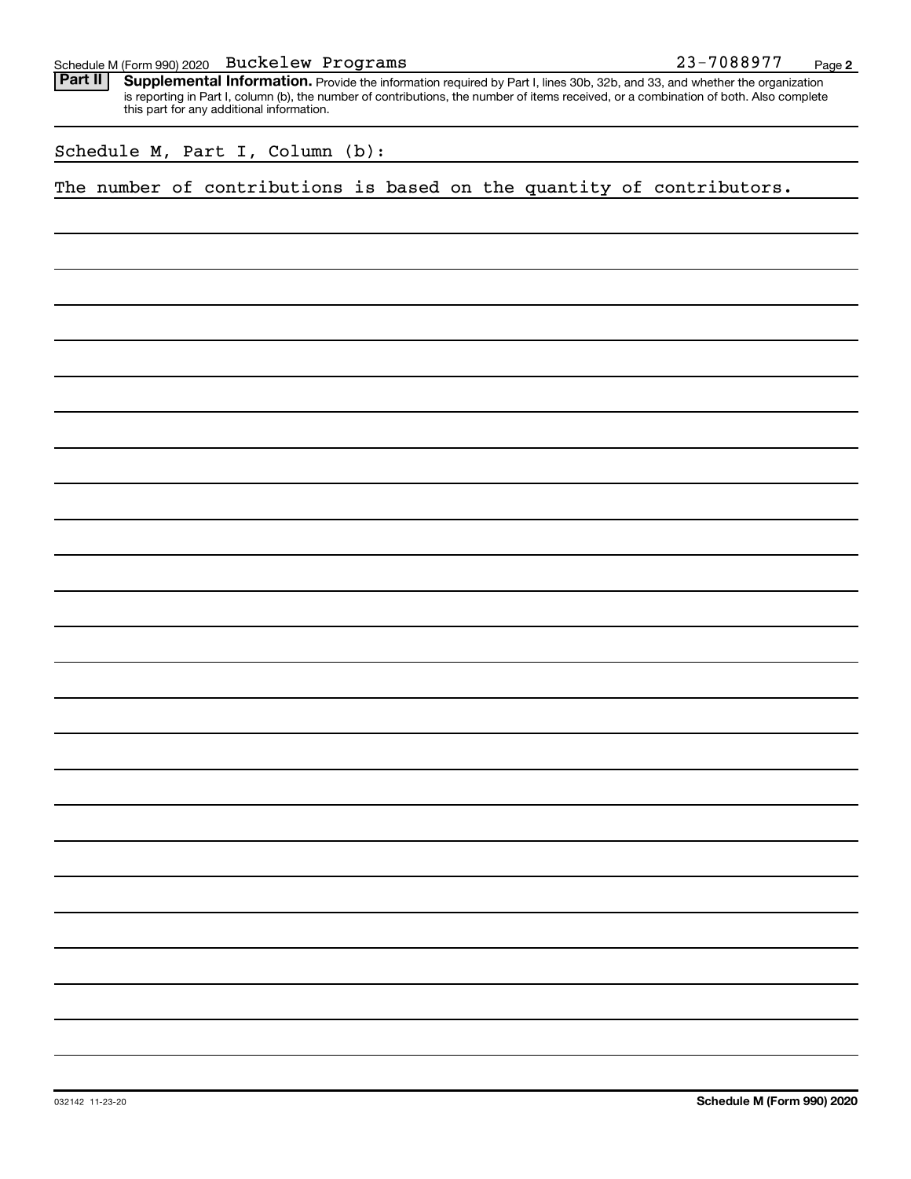Schedule M (Form 990) 2020 Buckelew Programs 23-7088977

**Part II** **Supplemental Information.** Provide the information required by Part I, lines 30b, 32b, and 33, and whether the organization is reporting in Part I, column (b), the number of contributions, the number of items received, or a combination of both. Also complete this part for any additional information.

Schedule M, Part I, Column (b):

The number of contributions is based on the quantity of contributors.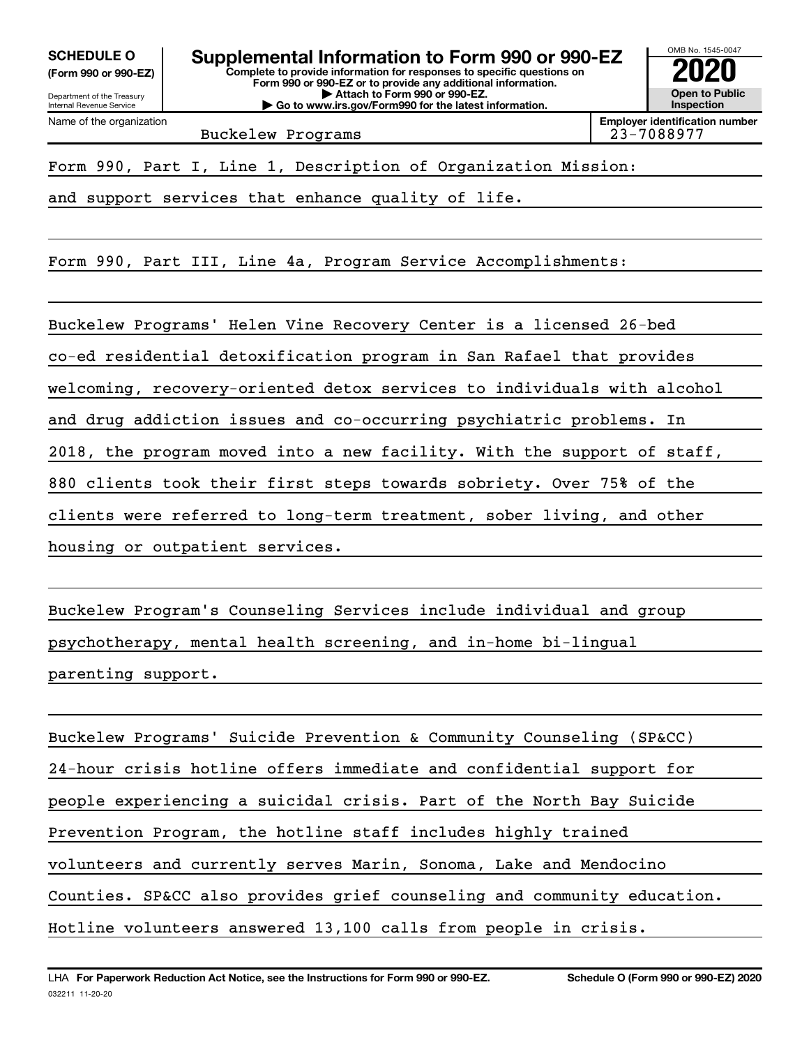**SCHEDULE O**
**(Form 990 or 990-EZ)**

Department of the Treasury
Internal Revenue Service

# Supplemental Information to Form 990 or 990-EZ

**Complete to provide information for responses to specific questions on Form 990 or 990-EZ or to provide any additional information.**
**▶ Attach to Form 990 or 990-EZ.**
**▶ Go to www.irs.gov/Form990 for the latest information.**

OMB No. 1545-0047
**2020**
**Open to Public Inspection**

| Name of the organization | Employer identification number |
|---|---|
| Buckelew Programs | 23-7088977 |

Form 990, Part I, Line 1, Description of Organization Mission:

and support services that enhance quality of life.

Form 990, Part III, Line 4a, Program Service Accomplishments:

Buckelew Programs' Helen Vine Recovery Center is a licensed 26-bed co-ed residential detoxification program in San Rafael that provides welcoming, recovery-oriented detox services to individuals with alcohol and drug addiction issues and co-occurring psychiatric problems. In 2018, the program moved into a new facility. With the support of staff, 880 clients took their first steps towards sobriety. Over 75% of the clients were referred to long-term treatment, sober living, and other housing or outpatient services.

Buckelew Program's Counseling Services include individual and group psychotherapy, mental health screening, and in-home bi-lingual parenting support.

Buckelew Programs' Suicide Prevention & Community Counseling (SP&CC) 24-hour crisis hotline offers immediate and confidential support for people experiencing a suicidal crisis. Part of the North Bay Suicide Prevention Program, the hotline staff includes highly trained volunteers and currently serves Marin, Sonoma, Lake and Mendocino Counties. SP&CC also provides grief counseling and community education. Hotline volunteers answered 13,100 calls from people in crisis.

LHA **For Paperwork Reduction Act Notice, see the Instructions for Form 990 or 990-EZ.** **Schedule O (Form 990 or 990-EZ) 2020**
032211 11-20-20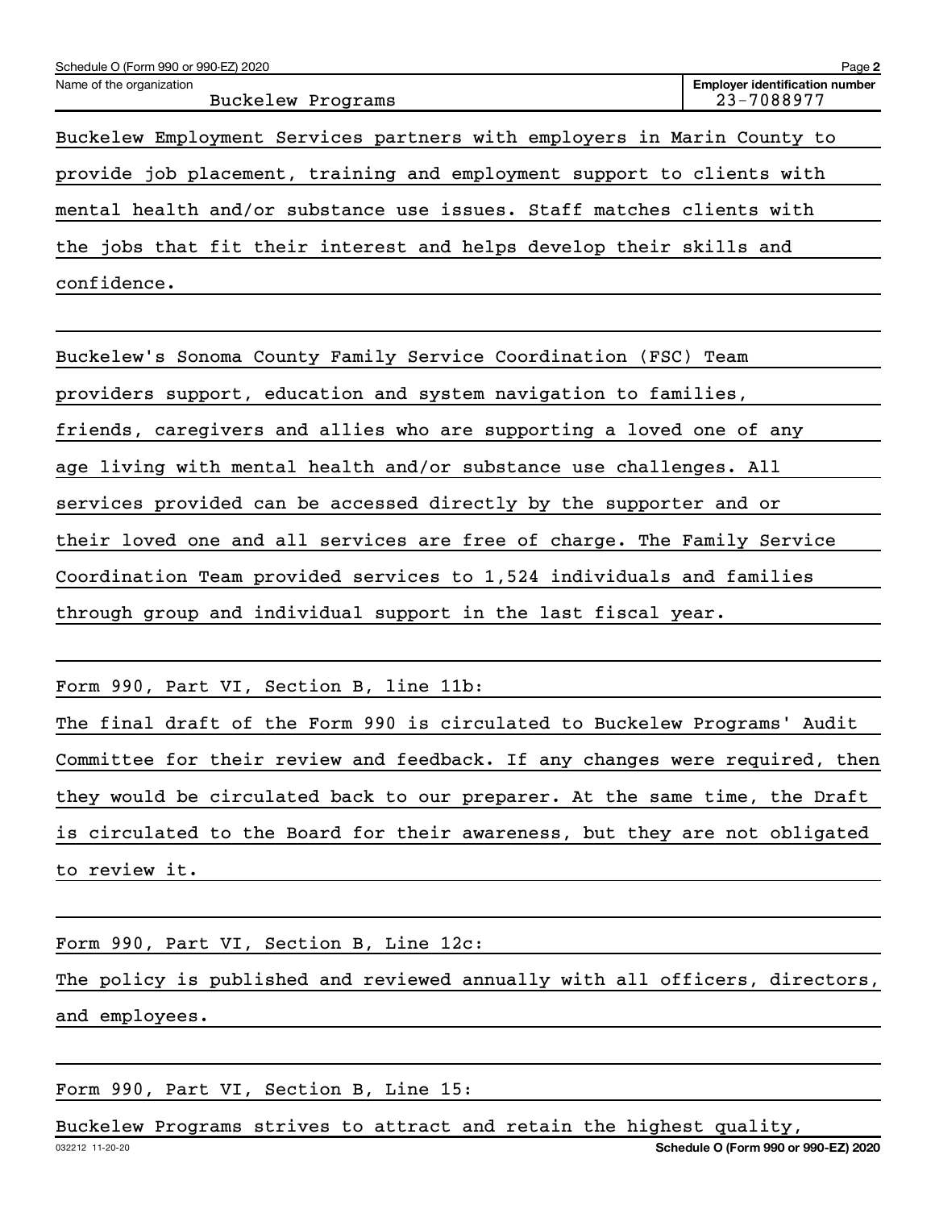Name of the organization: Buckelew Programs

Employer identification number: 23-7088977

Buckelew Employment Services partners with employers in Marin County to provide job placement, training and employment support to clients with mental health and/or substance use issues. Staff matches clients with the jobs that fit their interest and helps develop their skills and confidence.

Buckelew's Sonoma County Family Service Coordination (FSC) Team providers support, education and system navigation to families, friends, caregivers and allies who are supporting a loved one of any age living with mental health and/or substance use challenges. All services provided can be accessed directly by the supporter and or their loved one and all services are free of charge. The Family Service Coordination Team provided services to 1,524 individuals and families through group and individual support in the last fiscal year.

Form 990, Part VI, Section B, line 11b:

The final draft of the Form 990 is circulated to Buckelew Programs' Audit Committee for their review and feedback. If any changes were required, then they would be circulated back to our preparer. At the same time, the Draft is circulated to the Board for their awareness, but they are not obligated to review it.

Form 990, Part VI, Section B, Line 12c:

The policy is published and reviewed annually with all officers, directors, and employees.

Form 990, Part VI, Section B, Line 15:

Buckelew Programs strives to attract and retain the highest quality,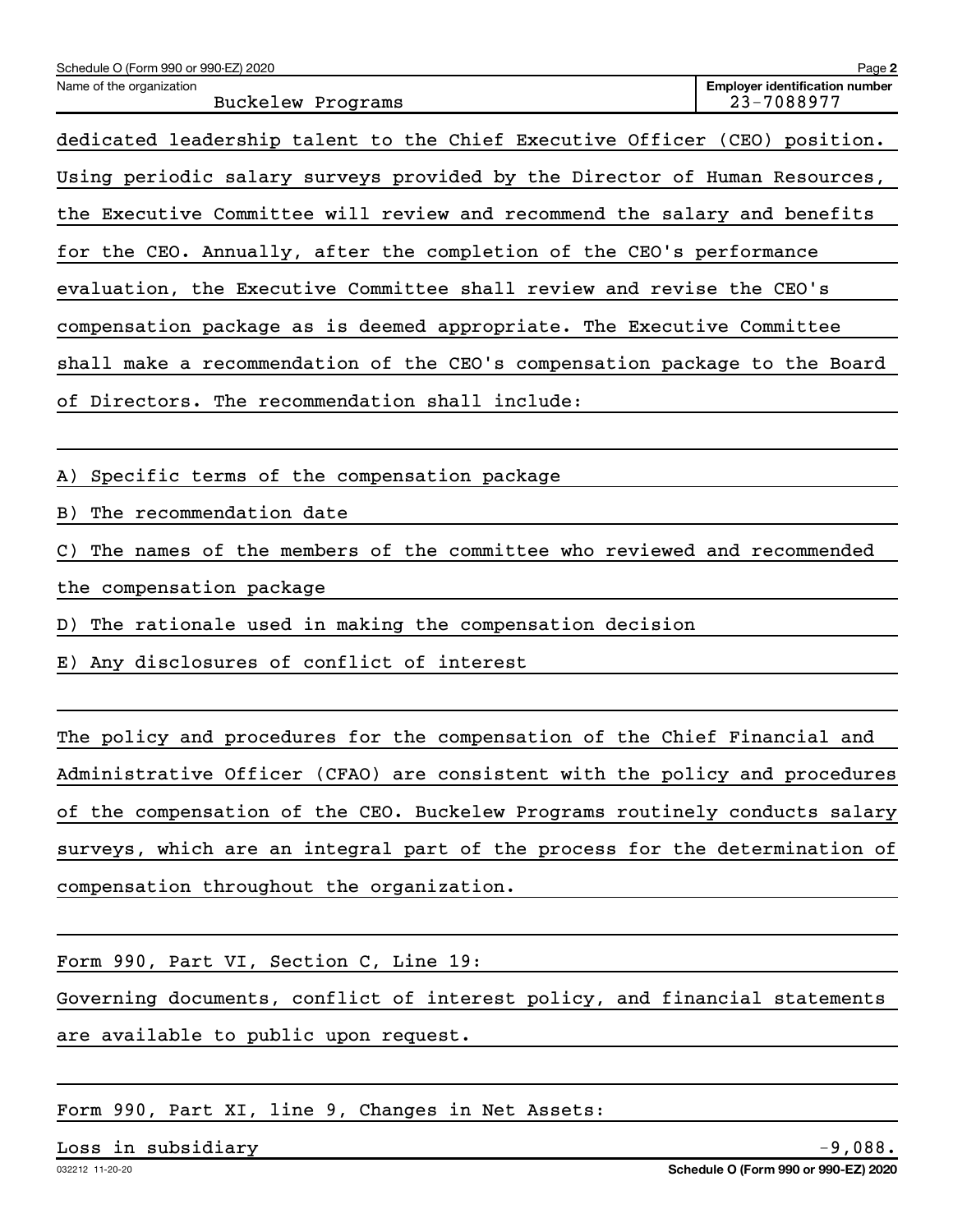Schedule O (Form 990 or 990-EZ) 2020

Name of the organization: Buckelew Programs

Employer identification number: 23-7088977

dedicated leadership talent to the Chief Executive Officer (CEO) position. Using periodic salary surveys provided by the Director of Human Resources, the Executive Committee will review and recommend the salary and benefits for the CEO. Annually, after the completion of the CEO's performance evaluation, the Executive Committee shall review and revise the CEO's compensation package as is deemed appropriate. The Executive Committee shall make a recommendation of the CEO's compensation package to the Board of Directors. The recommendation shall include:

A) Specific terms of the compensation package

B) The recommendation date

C) The names of the members of the committee who reviewed and recommended the compensation package

D) The rationale used in making the compensation decision

E) Any disclosures of conflict of interest

The policy and procedures for the compensation of the Chief Financial and Administrative Officer (CFAO) are consistent with the policy and procedures of the compensation of the CEO. Buckelew Programs routinely conducts salary surveys, which are an integral part of the process for the determination of compensation throughout the organization.

Form 990, Part VI, Section C, Line 19:

Governing documents, conflict of interest policy, and financial statements are available to public upon request.

Form 990, Part XI, line 9, Changes in Net Assets:

| | |
|---|---|
| Loss in subsidiary | -9,088. |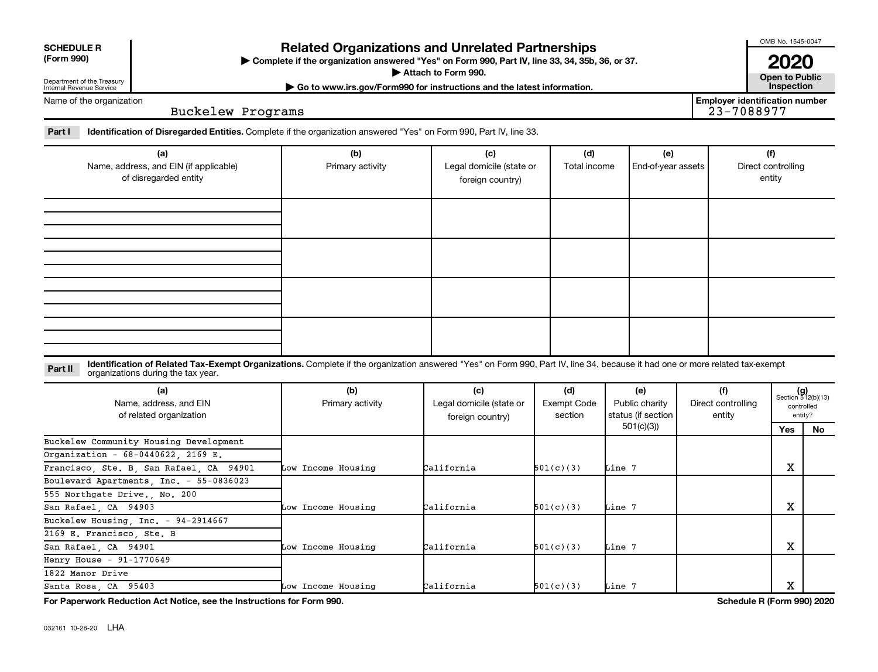**SCHEDULE R (Form 990)**

Department of the Treasury
Internal Revenue Service

# Related Organizations and Unrelated Partnerships

▶ Complete if the organization answered "Yes" on Form 990, Part IV, line 33, 34, 35b, 36, or 37.
▶ Attach to Form 990.
▶ Go to www.irs.gov/Form990 for instructions and the latest information.

OMB No. 1545-0047
**2020**
**Open to Public Inspection**

Name of the organization: Buckelew Programs

Employer identification number: 23-7088977

**Part I** **Identification of Disregarded Entities.** Complete if the organization answered "Yes" on Form 990, Part IV, line 33.

| (a) Name, address, and EIN (if applicable) of disregarded entity | (b) Primary activity | (c) Legal domicile (state or foreign country) | (d) Total income | (e) End-of-year assets | (f) Direct controlling entity |
|---|---|---|---|---|---|
| | | | | | |
| | | | | | |
| | | | | | |
| | | | | | |

**Part II** **Identification of Related Tax-Exempt Organizations.** Complete if the organization answered "Yes" on Form 990, Part IV, line 34, because it had one or more related tax-exempt organizations during the tax year.

| (a) Name, address, and EIN of related organization | (b) Primary activity | (c) Legal domicile (state or foreign country) | (d) Exempt Code section | (e) Public charity status (if section 501(c)(3)) | (f) Direct controlling entity | (g) Section 512(b)(13) controlled entity? Yes | No |
|---|---|---|---|---|---|---|---|
| Buckelew Community Housing Development Organization - 68-0440622, 2169 E. Francisco, Ste. B, San Rafael, CA 94901 | Low Income Housing | California | 501(c)(3) | Line 7 | | X | |
| Boulevard Apartments, Inc. - 55-0836023, 555 Northgate Drive., No. 200, San Rafael, CA 94903 | Low Income Housing | California | 501(c)(3) | Line 7 | | X | |
| Buckelew Housing, Inc. - 94-2914667, 2169 E. Francisco, Ste. B, San Rafael, CA 94901 | Low Income Housing | California | 501(c)(3) | Line 7 | | X | |
| Henry House - 91-1770649, 1822 Manor Drive, Santa Rosa, CA 95403 | Low Income Housing | California | 501(c)(3) | Line 7 | | X | |

**For Paperwork Reduction Act Notice, see the Instructions for Form 990.**

**Schedule R (Form 990) 2020**

032161 10-28-20 LHA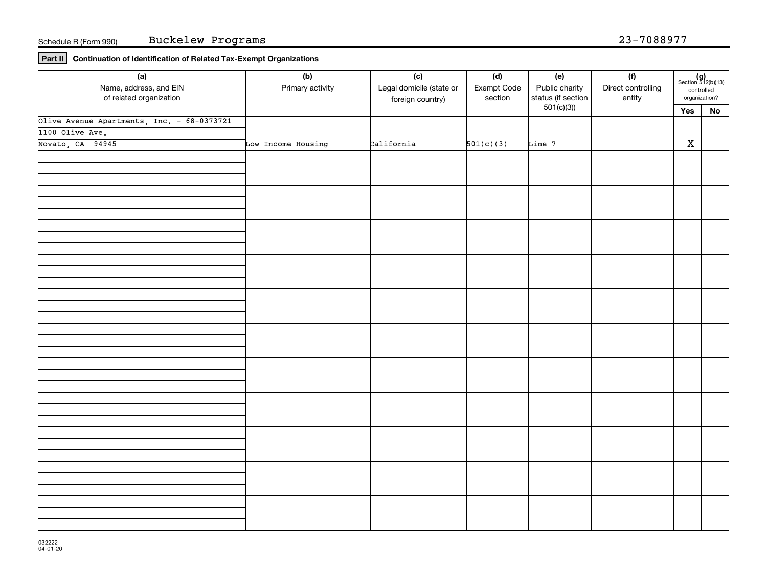Schedule R (Form 990) Buckelew Programs 23-7088977

**Part II** **Continuation of Identification of Related Tax-Exempt Organizations**

| (a) Name, address, and EIN of related organization | (b) Primary activity | (c) Legal domicile (state or foreign country) | (d) Exempt Code section | (e) Public charity status (if section 501(c)(3)) | (f) Direct controlling entity | (g) Section 512(b)(13) controlled organization? Yes | No |
|---|---|---|---|---|---|---|---|
| Olive Avenue Apartments, Inc. - 68-0373721<br>1100 Olive Ave.<br>Novato, CA 94945 | Low Income Housing | California | 501(c)(3) | Line 7 | | X | |
| | | | | | | | |
| | | | | | | | |
| | | | | | | | |
| | | | | | | | |
| | | | | | | | |
| | | | | | | | |
| | | | | | | | |
| | | | | | | | |
| | | | | | | | |
| | | | | | | | |
| | | | | | | | |

032222
04-01-20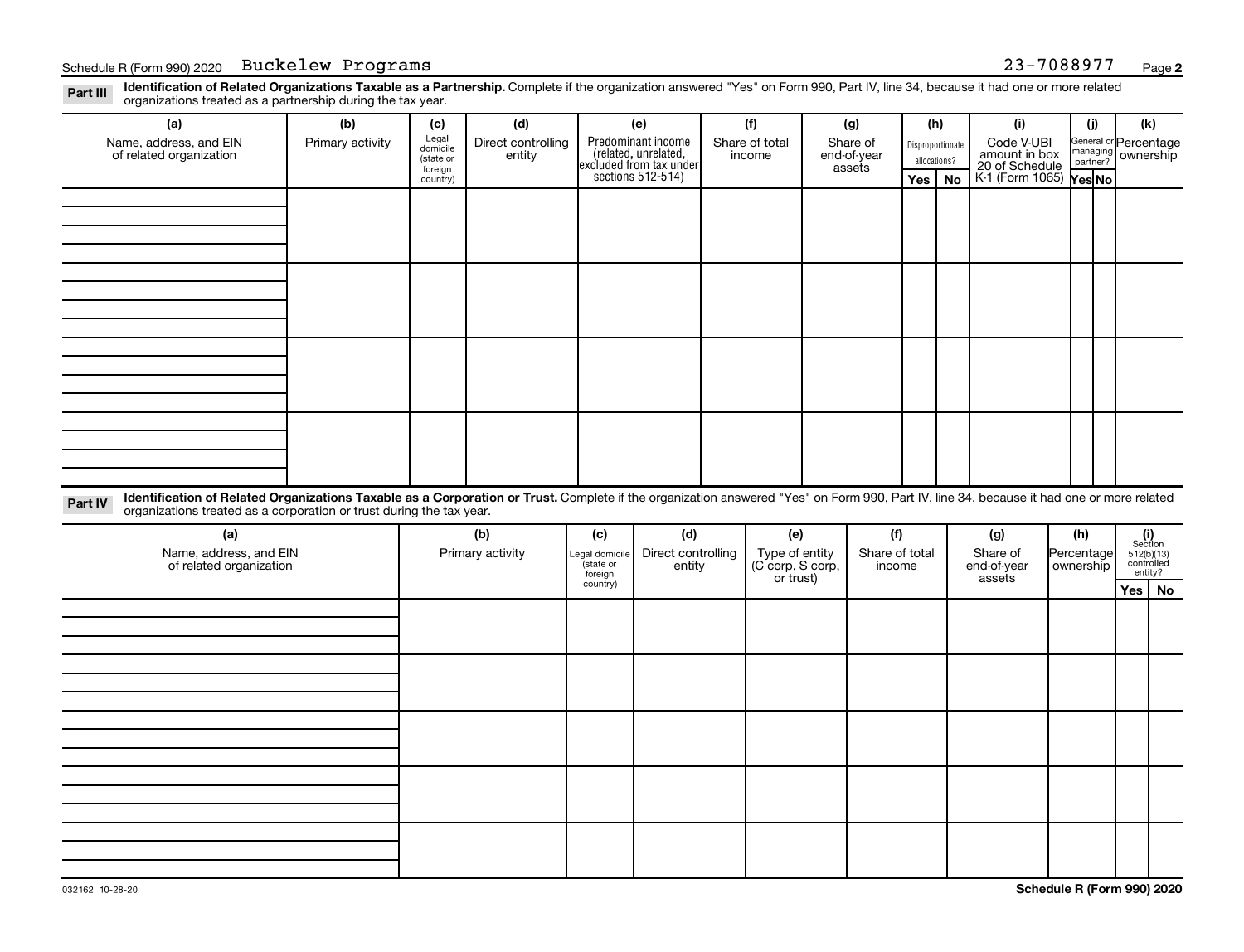Schedule R (Form 990) 2020 Buckelew Programs 23-7088977 Page **2**

**Part III** **Identification of Related Organizations Taxable as a Partnership.** Complete if the organization answered "Yes" on Form 990, Part IV, line 34, because it had one or more related organizations treated as a partnership during the tax year.

| (a) Name, address, and EIN of related organization | (b) Primary activity | (c) Legal domicile (state or foreign country) | (d) Direct controlling entity | (e) Predominant income (related, unrelated, excluded from tax under sections 512-514) | (f) Share of total income | (g) Share of end-of-year assets | (h) Disproportionate allocations? | | (i) Code V-UBI amount in box 20 of Schedule K-1 (Form 1065) | (j) General or managing partner? | | (k) Percentage ownership |
|---|---|---|---|---|---|---|---|---|---|---|---|---|
| | | | | | | | Yes | No | | Yes | No | |
| | | | | | | | | | | | | |
| | | | | | | | | | | | | |
| | | | | | | | | | | | | |
| | | | | | | | | | | | | |

**Part IV** **Identification of Related Organizations Taxable as a Corporation or Trust.** Complete if the organization answered "Yes" on Form 990, Part IV, line 34, because it had one or more related organizations treated as a corporation or trust during the tax year.

| (a) Name, address, and EIN of related organization | (b) Primary activity | (c) Legal domicile (state or foreign country) | (d) Direct controlling entity | (e) Type of entity (C corp, S corp, or trust) | (f) Share of total income | (g) Share of end-of-year assets | (h) Percentage ownership | (i) Section 512(b)(13) controlled entity? | |
|---|---|---|---|---|---|---|---|---|---|
| | | | | | | | | Yes | No |
| | | | | | | | | | |
| | | | | | | | | | |
| | | | | | | | | | |
| | | | | | | | | | |
| | | | | | | | | | |

032162 10-28-20 **Schedule R (Form 990) 2020**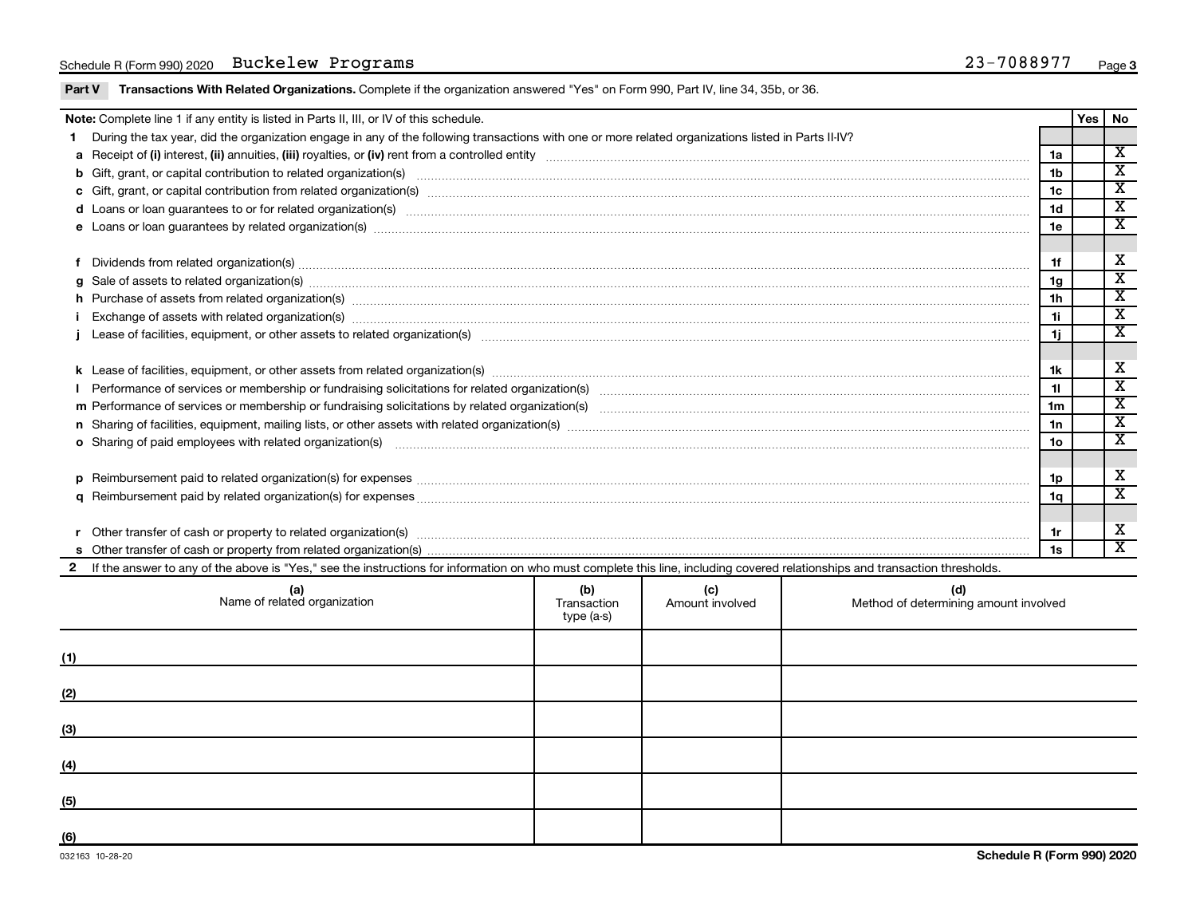Schedule R (Form 990) 2020 Buckelew Programs 23-7088977 Page **3**

**Part V Transactions With Related Organizations.** Complete if the organization answered "Yes" on Form 990, Part IV, line 34, 35b, or 36.

| **Note:** Complete line 1 if any entity is listed in Parts II, III, or IV of this schedule. | | Yes | No |
|---|---|---|---|
| **1** During the tax year, did the organization engage in any of the following transactions with one or more related organizations listed in Parts II-IV? | | | |
| **a** Receipt of **(i)** interest, **(ii)** annuities, **(iii)** royalties, or **(iv)** rent from a controlled entity | 1a | | X |
| **b** Gift, grant, or capital contribution to related organization(s) | 1b | | X |
| **c** Gift, grant, or capital contribution from related organization(s) | 1c | | X |
| **d** Loans or loan guarantees to or for related organization(s) | 1d | | X |
| **e** Loans or loan guarantees by related organization(s) | 1e | | X |
| **f** Dividends from related organization(s) | 1f | | X |
| **g** Sale of assets to related organization(s) | 1g | | X |
| **h** Purchase of assets from related organization(s) | 1h | | X |
| **i** Exchange of assets with related organization(s) | 1i | | X |
| **j** Lease of facilities, equipment, or other assets to related organization(s) | 1j | | X |
| **k** Lease of facilities, equipment, or other assets from related organization(s) | 1k | | X |
| **l** Performance of services or membership or fundraising solicitations for related organization(s) | 1l | | X |
| **m** Performance of services or membership or fundraising solicitations by related organization(s) | 1m | | X |
| **n** Sharing of facilities, equipment, mailing lists, or other assets with related organization(s) | 1n | | X |
| **o** Sharing of paid employees with related organization(s) | 1o | | X |
| **p** Reimbursement paid to related organization(s) for expenses | 1p | | X |
| **q** Reimbursement paid by related organization(s) for expenses | 1q | | X |
| **r** Other transfer of cash or property to related organization(s) | 1r | | X |
| **s** Other transfer of cash or property from related organization(s) | 1s | | X |

**2** If the answer to any of the above is "Yes," see the instructions for information on who must complete this line, including covered relationships and transaction thresholds.

| | (a) Name of related organization | (b) Transaction type (a-s) | (c) Amount involved | (d) Method of determining amount involved |
|---|---|---|---|---|
| (1) | | | | |
| (2) | | | | |
| (3) | | | | |
| (4) | | | | |
| (5) | | | | |
| (6) | | | | |

032163 10-28-20 **Schedule R (Form 990) 2020**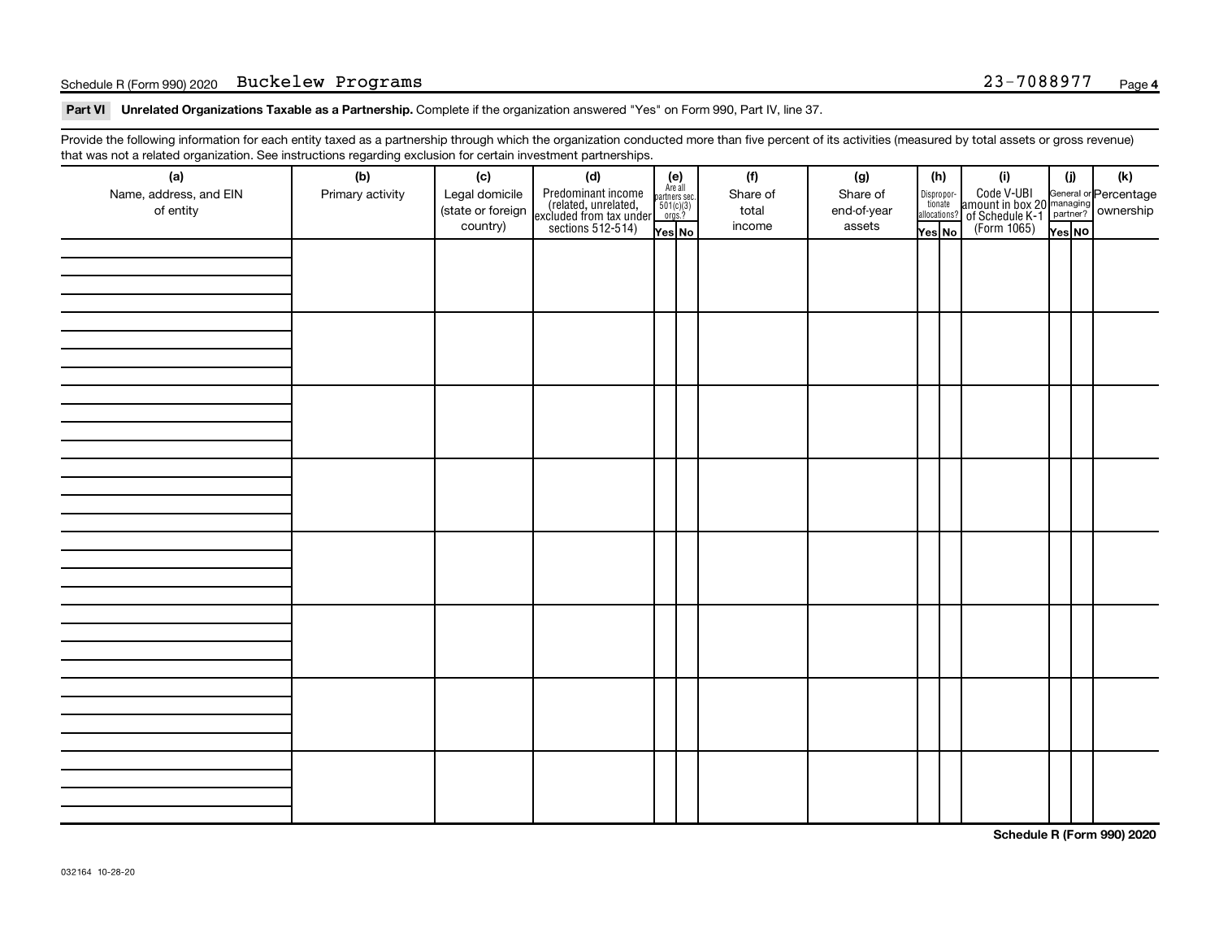Schedule R (Form 990) 2020 Buckelew Programs 23-7088977

## Part VI Unrelated Organizations Taxable as a Partnership.

Complete if the organization answered "Yes" on Form 990, Part IV, line 37.

Provide the following information for each entity taxed as a partnership through which the organization conducted more than five percent of its activities (measured by total assets or gross revenue) that was not a related organization. See instructions regarding exclusion for certain investment partnerships.

| (a) Name, address, and EIN of entity | (b) Primary activity | (c) Legal domicile (state or foreign country) | (d) Predominant income (related, unrelated, excluded from tax under sections 512-514) | (e) Are all partners sec. 501(c)(3) orgs? | | (f) Share of total income | (g) Share of end-of-year assets | (h) Disproportionate allocations? | | (i) Code V-UBI amount in box 20 of Schedule K-1 (Form 1065) | (j) General or managing partner? | | (k) Percentage ownership |
|---|---|---|---|---|---|---|---|---|---|---|---|---|---|
| | | | | Yes | No | | | Yes | No | | Yes | No | |
| | | | | | | | | | | | | | |
| | | | | | | | | | | | | | |
| | | | | | | | | | | | | | |
| | | | | | | | | | | | | | |
| | | | | | | | | | | | | | |
| | | | | | | | | | | | | | |
| | | | | | | | | | | | | | |
| | | | | | | | | | | | | | |

Schedule R (Form 990) 2020

032164 10-28-20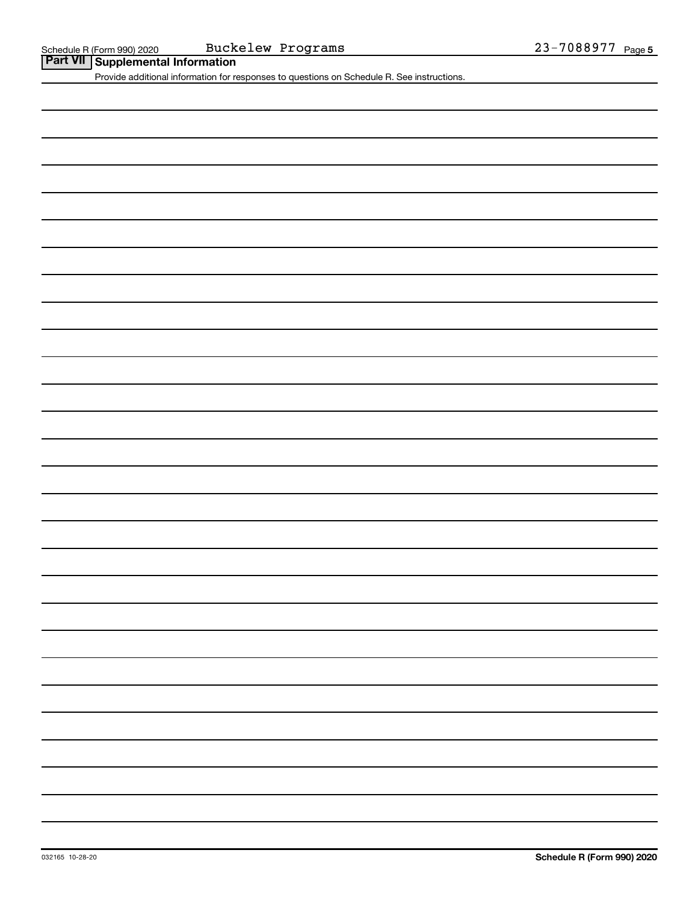Schedule R (Form 990) 2020 Buckelew Programs 23-7088977 Page 5

## Part VII Supplemental Information

Provide additional information for responses to questions on Schedule R. See instructions.

032165 10-28-20

**Schedule R (Form 990) 2020**